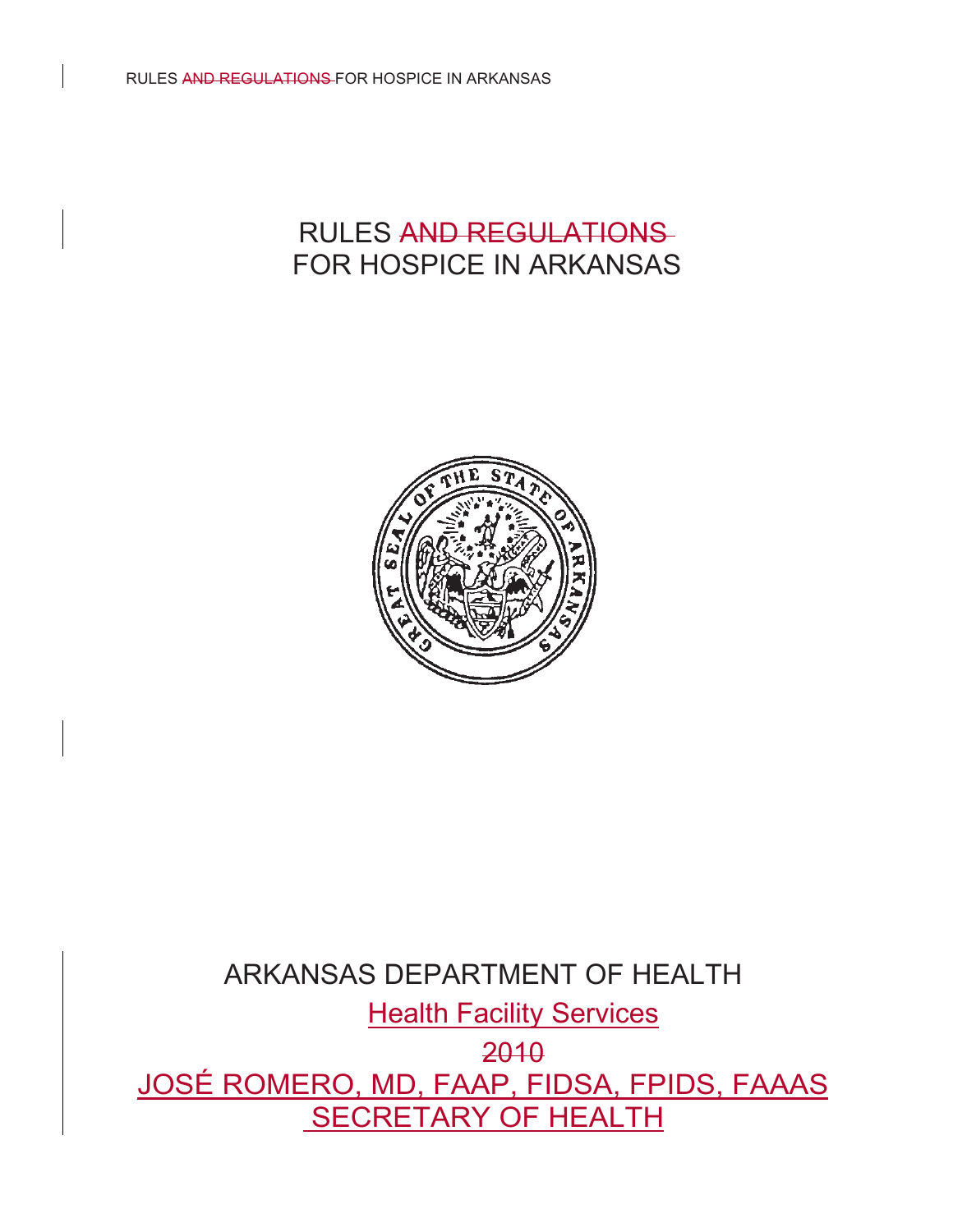# RULES ~~AND REGULATIONS~~ FOR HOSPICE IN ARKANSAS

ARKANSAS DEPARTMENT OF HEALTH

Health Facility Services

~~2010~~

JOSÉ ROMERO, MD, FAAP, FIDSA, FPIDS, FAAAS

SECRETARY OF HEALTH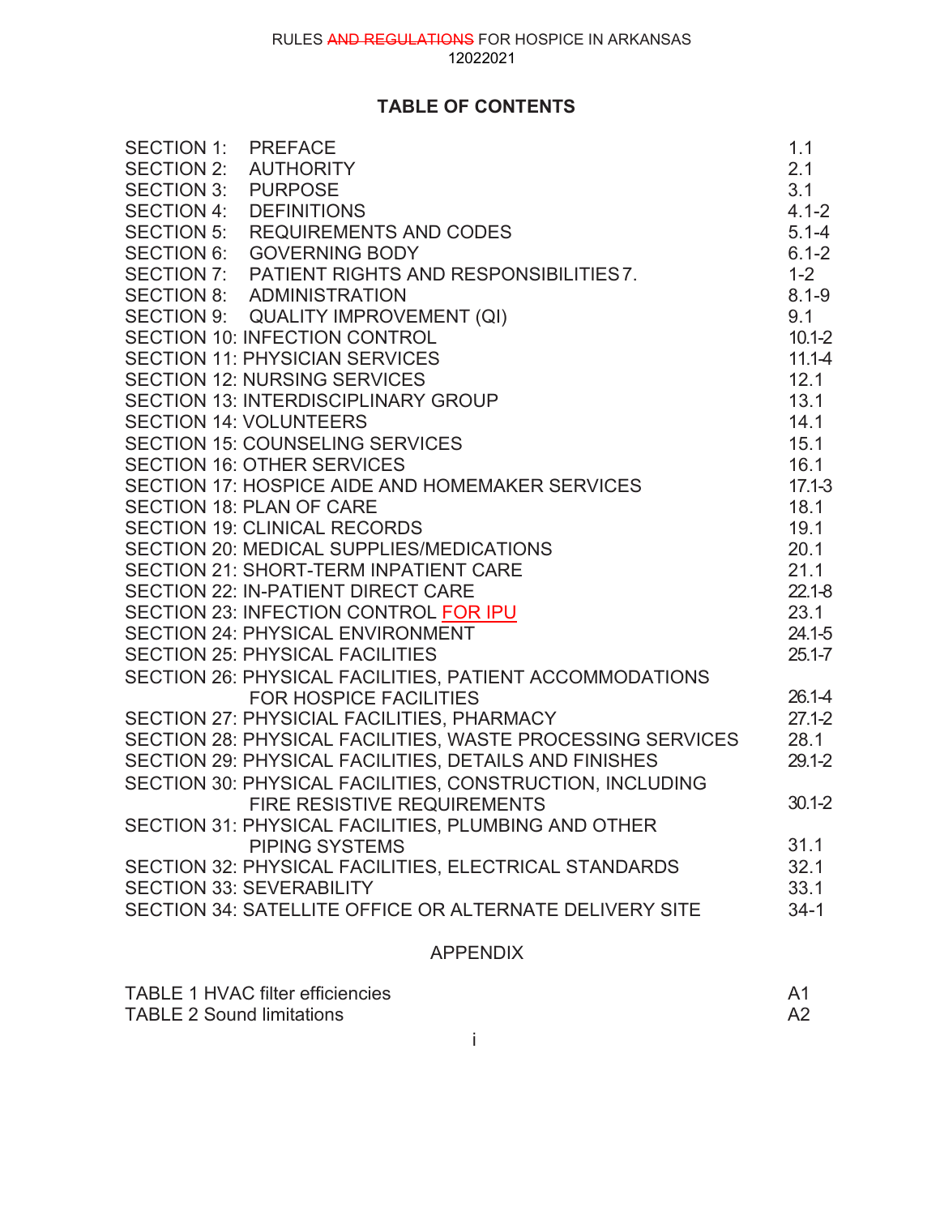RULES ~~AND REGULATIONS~~ FOR HOSPICE IN ARKANSAS
12022021

## TABLE OF CONTENTS

| | |
|---|---|
| SECTION 1: PREFACE | 1.1 |
| SECTION 2: AUTHORITY | 2.1 |
| SECTION 3: PURPOSE | 3.1 |
| SECTION 4: DEFINITIONS | 4.1-2 |
| SECTION 5: REQUIREMENTS AND CODES | 5.1-4 |
| SECTION 6: GOVERNING BODY | 6.1-2 |
| SECTION 7: PATIENT RIGHTS AND RESPONSIBILITIES 7. | 1-2 |
| SECTION 8: ADMINISTRATION | 8.1-9 |
| SECTION 9: QUALITY IMPROVEMENT (QI) | 9.1 |
| SECTION 10: INFECTION CONTROL | 10.1-2 |
| SECTION 11: PHYSICIAN SERVICES | 11.1-4 |
| SECTION 12: NURSING SERVICES | 12.1 |
| SECTION 13: INTERDISCIPLINARY GROUP | 13.1 |
| SECTION 14: VOLUNTEERS | 14.1 |
| SECTION 15: COUNSELING SERVICES | 15.1 |
| SECTION 16: OTHER SERVICES | 16.1 |
| SECTION 17: HOSPICE AIDE AND HOMEMAKER SERVICES | 17.1-3 |
| SECTION 18: PLAN OF CARE | 18.1 |
| SECTION 19: CLINICAL RECORDS | 19.1 |
| SECTION 20: MEDICAL SUPPLIES/MEDICATIONS | 20.1 |
| SECTION 21: SHORT-TERM INPATIENT CARE | 21.1 |
| SECTION 22: IN-PATIENT DIRECT CARE | 22.1-8 |
| SECTION 23: INFECTION CONTROL FOR IPU | 23.1 |
| SECTION 24: PHYSICAL ENVIRONMENT | 24.1-5 |
| SECTION 25: PHYSICAL FACILITIES | 25.1-7 |
| SECTION 26: PHYSICAL FACILITIES, PATIENT ACCOMMODATIONS FOR HOSPICE FACILITIES | 26.1-4 |
| SECTION 27: PHYSICIAL FACILITIES, PHARMACY | 27.1-2 |
| SECTION 28: PHYSICAL FACILITIES, WASTE PROCESSING SERVICES | 28.1 |
| SECTION 29: PHYSICAL FACILITIES, DETAILS AND FINISHES | 29.1-2 |
| SECTION 30: PHYSICAL FACILITIES, CONSTRUCTION, INCLUDING FIRE RESISTIVE REQUIREMENTS | 30.1-2 |
| SECTION 31: PHYSICAL FACILITIES, PLUMBING AND OTHER PIPING SYSTEMS | 31.1 |
| SECTION 32: PHYSICAL FACILITIES, ELECTRICAL STANDARDS | 32.1 |
| SECTION 33: SEVERABILITY | 33.1 |
| SECTION 34: SATELLITE OFFICE OR ALTERNATE DELIVERY SITE | 34-1 |

### APPENDIX

| | |
|---|---|
| TABLE 1 HVAC filter efficiencies | A1 |
| TABLE 2 Sound limitations | A2 |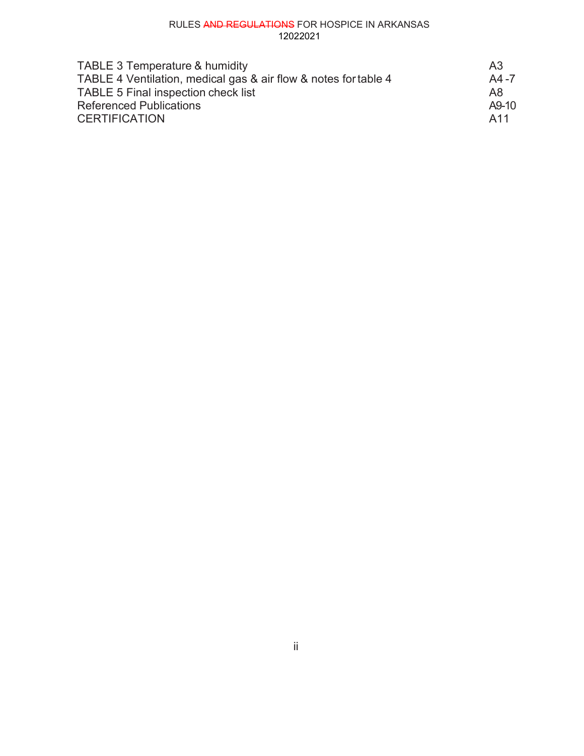| | |
|---|---|
| TABLE 3 Temperature & humidity | A3 |
| TABLE 4 Ventilation, medical gas & air flow & notes for table 4 | A4 -7 |
| TABLE 5 Final inspection check list | A8 |
| Referenced Publications | A9-10 |
| CERTIFICATION | A11 |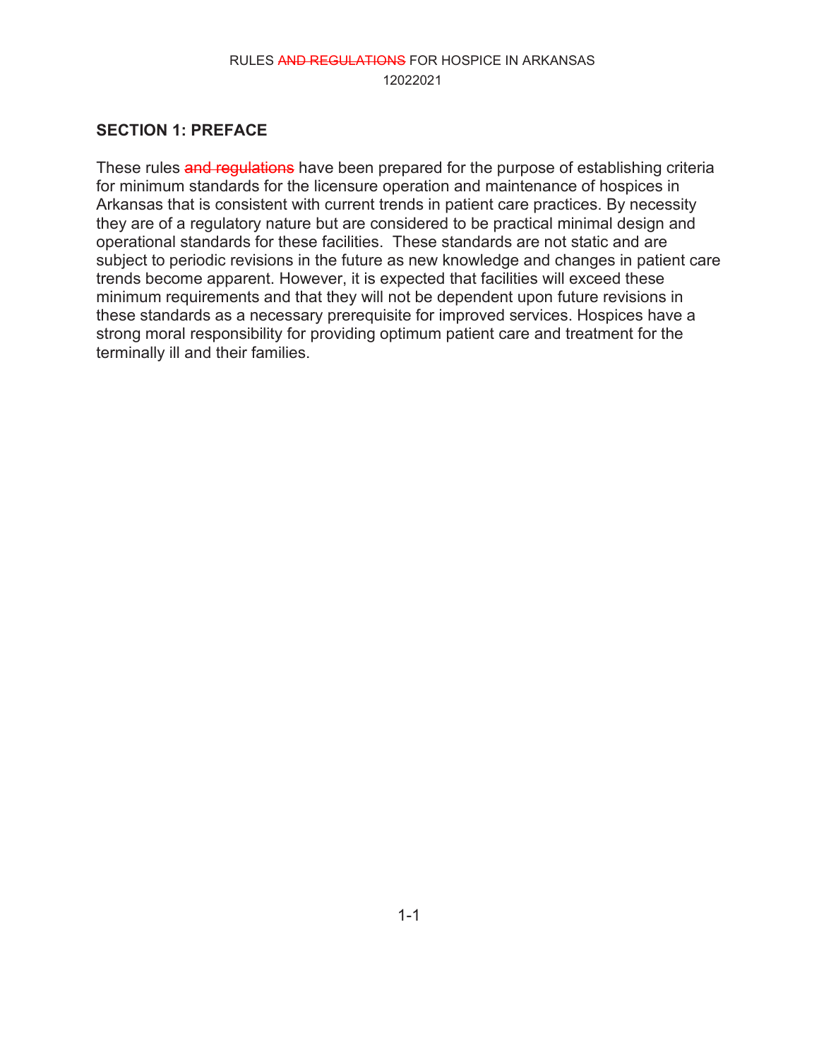## SECTION 1: PREFACE

These rules ~~and regulations~~ have been prepared for the purpose of establishing criteria for minimum standards for the licensure operation and maintenance of hospices in Arkansas that is consistent with current trends in patient care practices. By necessity they are of a regulatory nature but are considered to be practical minimal design and operational standards for these facilities. These standards are not static and are subject to periodic revisions in the future as new knowledge and changes in patient care trends become apparent. However, it is expected that facilities will exceed these minimum requirements and that they will not be dependent upon future revisions in these standards as a necessary prerequisite for improved services. Hospices have a strong moral responsibility for providing optimum patient care and treatment for the terminally ill and their families.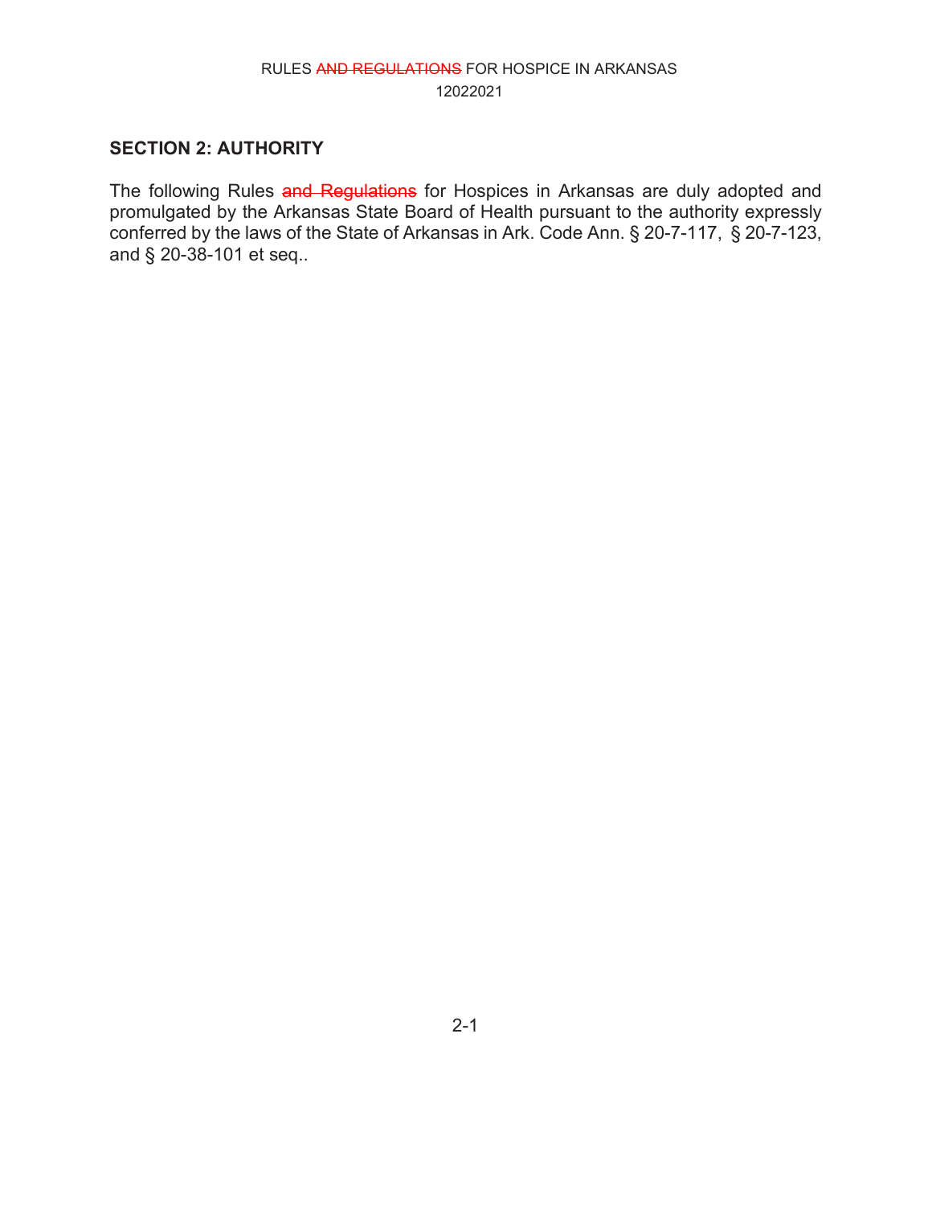## SECTION 2: AUTHORITY

The following Rules ~~and Regulations~~ for Hospices in Arkansas are duly adopted and promulgated by the Arkansas State Board of Health pursuant to the authority expressly conferred by the laws of the State of Arkansas in Ark. Code Ann. § 20-7-117, § 20-7-123, and § 20-38-101 et seq..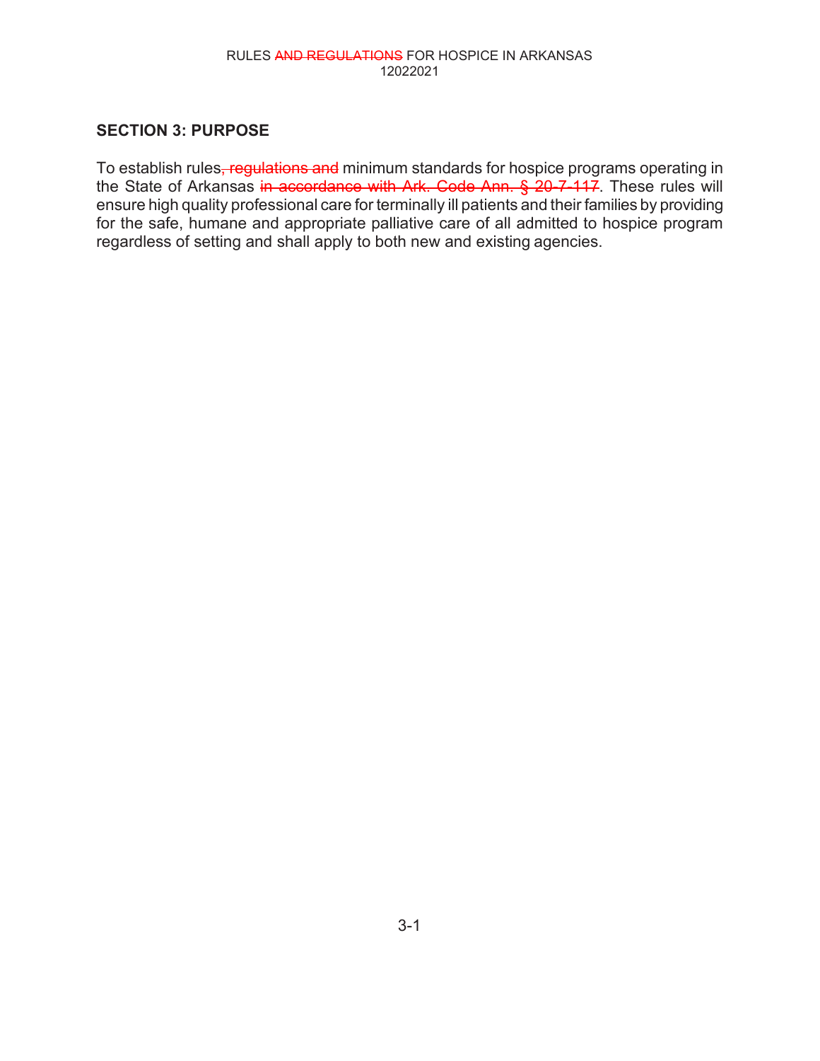## SECTION 3: PURPOSE

To establish rules~~, regulations and~~ minimum standards for hospice programs operating in the State of Arkansas ~~in accordance with Ark. Code Ann. § 20-7-117~~. These rules will ensure high quality professional care for terminally ill patients and their families by providing for the safe, humane and appropriate palliative care of all admitted to hospice program regardless of setting and shall apply to both new and existing agencies.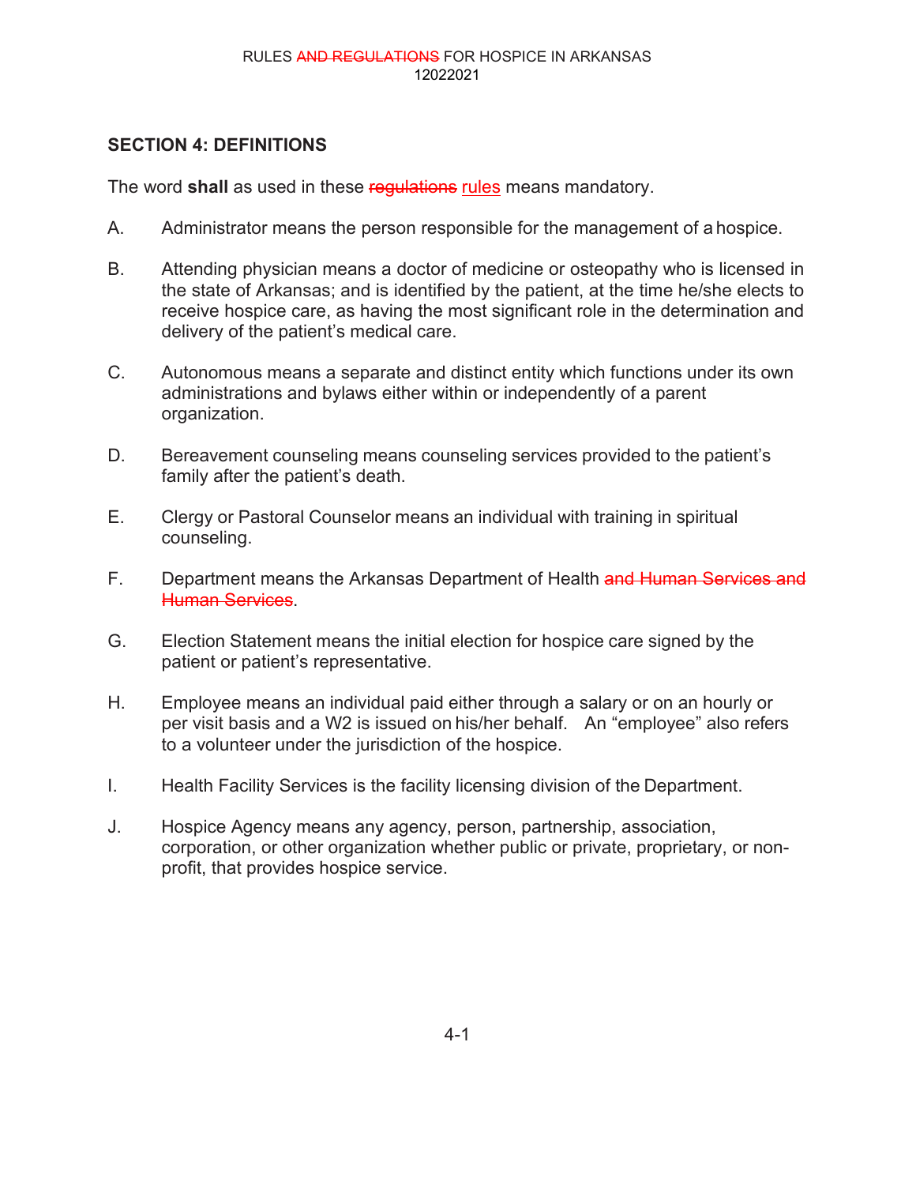## SECTION 4: DEFINITIONS

The word **shall** as used in these ~~regulations~~ rules means mandatory.

A. Administrator means the person responsible for the management of a hospice.

B. Attending physician means a doctor of medicine or osteopathy who is licensed in the state of Arkansas; and is identified by the patient, at the time he/she elects to receive hospice care, as having the most significant role in the determination and delivery of the patient's medical care.

C. Autonomous means a separate and distinct entity which functions under its own administrations and bylaws either within or independently of a parent organization.

D. Bereavement counseling means counseling services provided to the patient's family after the patient's death.

E. Clergy or Pastoral Counselor means an individual with training in spiritual counseling.

F. Department means the Arkansas Department of Health ~~and Human Services and Human Services~~.

G. Election Statement means the initial election for hospice care signed by the patient or patient's representative.

H. Employee means an individual paid either through a salary or on an hourly or per visit basis and a W2 is issued on his/her behalf. An "employee" also refers to a volunteer under the jurisdiction of the hospice.

I. Health Facility Services is the facility licensing division of the Department.

J. Hospice Agency means any agency, person, partnership, association, corporation, or other organization whether public or private, proprietary, or non-profit, that provides hospice service.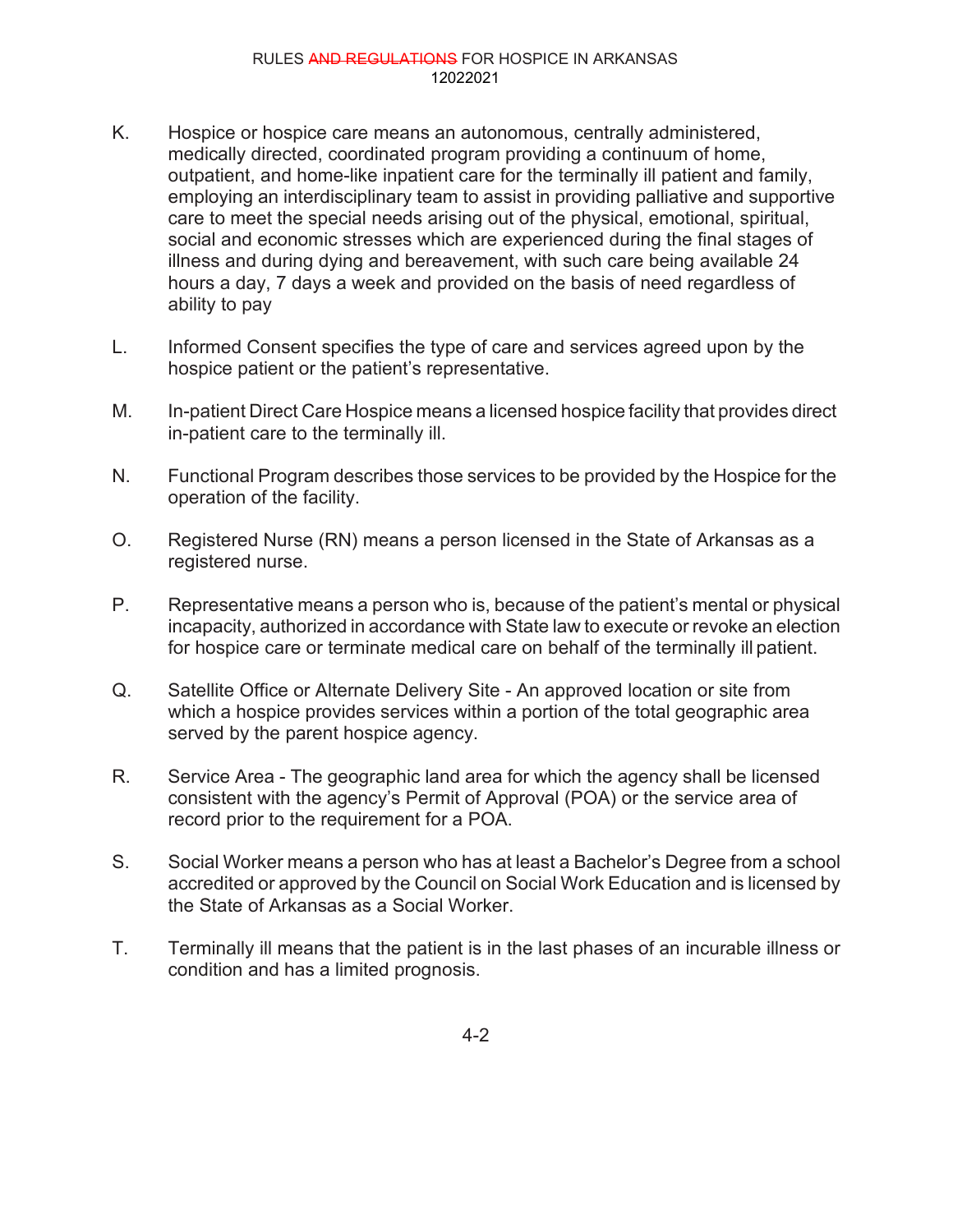K. Hospice or hospice care means an autonomous, centrally administered, medically directed, coordinated program providing a continuum of home, outpatient, and home-like inpatient care for the terminally ill patient and family, employing an interdisciplinary team to assist in providing palliative and supportive care to meet the special needs arising out of the physical, emotional, spiritual, social and economic stresses which are experienced during the final stages of illness and during dying and bereavement, with such care being available 24 hours a day, 7 days a week and provided on the basis of need regardless of ability to pay

L. Informed Consent specifies the type of care and services agreed upon by the hospice patient or the patient's representative.

M. In-patient Direct Care Hospice means a licensed hospice facility that provides direct in-patient care to the terminally ill.

N. Functional Program describes those services to be provided by the Hospice for the operation of the facility.

O. Registered Nurse (RN) means a person licensed in the State of Arkansas as a registered nurse.

P. Representative means a person who is, because of the patient's mental or physical incapacity, authorized in accordance with State law to execute or revoke an election for hospice care or terminate medical care on behalf of the terminally ill patient.

Q. Satellite Office or Alternate Delivery Site - An approved location or site from which a hospice provides services within a portion of the total geographic area served by the parent hospice agency.

R. Service Area - The geographic land area for which the agency shall be licensed consistent with the agency's Permit of Approval (POA) or the service area of record prior to the requirement for a POA.

S. Social Worker means a person who has at least a Bachelor's Degree from a school accredited or approved by the Council on Social Work Education and is licensed by the State of Arkansas as a Social Worker.

T. Terminally ill means that the patient is in the last phases of an incurable illness or condition and has a limited prognosis.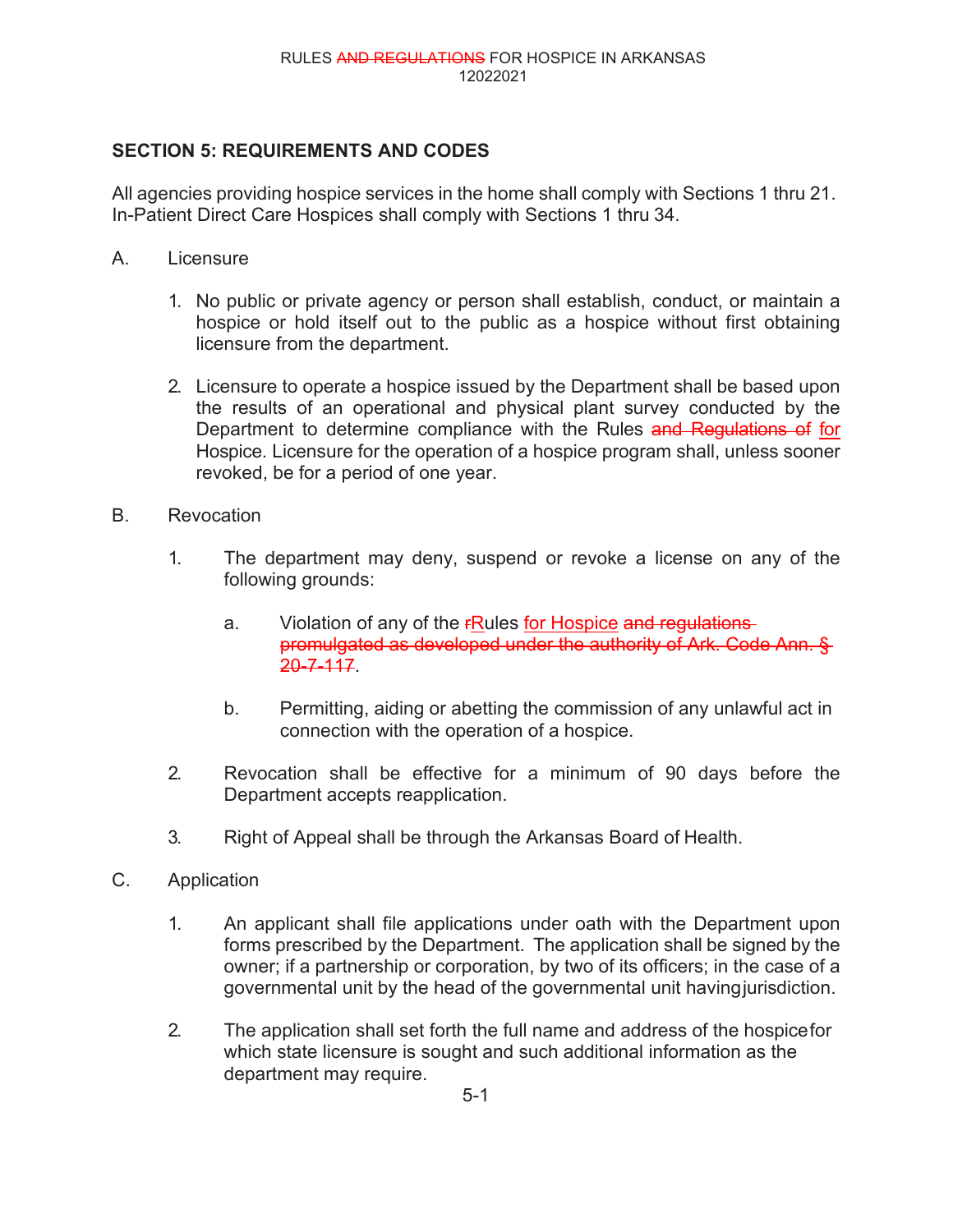## SECTION 5: REQUIREMENTS AND CODES

All agencies providing hospice services in the home shall comply with Sections 1 thru 21. In-Patient Direct Care Hospices shall comply with Sections 1 thru 34.

A. Licensure

1. No public or private agency or person shall establish, conduct, or maintain a hospice or hold itself out to the public as a hospice without first obtaining licensure from the department.

2. Licensure to operate a hospice issued by the Department shall be based upon the results of an operational and physical plant survey conducted by the Department to determine compliance with the Rules ~~and Regulations of~~ for Hospice. Licensure for the operation of a hospice program shall, unless sooner revoked, be for a period of one year.

B. Revocation

1. The department may deny, suspend or revoke a license on any of the following grounds:

   a. Violation of any of the ~~r~~Rules for Hospice ~~and regulations promulgated as developed under the authority of Ark. Code Ann. § 20-7-117~~.

   b. Permitting, aiding or abetting the commission of any unlawful act in connection with the operation of a hospice.

2. Revocation shall be effective for a minimum of 90 days before the Department accepts reapplication.

3. Right of Appeal shall be through the Arkansas Board of Health.

C. Application

1. An applicant shall file applications under oath with the Department upon forms prescribed by the Department. The application shall be signed by the owner; if a partnership or corporation, by two of its officers; in the case of a governmental unit by the head of the governmental unit having jurisdiction.

2. The application shall set forth the full name and address of the hospice for which state licensure is sought and such additional information as the department may require.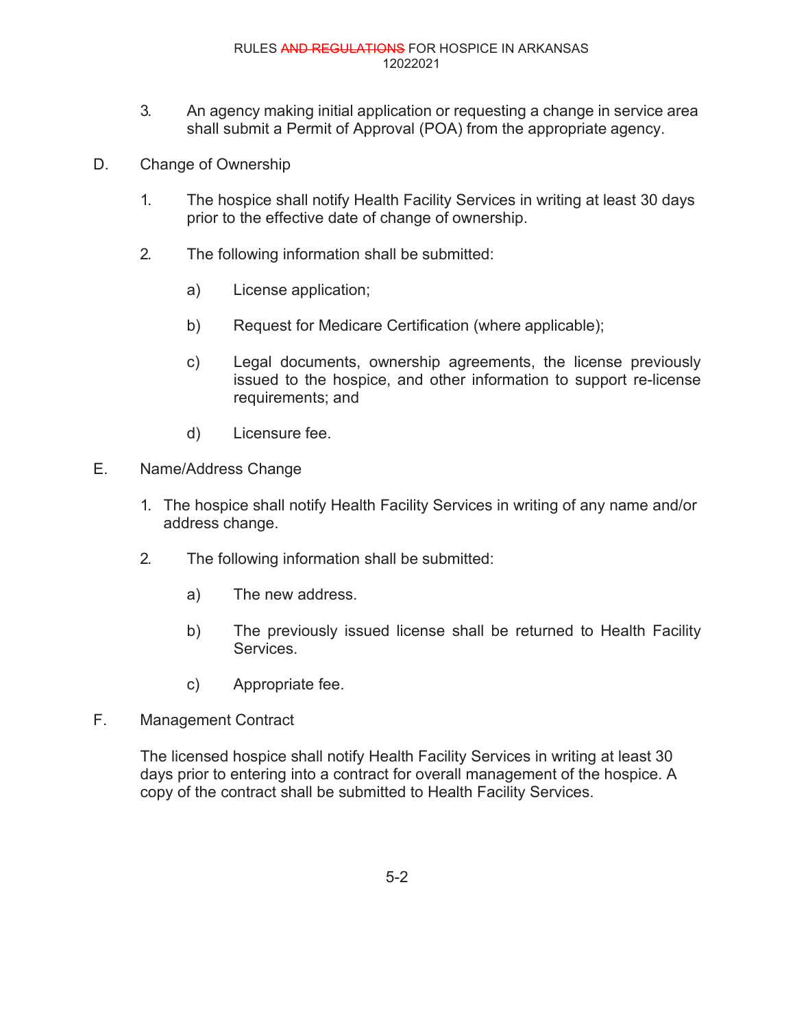3. An agency making initial application or requesting a change in service area shall submit a Permit of Approval (POA) from the appropriate agency.

D. Change of Ownership

1. The hospice shall notify Health Facility Services in writing at least 30 days prior to the effective date of change of ownership.

2. The following information shall be submitted:

    a) License application;

    b) Request for Medicare Certification (where applicable);

    c) Legal documents, ownership agreements, the license previously issued to the hospice, and other information to support re-license requirements; and

    d) Licensure fee.

E. Name/Address Change

1. The hospice shall notify Health Facility Services in writing of any name and/or address change.

2. The following information shall be submitted:

    a) The new address.

    b) The previously issued license shall be returned to Health Facility Services.

    c) Appropriate fee.

F. Management Contract

The licensed hospice shall notify Health Facility Services in writing at least 30 days prior to entering into a contract for overall management of the hospice. A copy of the contract shall be submitted to Health Facility Services.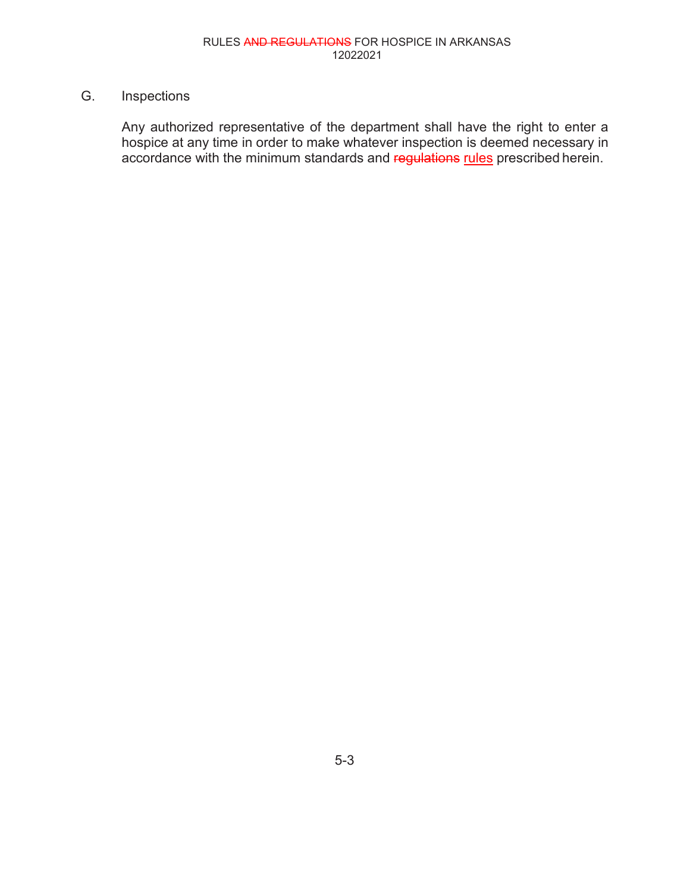G. Inspections

Any authorized representative of the department shall have the right to enter a hospice at any time in order to make whatever inspection is deemed necessary in accordance with the minimum standards and ~~regulations~~ rules prescribed herein.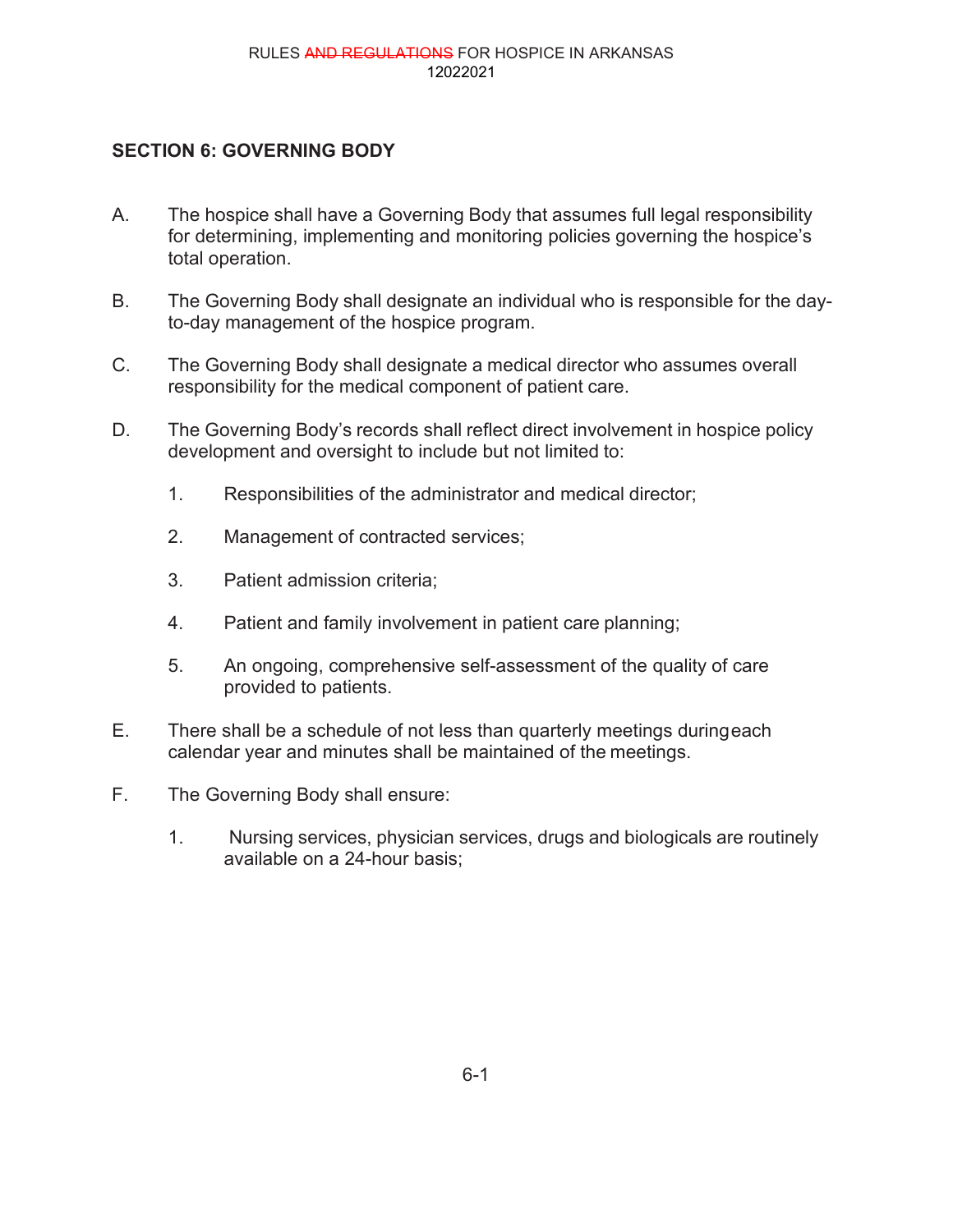## SECTION 6: GOVERNING BODY

A. The hospice shall have a Governing Body that assumes full legal responsibility for determining, implementing and monitoring policies governing the hospice's total operation.

B. The Governing Body shall designate an individual who is responsible for the day-to-day management of the hospice program.

C. The Governing Body shall designate a medical director who assumes overall responsibility for the medical component of patient care.

D. The Governing Body's records shall reflect direct involvement in hospice policy development and oversight to include but not limited to:

   1. Responsibilities of the administrator and medical director;

   2. Management of contracted services;

   3. Patient admission criteria;

   4. Patient and family involvement in patient care planning;

   5. An ongoing, comprehensive self-assessment of the quality of care provided to patients.

E. There shall be a schedule of not less than quarterly meetings during each calendar year and minutes shall be maintained of the meetings.

F. The Governing Body shall ensure:

   1. Nursing services, physician services, drugs and biologicals are routinely available on a 24-hour basis;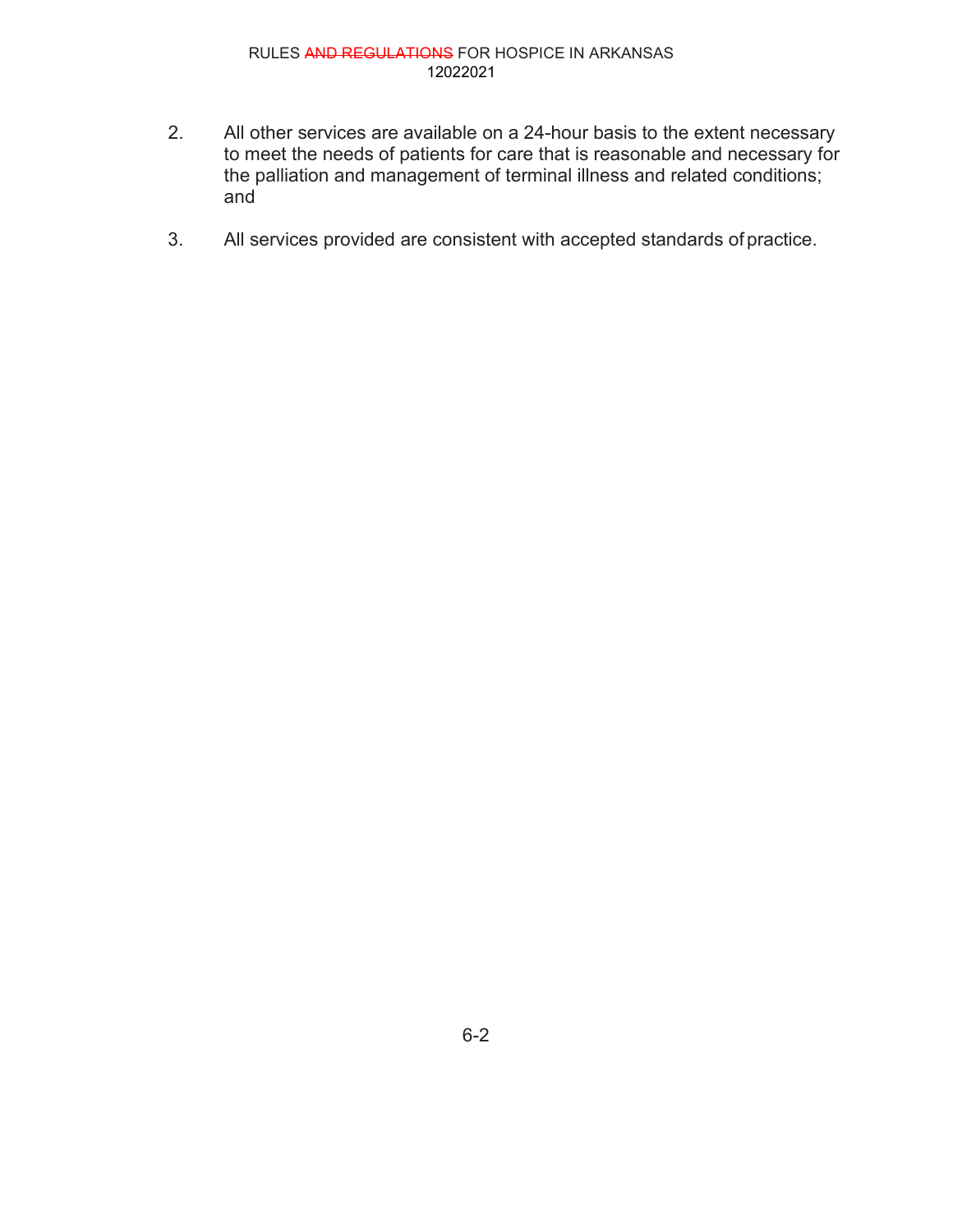2. All other services are available on a 24-hour basis to the extent necessary to meet the needs of patients for care that is reasonable and necessary for the palliation and management of terminal illness and related conditions; and

3. All services provided are consistent with accepted standards of practice.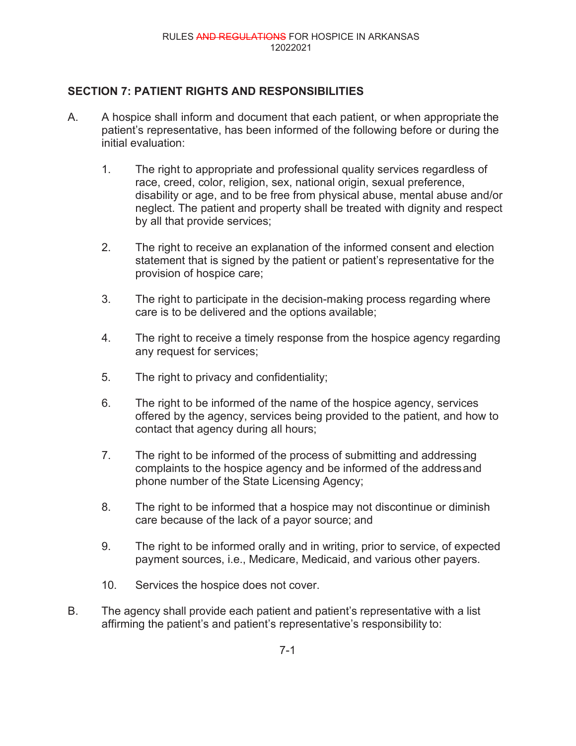## SECTION 7: PATIENT RIGHTS AND RESPONSIBILITIES

A. A hospice shall inform and document that each patient, or when appropriate the patient's representative, has been informed of the following before or during the initial evaluation:

1. The right to appropriate and professional quality services regardless of race, creed, color, religion, sex, national origin, sexual preference, disability or age, and to be free from physical abuse, mental abuse and/or neglect. The patient and property shall be treated with dignity and respect by all that provide services;

2. The right to receive an explanation of the informed consent and election statement that is signed by the patient or patient's representative for the provision of hospice care;

3. The right to participate in the decision-making process regarding where care is to be delivered and the options available;

4. The right to receive a timely response from the hospice agency regarding any request for services;

5. The right to privacy and confidentiality;

6. The right to be informed of the name of the hospice agency, services offered by the agency, services being provided to the patient, and how to contact that agency during all hours;

7. The right to be informed of the process of submitting and addressing complaints to the hospice agency and be informed of the address and phone number of the State Licensing Agency;

8. The right to be informed that a hospice may not discontinue or diminish care because of the lack of a payor source; and

9. The right to be informed orally and in writing, prior to service, of expected payment sources, i.e., Medicare, Medicaid, and various other payers.

10. Services the hospice does not cover.

B. The agency shall provide each patient and patient's representative with a list affirming the patient's and patient's representative's responsibility to: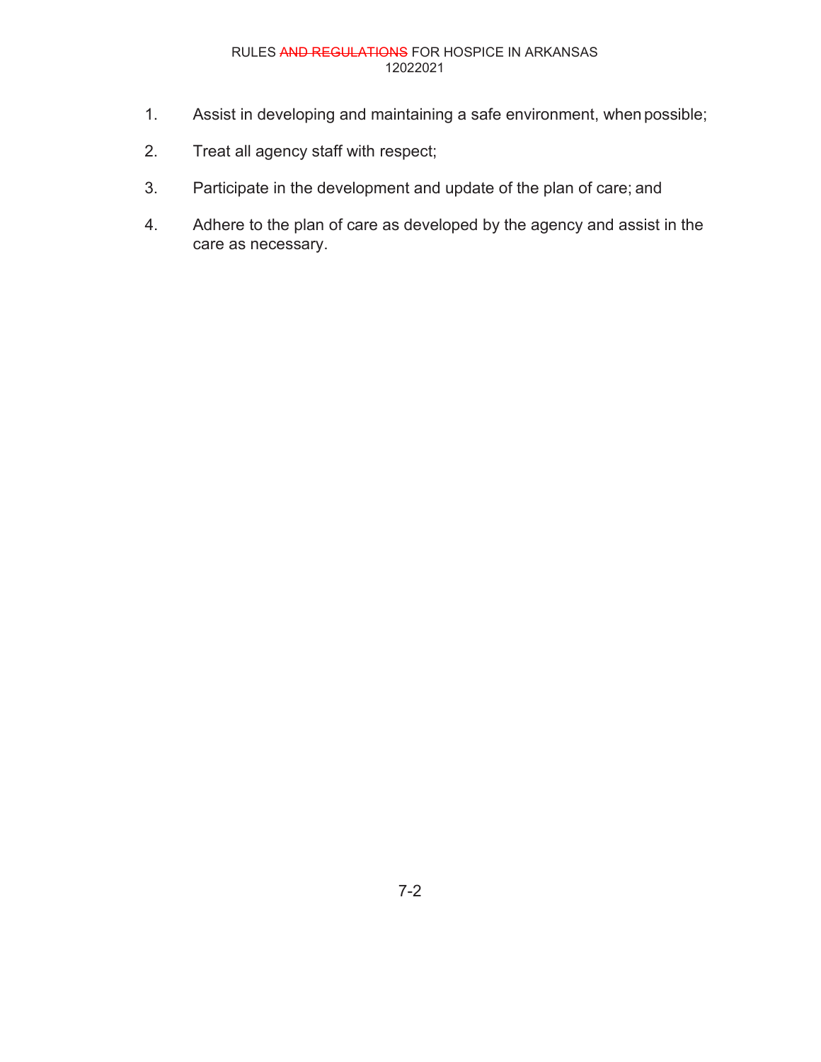1. Assist in developing and maintaining a safe environment, when possible;
2. Treat all agency staff with respect;
3. Participate in the development and update of the plan of care; and
4. Adhere to the plan of care as developed by the agency and assist in the care as necessary.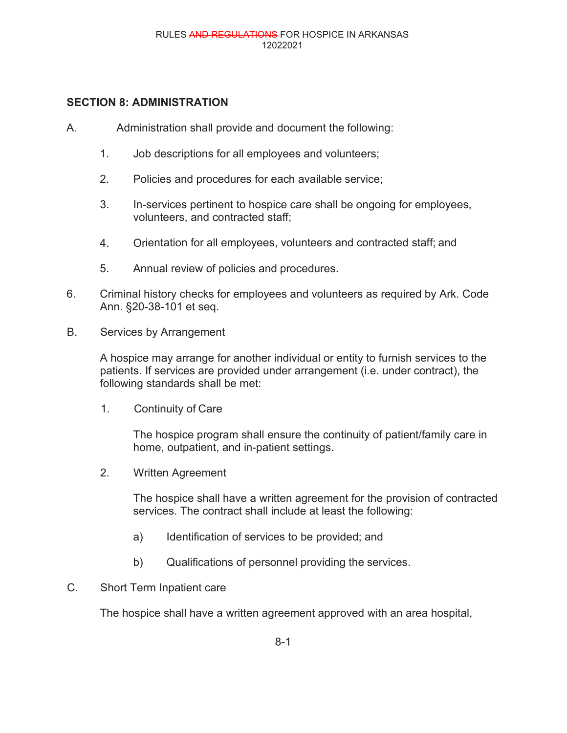## SECTION 8: ADMINISTRATION

A. Administration shall provide and document the following:

1. Job descriptions for all employees and volunteers;

2. Policies and procedures for each available service;

3. In-services pertinent to hospice care shall be ongoing for employees, volunteers, and contracted staff;

4. Orientation for all employees, volunteers and contracted staff; and

5. Annual review of policies and procedures.

6. Criminal history checks for employees and volunteers as required by Ark. Code Ann. §20-38-101 et seq.

B. Services by Arrangement

A hospice may arrange for another individual or entity to furnish services to the patients. If services are provided under arrangement (i.e. under contract), the following standards shall be met:

1. Continuity of Care

   The hospice program shall ensure the continuity of patient/family care in home, outpatient, and in-patient settings.

2. Written Agreement

   The hospice shall have a written agreement for the provision of contracted services. The contract shall include at least the following:

   a) Identification of services to be provided; and

   b) Qualifications of personnel providing the services.

C. Short Term Inpatient care

The hospice shall have a written agreement approved with an area hospital,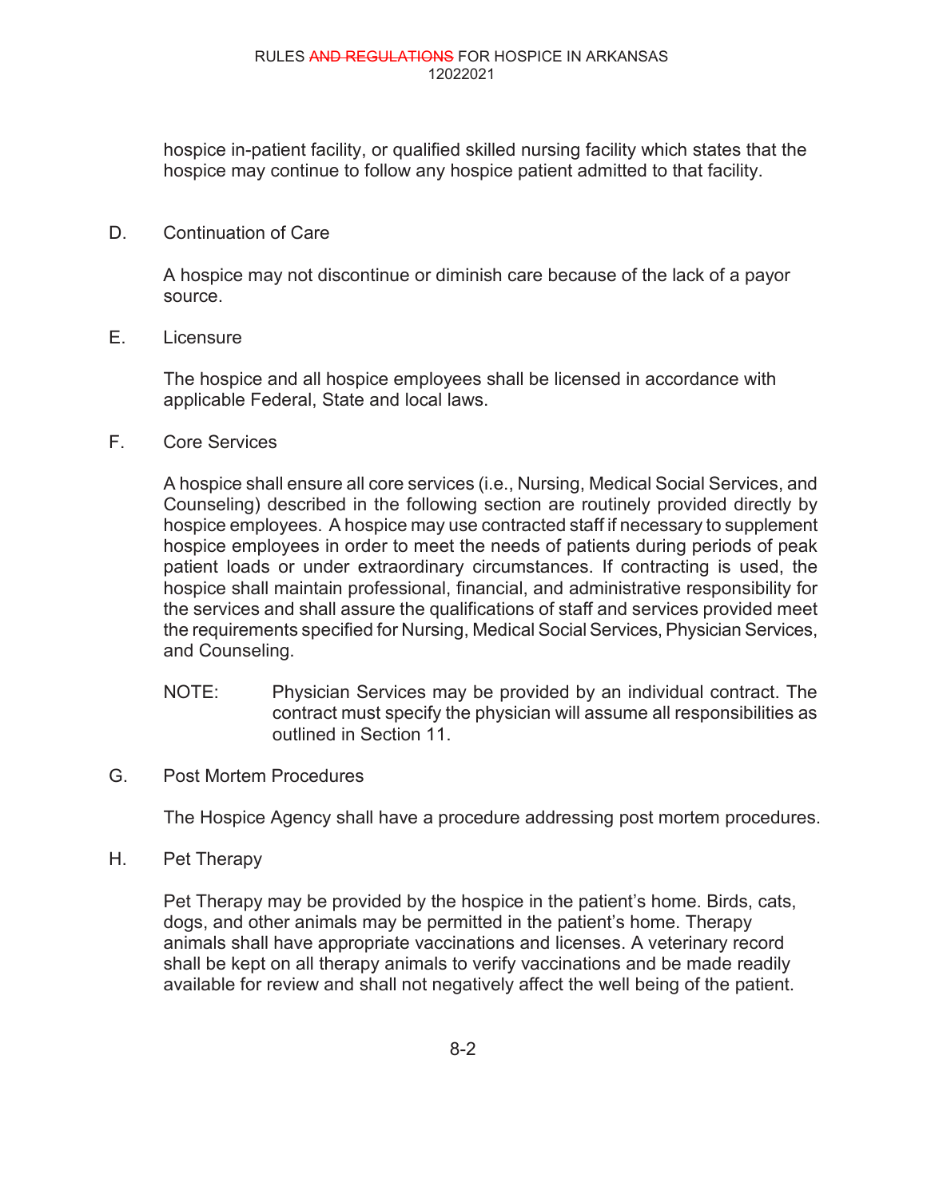hospice in-patient facility, or qualified skilled nursing facility which states that the hospice may continue to follow any hospice patient admitted to that facility.

D. Continuation of Care

A hospice may not discontinue or diminish care because of the lack of a payor source.

E. Licensure

The hospice and all hospice employees shall be licensed in accordance with applicable Federal, State and local laws.

F. Core Services

A hospice shall ensure all core services (i.e., Nursing, Medical Social Services, and Counseling) described in the following section are routinely provided directly by hospice employees. A hospice may use contracted staff if necessary to supplement hospice employees in order to meet the needs of patients during periods of peak patient loads or under extraordinary circumstances. If contracting is used, the hospice shall maintain professional, financial, and administrative responsibility for the services and shall assure the qualifications of staff and services provided meet the requirements specified for Nursing, Medical Social Services, Physician Services, and Counseling.

NOTE: Physician Services may be provided by an individual contract. The contract must specify the physician will assume all responsibilities as outlined in Section 11.

G. Post Mortem Procedures

The Hospice Agency shall have a procedure addressing post mortem procedures.

H. Pet Therapy

Pet Therapy may be provided by the hospice in the patient's home. Birds, cats, dogs, and other animals may be permitted in the patient's home. Therapy animals shall have appropriate vaccinations and licenses. A veterinary record shall be kept on all therapy animals to verify vaccinations and be made readily available for review and shall not negatively affect the well being of the patient.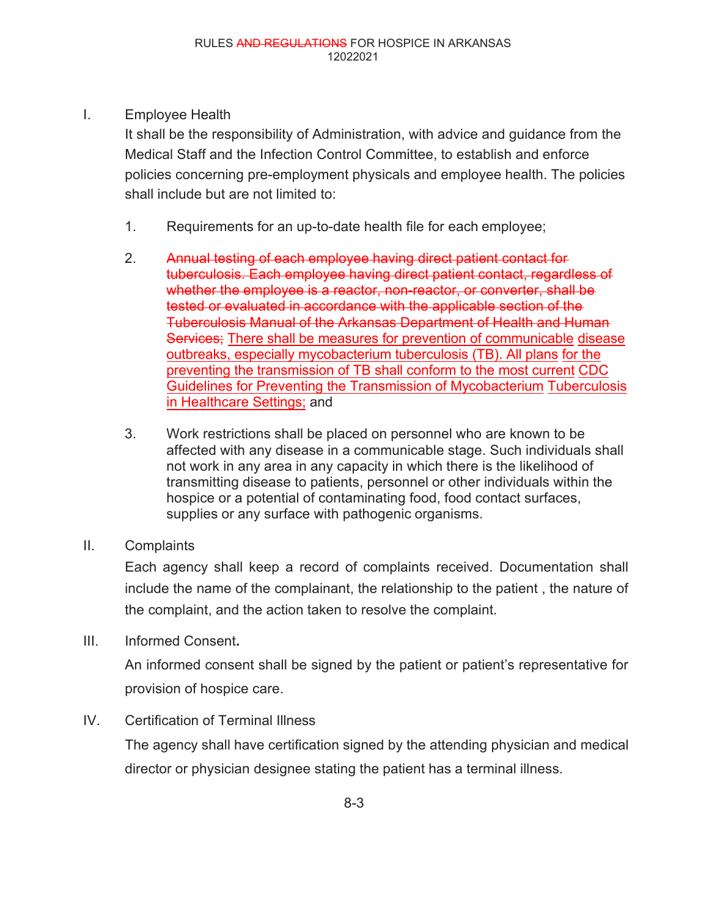I. Employee Health

It shall be the responsibility of Administration, with advice and guidance from the Medical Staff and the Infection Control Committee, to establish and enforce policies concerning pre-employment physicals and employee health. The policies shall include but are not limited to:

1. Requirements for an up-to-date health file for each employee;

2. ~~Annual testing of each employee having direct patient contact for tuberculosis. Each employee having direct patient contact, regardless of whether the employee is a reactor, non-reactor, or converter, shall be tested or evaluated in accordance with the applicable section of the Tuberculosis Manual of the Arkansas Department of Health and Human Services;~~ <u>There shall be measures for prevention of communicable disease outbreaks, especially mycobacterium tuberculosis (TB). All plans for the preventing the transmission of TB shall conform to the most current CDC Guidelines for Preventing the Transmission of Mycobacterium Tuberculosis in Healthcare Settings;</u> and

3. Work restrictions shall be placed on personnel who are known to be affected with any disease in a communicable stage. Such individuals shall not work in any area in any capacity in which there is the likelihood of transmitting disease to patients, personnel or other individuals within the hospice or a potential of contaminating food, food contact surfaces, supplies or any surface with pathogenic organisms.

II. Complaints

Each agency shall keep a record of complaints received. Documentation shall include the name of the complainant, the relationship to the patient , the nature of the complaint, and the action taken to resolve the complaint.

III. Informed Consent**.**

An informed consent shall be signed by the patient or patient's representative for provision of hospice care.

IV. Certification of Terminal Illness

The agency shall have certification signed by the attending physician and medical director or physician designee stating the patient has a terminal illness.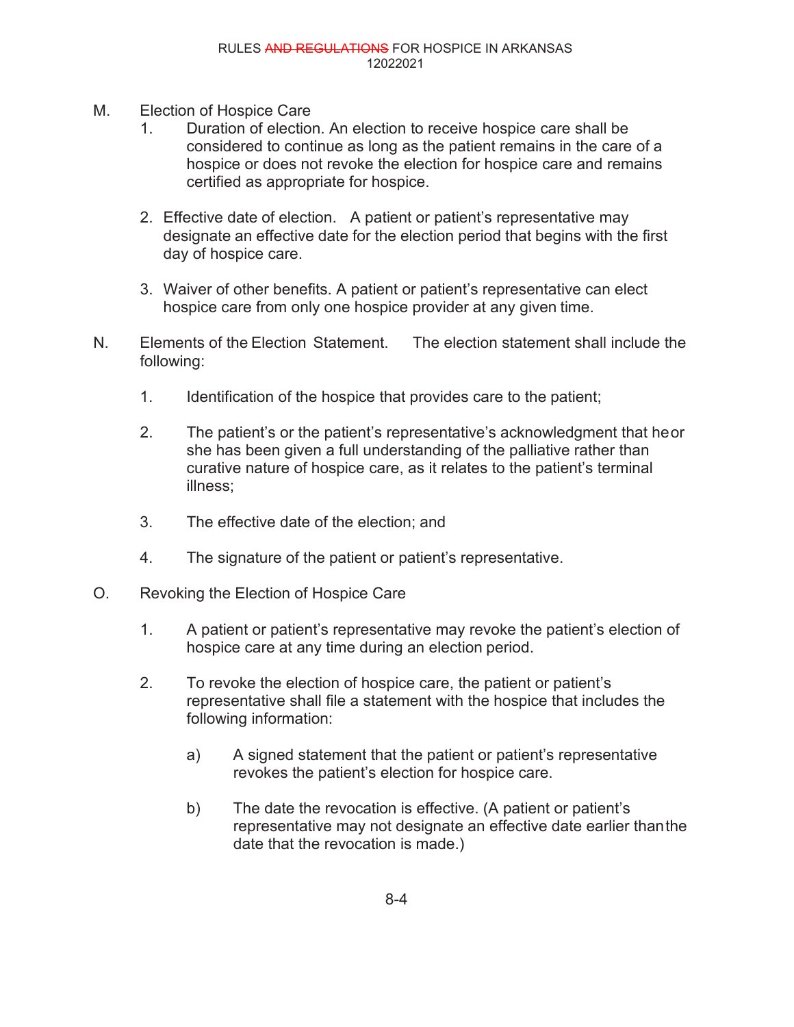M. Election of Hospice Care

1. Duration of election. An election to receive hospice care shall be considered to continue as long as the patient remains in the care of a hospice or does not revoke the election for hospice care and remains certified as appropriate for hospice.

2. Effective date of election. A patient or patient's representative may designate an effective date for the election period that begins with the first day of hospice care.

3. Waiver of other benefits. A patient or patient's representative can elect hospice care from only one hospice provider at any given time.

N. Elements of the Election Statement. The election statement shall include the following:

1. Identification of the hospice that provides care to the patient;

2. The patient's or the patient's representative's acknowledgment that he or she has been given a full understanding of the palliative rather than curative nature of hospice care, as it relates to the patient's terminal illness;

3. The effective date of the election; and

4. The signature of the patient or patient's representative.

O. Revoking the Election of Hospice Care

1. A patient or patient's representative may revoke the patient's election of hospice care at any time during an election period.

2. To revoke the election of hospice care, the patient or patient's representative shall file a statement with the hospice that includes the following information:

   a) A signed statement that the patient or patient's representative revokes the patient's election for hospice care.

   b) The date the revocation is effective. (A patient or patient's representative may not designate an effective date earlier than the date that the revocation is made.)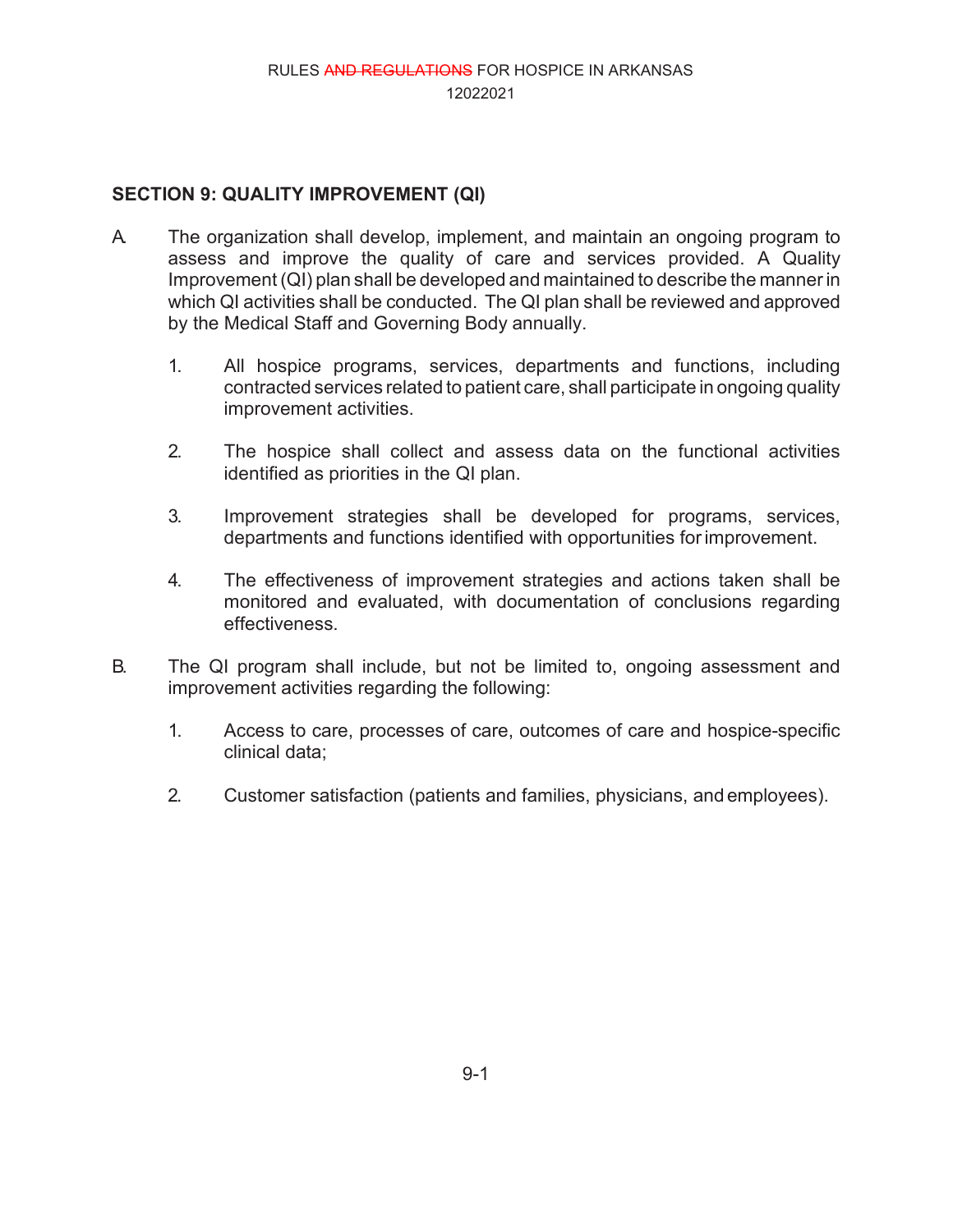## SECTION 9: QUALITY IMPROVEMENT (QI)

A. The organization shall develop, implement, and maintain an ongoing program to assess and improve the quality of care and services provided. A Quality Improvement (QI) plan shall be developed and maintained to describe the manner in which QI activities shall be conducted. The QI plan shall be reviewed and approved by the Medical Staff and Governing Body annually.

1. All hospice programs, services, departments and functions, including contracted services related to patient care, shall participate in ongoing quality improvement activities.

2. The hospice shall collect and assess data on the functional activities identified as priorities in the QI plan.

3. Improvement strategies shall be developed for programs, services, departments and functions identified with opportunities for improvement.

4. The effectiveness of improvement strategies and actions taken shall be monitored and evaluated, with documentation of conclusions regarding effectiveness.

B. The QI program shall include, but not be limited to, ongoing assessment and improvement activities regarding the following:

1. Access to care, processes of care, outcomes of care and hospice-specific clinical data;

2. Customer satisfaction (patients and families, physicians, and employees).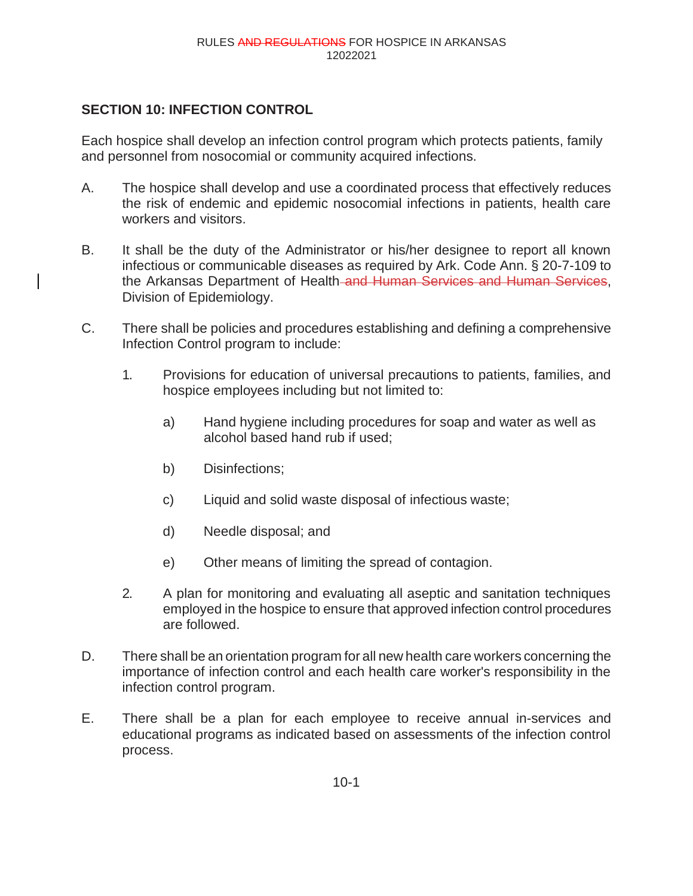## SECTION 10: INFECTION CONTROL

Each hospice shall develop an infection control program which protects patients, family and personnel from nosocomial or community acquired infections.

A. The hospice shall develop and use a coordinated process that effectively reduces the risk of endemic and epidemic nosocomial infections in patients, health care workers and visitors.

B. It shall be the duty of the Administrator or his/her designee to report all known infectious or communicable diseases as required by Ark. Code Ann. § 20-7-109 to the Arkansas Department of Health ~~and Human Services and Human Services~~, Division of Epidemiology.

C. There shall be policies and procedures establishing and defining a comprehensive Infection Control program to include:

   1. Provisions for education of universal precautions to patients, families, and hospice employees including but not limited to:

      a) Hand hygiene including procedures for soap and water as well as alcohol based hand rub if used;

      b) Disinfections;

      c) Liquid and solid waste disposal of infectious waste;

      d) Needle disposal; and

      e) Other means of limiting the spread of contagion.

   2. A plan for monitoring and evaluating all aseptic and sanitation techniques employed in the hospice to ensure that approved infection control procedures are followed.

D. There shall be an orientation program for all new health care workers concerning the importance of infection control and each health care worker's responsibility in the infection control program.

E. There shall be a plan for each employee to receive annual in-services and educational programs as indicated based on assessments of the infection control process.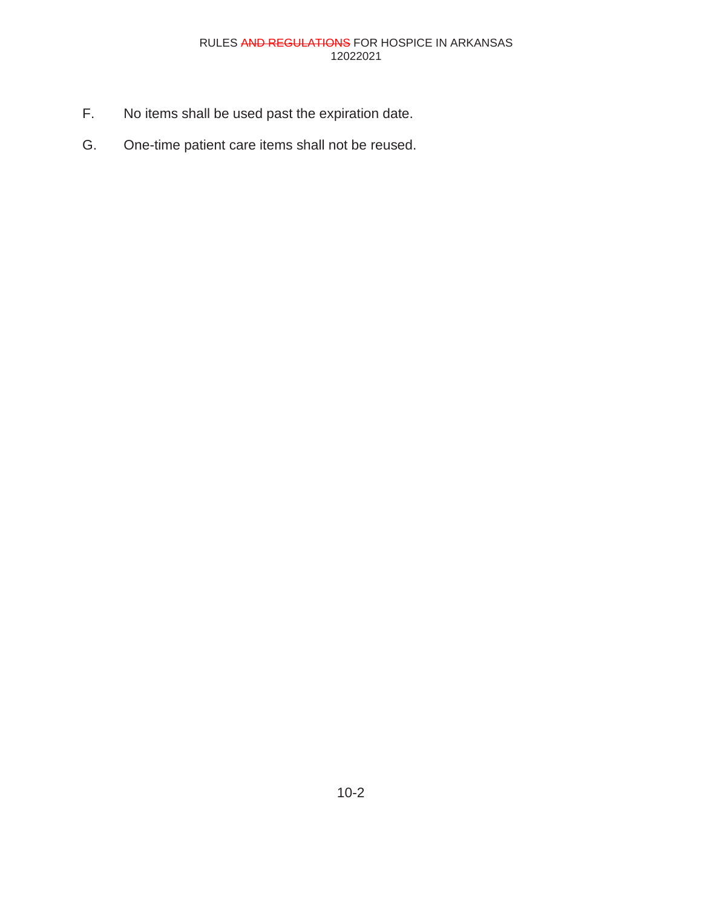F. No items shall be used past the expiration date.

G. One-time patient care items shall not be reused.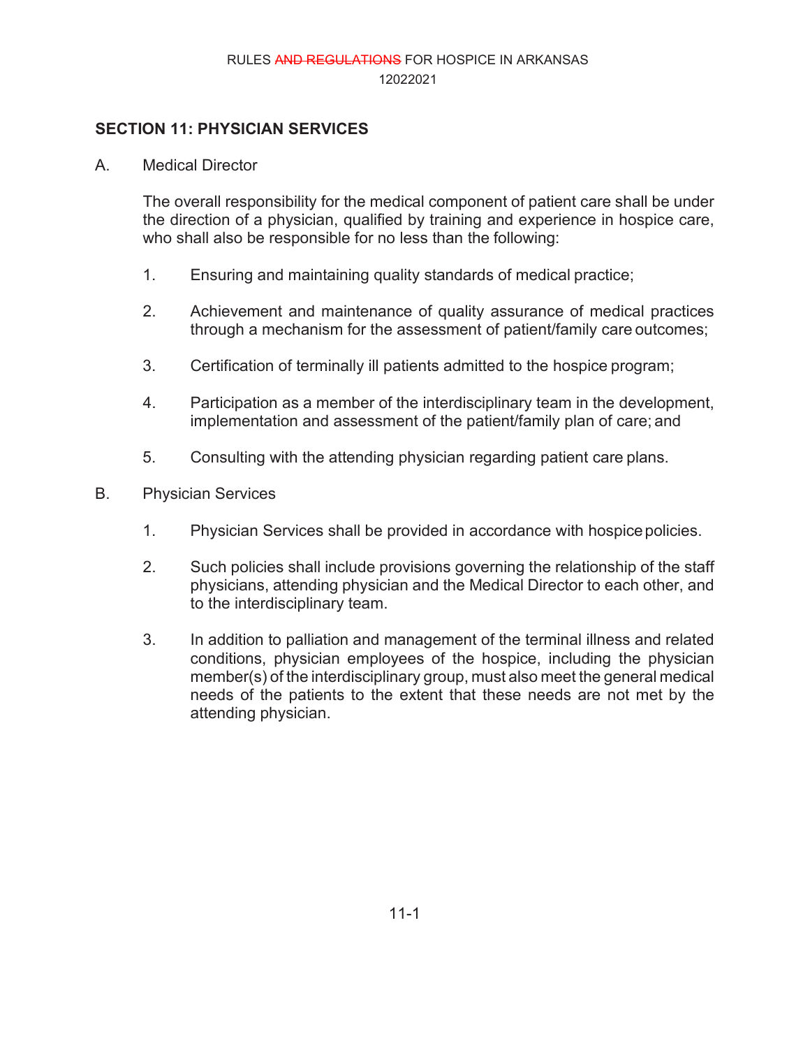## SECTION 11: PHYSICIAN SERVICES

A. Medical Director

The overall responsibility for the medical component of patient care shall be under the direction of a physician, qualified by training and experience in hospice care, who shall also be responsible for no less than the following:

1. Ensuring and maintaining quality standards of medical practice;
2. Achievement and maintenance of quality assurance of medical practices through a mechanism for the assessment of patient/family care outcomes;
3. Certification of terminally ill patients admitted to the hospice program;
4. Participation as a member of the interdisciplinary team in the development, implementation and assessment of the patient/family plan of care; and
5. Consulting with the attending physician regarding patient care plans.

B. Physician Services

1. Physician Services shall be provided in accordance with hospice policies.
2. Such policies shall include provisions governing the relationship of the staff physicians, attending physician and the Medical Director to each other, and to the interdisciplinary team.
3. In addition to palliation and management of the terminal illness and related conditions, physician employees of the hospice, including the physician member(s) of the interdisciplinary group, must also meet the general medical needs of the patients to the extent that these needs are not met by the attending physician.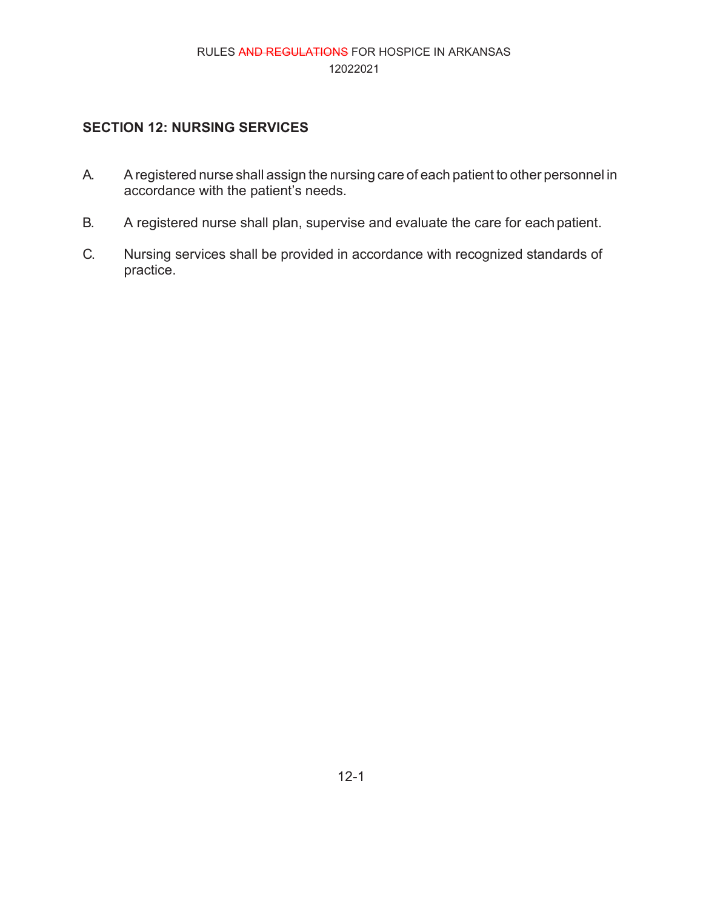## SECTION 12: NURSING SERVICES

A. A registered nurse shall assign the nursing care of each patient to other personnel in accordance with the patient's needs.

B. A registered nurse shall plan, supervise and evaluate the care for each patient.

C. Nursing services shall be provided in accordance with recognized standards of practice.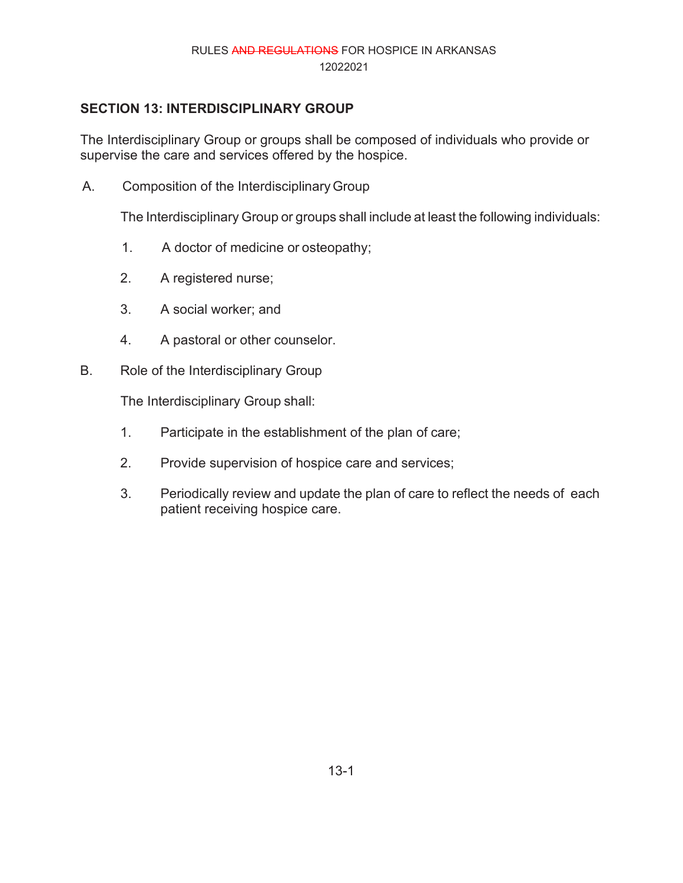## SECTION 13: INTERDISCIPLINARY GROUP

The Interdisciplinary Group or groups shall be composed of individuals who provide or supervise the care and services offered by the hospice.

A. Composition of the Interdisciplinary Group

The Interdisciplinary Group or groups shall include at least the following individuals:

1. A doctor of medicine or osteopathy;
2. A registered nurse;
3. A social worker; and
4. A pastoral or other counselor.

B. Role of the Interdisciplinary Group

The Interdisciplinary Group shall:

1. Participate in the establishment of the plan of care;
2. Provide supervision of hospice care and services;
3. Periodically review and update the plan of care to reflect the needs of each patient receiving hospice care.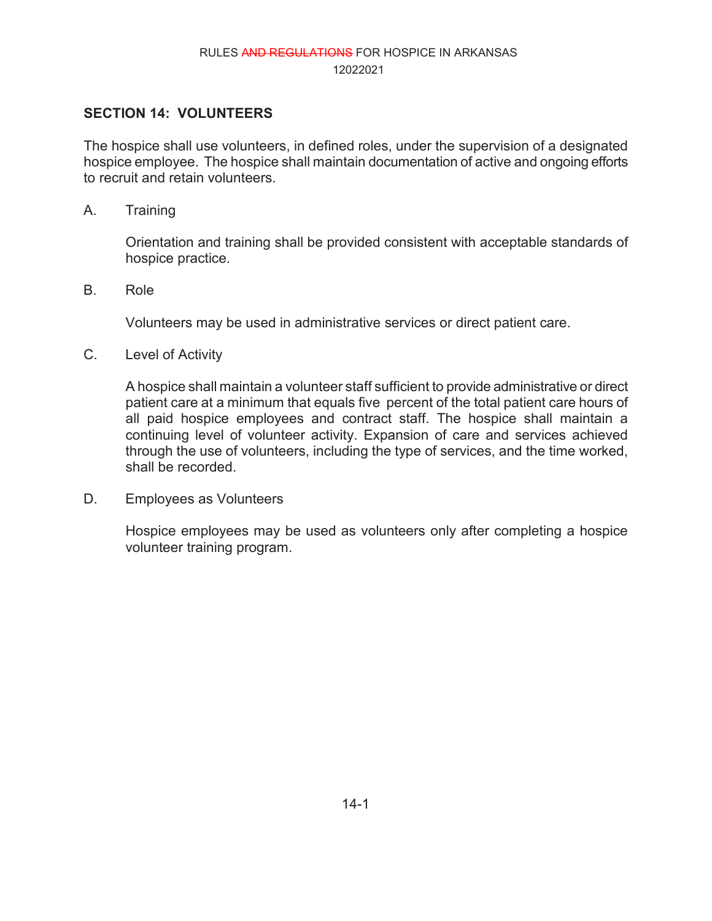## SECTION 14: VOLUNTEERS

The hospice shall use volunteers, in defined roles, under the supervision of a designated hospice employee. The hospice shall maintain documentation of active and ongoing efforts to recruit and retain volunteers.

A. Training

Orientation and training shall be provided consistent with acceptable standards of hospice practice.

B. Role

Volunteers may be used in administrative services or direct patient care.

C. Level of Activity

A hospice shall maintain a volunteer staff sufficient to provide administrative or direct patient care at a minimum that equals five percent of the total patient care hours of all paid hospice employees and contract staff. The hospice shall maintain a continuing level of volunteer activity. Expansion of care and services achieved through the use of volunteers, including the type of services, and the time worked, shall be recorded.

D. Employees as Volunteers

Hospice employees may be used as volunteers only after completing a hospice volunteer training program.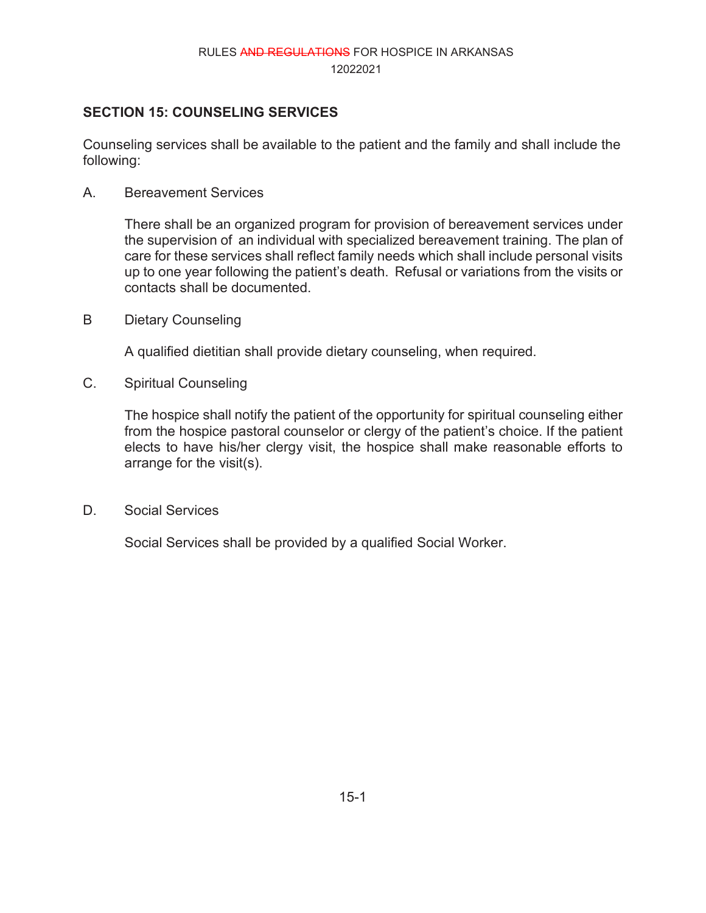## SECTION 15: COUNSELING SERVICES

Counseling services shall be available to the patient and the family and shall include the following:

A. Bereavement Services

There shall be an organized program for provision of bereavement services under the supervision of an individual with specialized bereavement training. The plan of care for these services shall reflect family needs which shall include personal visits up to one year following the patient's death. Refusal or variations from the visits or contacts shall be documented.

B Dietary Counseling

A qualified dietitian shall provide dietary counseling, when required.

C. Spiritual Counseling

The hospice shall notify the patient of the opportunity for spiritual counseling either from the hospice pastoral counselor or clergy of the patient's choice. If the patient elects to have his/her clergy visit, the hospice shall make reasonable efforts to arrange for the visit(s).

D. Social Services

Social Services shall be provided by a qualified Social Worker.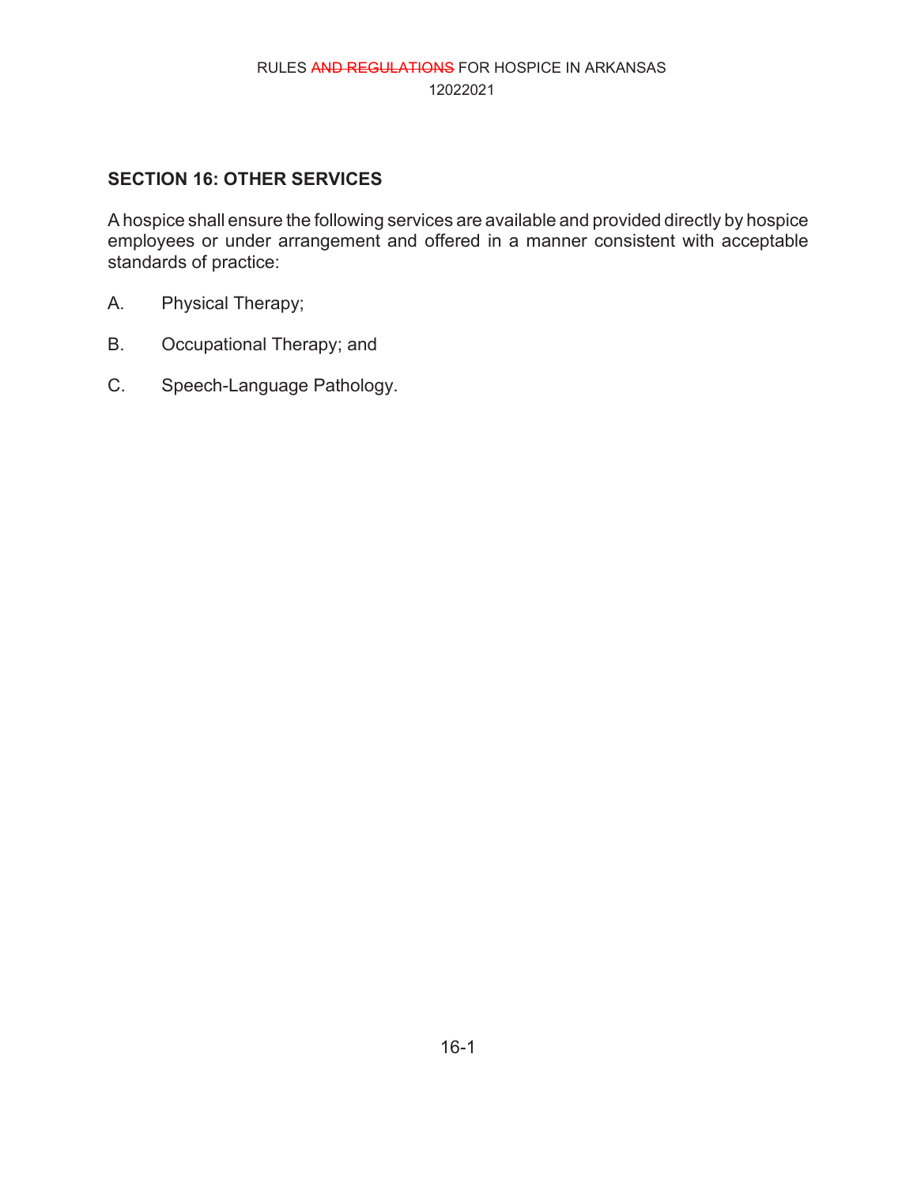## SECTION 16: OTHER SERVICES

A hospice shall ensure the following services are available and provided directly by hospice employees or under arrangement and offered in a manner consistent with acceptable standards of practice:

A. Physical Therapy;

B. Occupational Therapy; and

C. Speech-Language Pathology.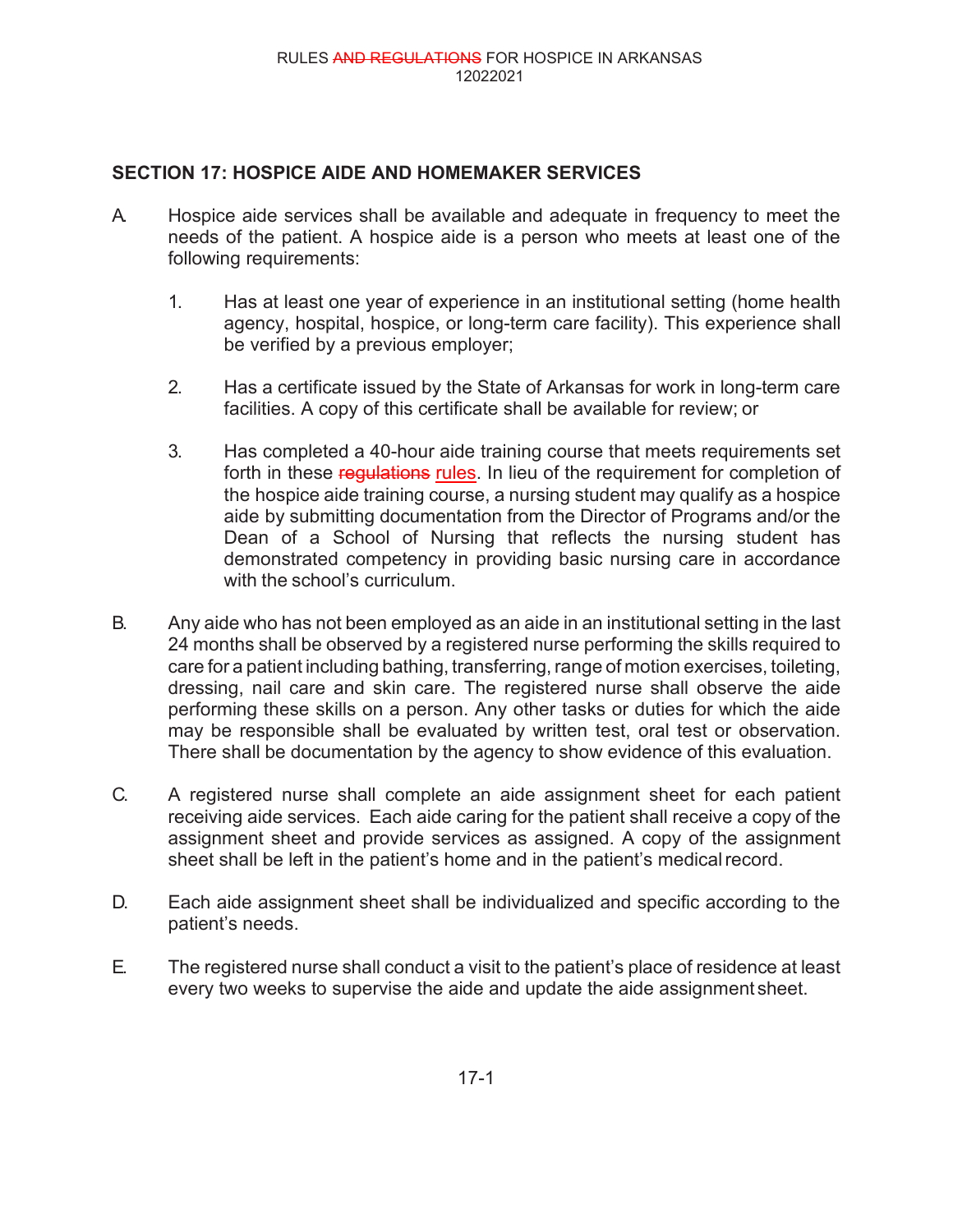## SECTION 17: HOSPICE AIDE AND HOMEMAKER SERVICES

A. Hospice aide services shall be available and adequate in frequency to meet the needs of the patient. A hospice aide is a person who meets at least one of the following requirements:

   1. Has at least one year of experience in an institutional setting (home health agency, hospital, hospice, or long-term care facility). This experience shall be verified by a previous employer;

   2. Has a certificate issued by the State of Arkansas for work in long-term care facilities. A copy of this certificate shall be available for review; or

   3. Has completed a 40-hour aide training course that meets requirements set forth in these ~~regulations~~ rules. In lieu of the requirement for completion of the hospice aide training course, a nursing student may qualify as a hospice aide by submitting documentation from the Director of Programs and/or the Dean of a School of Nursing that reflects the nursing student has demonstrated competency in providing basic nursing care in accordance with the school's curriculum.

B. Any aide who has not been employed as an aide in an institutional setting in the last 24 months shall be observed by a registered nurse performing the skills required to care for a patient including bathing, transferring, range of motion exercises, toileting, dressing, nail care and skin care. The registered nurse shall observe the aide performing these skills on a person. Any other tasks or duties for which the aide may be responsible shall be evaluated by written test, oral test or observation. There shall be documentation by the agency to show evidence of this evaluation.

C. A registered nurse shall complete an aide assignment sheet for each patient receiving aide services. Each aide caring for the patient shall receive a copy of the assignment sheet and provide services as assigned. A copy of the assignment sheet shall be left in the patient's home and in the patient's medical record.

D. Each aide assignment sheet shall be individualized and specific according to the patient's needs.

E. The registered nurse shall conduct a visit to the patient's place of residence at least every two weeks to supervise the aide and update the aide assignment sheet.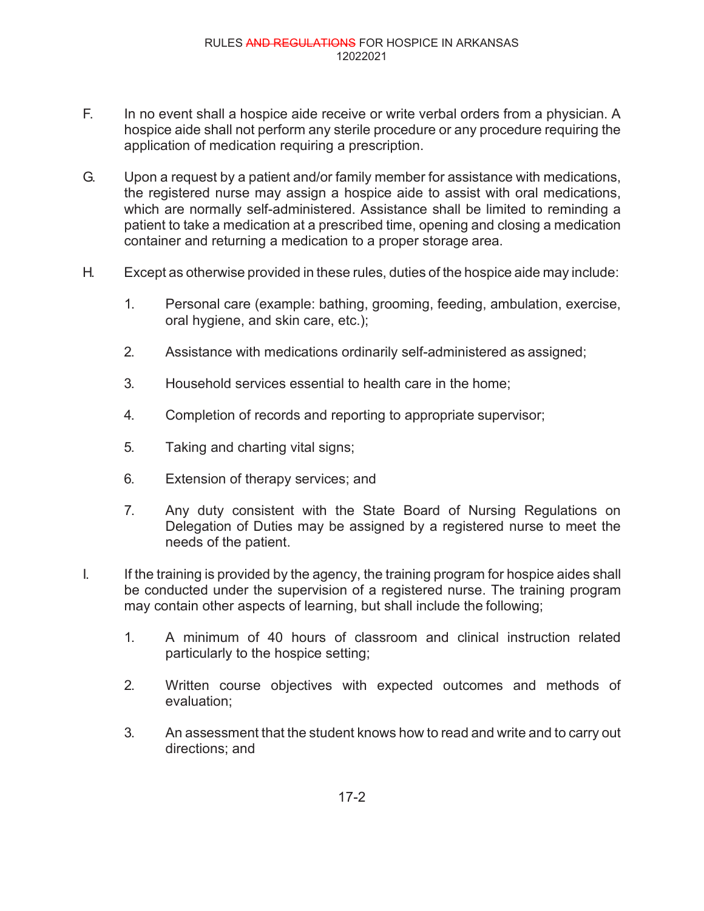F. In no event shall a hospice aide receive or write verbal orders from a physician. A hospice aide shall not perform any sterile procedure or any procedure requiring the application of medication requiring a prescription.

G. Upon a request by a patient and/or family member for assistance with medications, the registered nurse may assign a hospice aide to assist with oral medications, which are normally self-administered. Assistance shall be limited to reminding a patient to take a medication at a prescribed time, opening and closing a medication container and returning a medication to a proper storage area.

H. Except as otherwise provided in these rules, duties of the hospice aide may include:

1. Personal care (example: bathing, grooming, feeding, ambulation, exercise, oral hygiene, and skin care, etc.);

2. Assistance with medications ordinarily self-administered as assigned;

3. Household services essential to health care in the home;

4. Completion of records and reporting to appropriate supervisor;

5. Taking and charting vital signs;

6. Extension of therapy services; and

7. Any duty consistent with the State Board of Nursing Regulations on Delegation of Duties may be assigned by a registered nurse to meet the needs of the patient.

I. If the training is provided by the agency, the training program for hospice aides shall be conducted under the supervision of a registered nurse. The training program may contain other aspects of learning, but shall include the following;

1. A minimum of 40 hours of classroom and clinical instruction related particularly to the hospice setting;

2. Written course objectives with expected outcomes and methods of evaluation;

3. An assessment that the student knows how to read and write and to carry out directions; and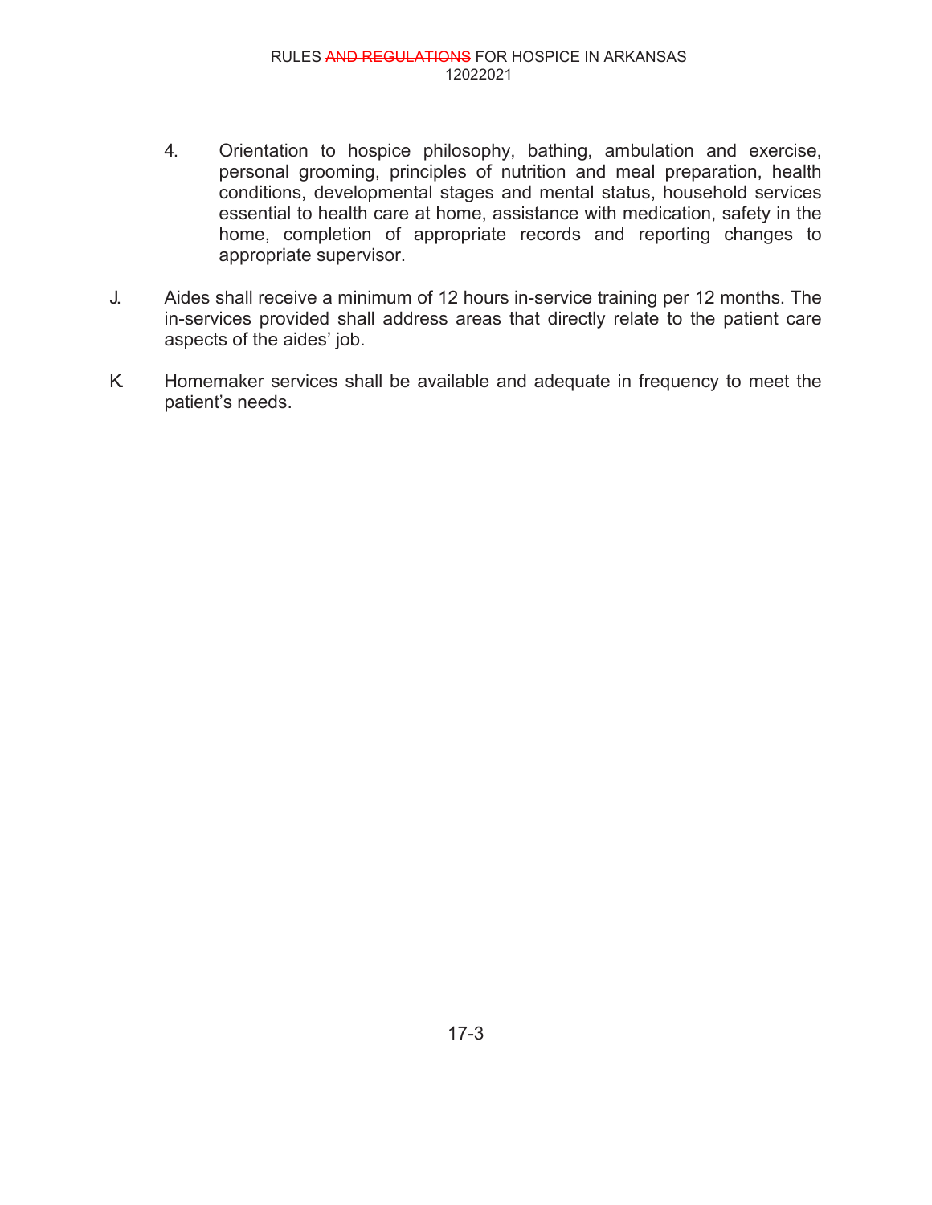4. Orientation to hospice philosophy, bathing, ambulation and exercise, personal grooming, principles of nutrition and meal preparation, health conditions, developmental stages and mental status, household services essential to health care at home, assistance with medication, safety in the home, completion of appropriate records and reporting changes to appropriate supervisor.

J. Aides shall receive a minimum of 12 hours in-service training per 12 months. The in-services provided shall address areas that directly relate to the patient care aspects of the aides' job.

K. Homemaker services shall be available and adequate in frequency to meet the patient's needs.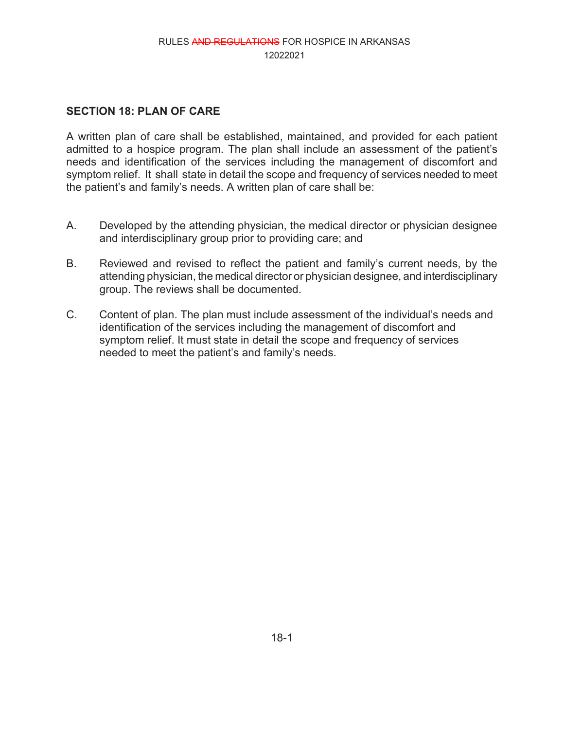## SECTION 18: PLAN OF CARE

A written plan of care shall be established, maintained, and provided for each patient admitted to a hospice program. The plan shall include an assessment of the patient's needs and identification of the services including the management of discomfort and symptom relief. It shall state in detail the scope and frequency of services needed to meet the patient's and family's needs. A written plan of care shall be:

A. Developed by the attending physician, the medical director or physician designee and interdisciplinary group prior to providing care; and

B. Reviewed and revised to reflect the patient and family's current needs, by the attending physician, the medical director or physician designee, and interdisciplinary group. The reviews shall be documented.

C. Content of plan. The plan must include assessment of the individual's needs and identification of the services including the management of discomfort and symptom relief. It must state in detail the scope and frequency of services needed to meet the patient's and family's needs.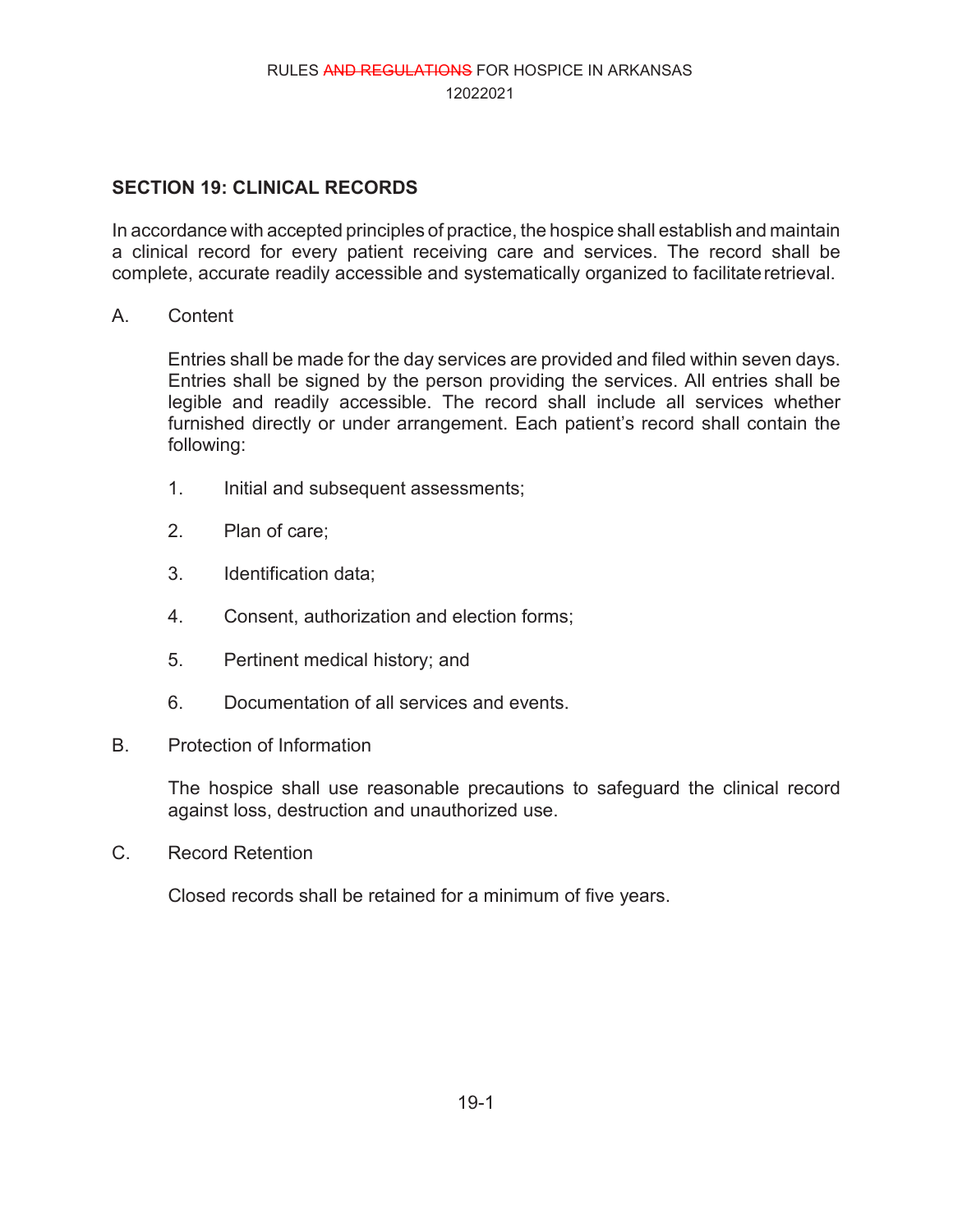## SECTION 19: CLINICAL RECORDS

In accordance with accepted principles of practice, the hospice shall establish and maintain a clinical record for every patient receiving care and services. The record shall be complete, accurate readily accessible and systematically organized to facilitate retrieval.

A. Content

Entries shall be made for the day services are provided and filed within seven days. Entries shall be signed by the person providing the services. All entries shall be legible and readily accessible. The record shall include all services whether furnished directly or under arrangement. Each patient's record shall contain the following:

1. Initial and subsequent assessments;
2. Plan of care;
3. Identification data;
4. Consent, authorization and election forms;
5. Pertinent medical history; and
6. Documentation of all services and events.

B. Protection of Information

The hospice shall use reasonable precautions to safeguard the clinical record against loss, destruction and unauthorized use.

C. Record Retention

Closed records shall be retained for a minimum of five years.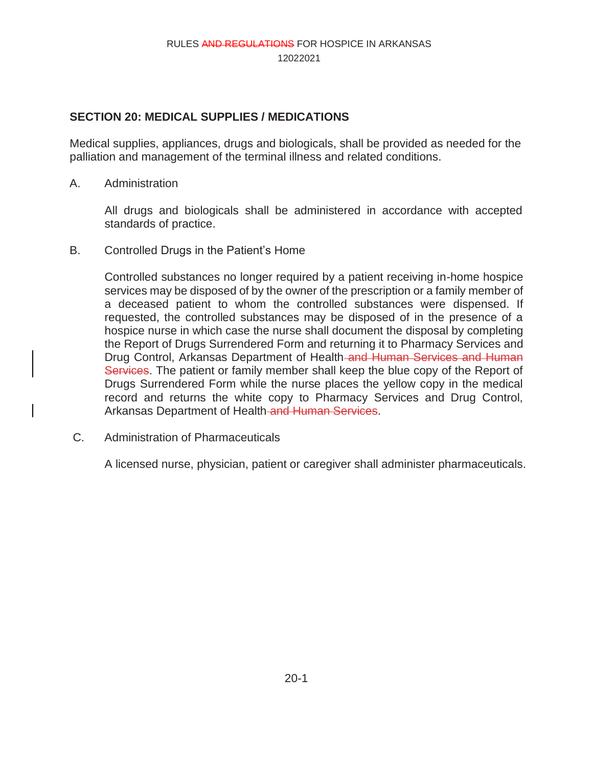## SECTION 20: MEDICAL SUPPLIES / MEDICATIONS

Medical supplies, appliances, drugs and biologicals, shall be provided as needed for the palliation and management of the terminal illness and related conditions.

A. Administration

All drugs and biologicals shall be administered in accordance with accepted standards of practice.

B. Controlled Drugs in the Patient's Home

Controlled substances no longer required by a patient receiving in-home hospice services may be disposed of by the owner of the prescription or a family member of a deceased patient to whom the controlled substances were dispensed. If requested, the controlled substances may be disposed of in the presence of a hospice nurse in which case the nurse shall document the disposal by completing the Report of Drugs Surrendered Form and returning it to Pharmacy Services and Drug Control, Arkansas Department of Health~~ and Human Services and Human Services~~. The patient or family member shall keep the blue copy of the Report of Drugs Surrendered Form while the nurse places the yellow copy in the medical record and returns the white copy to Pharmacy Services and Drug Control, Arkansas Department of Health~~ and Human Services~~.

C. Administration of Pharmaceuticals

A licensed nurse, physician, patient or caregiver shall administer pharmaceuticals.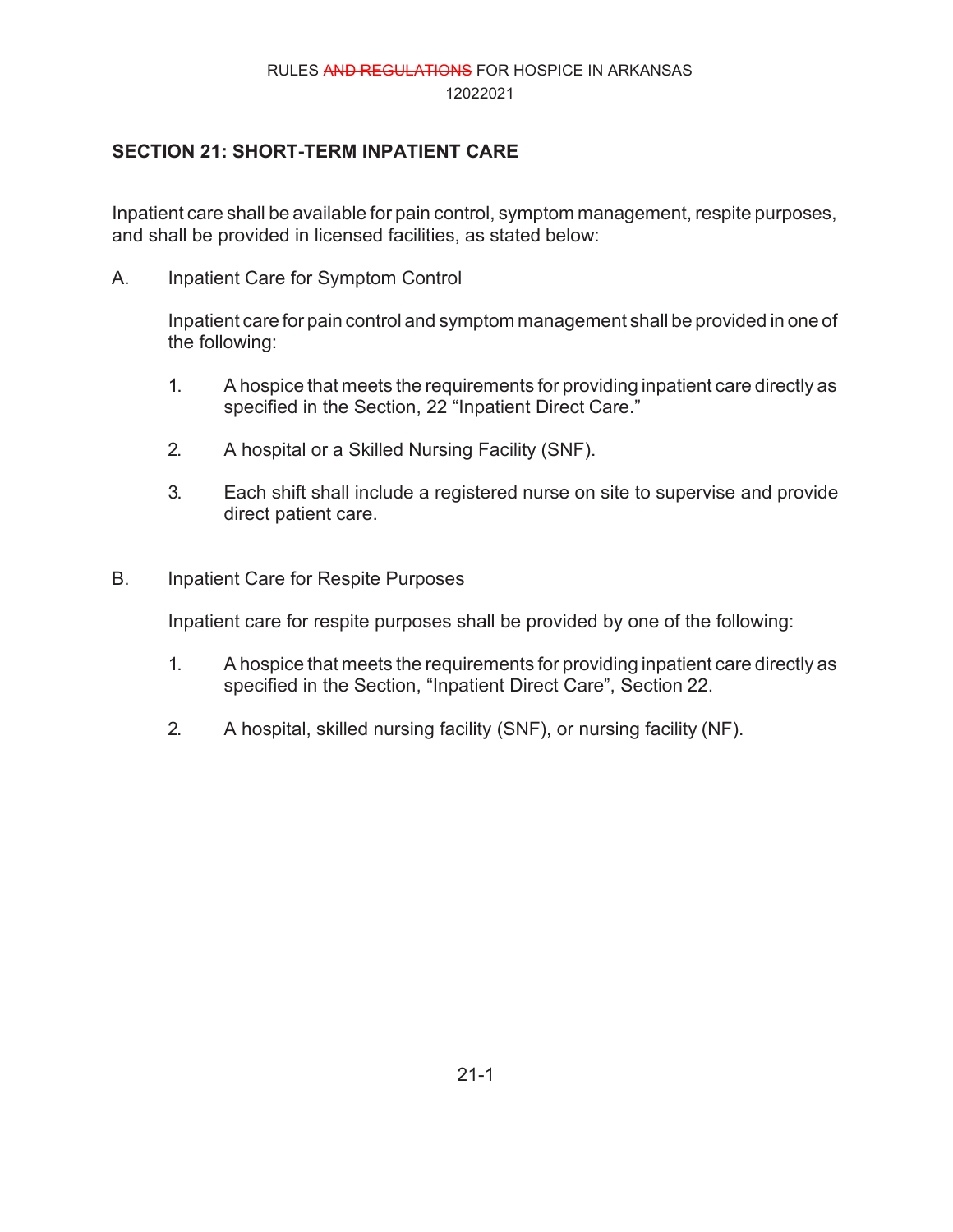## SECTION 21: SHORT-TERM INPATIENT CARE

Inpatient care shall be available for pain control, symptom management, respite purposes, and shall be provided in licensed facilities, as stated below:

A. Inpatient Care for Symptom Control

Inpatient care for pain control and symptom management shall be provided in one of the following:

1. A hospice that meets the requirements for providing inpatient care directly as specified in the Section, 22 “Inpatient Direct Care.”

2. A hospital or a Skilled Nursing Facility (SNF).

3. Each shift shall include a registered nurse on site to supervise and provide direct patient care.

B. Inpatient Care for Respite Purposes

Inpatient care for respite purposes shall be provided by one of the following:

1. A hospice that meets the requirements for providing inpatient care directly as specified in the Section, “Inpatient Direct Care”, Section 22.

2. A hospital, skilled nursing facility (SNF), or nursing facility (NF).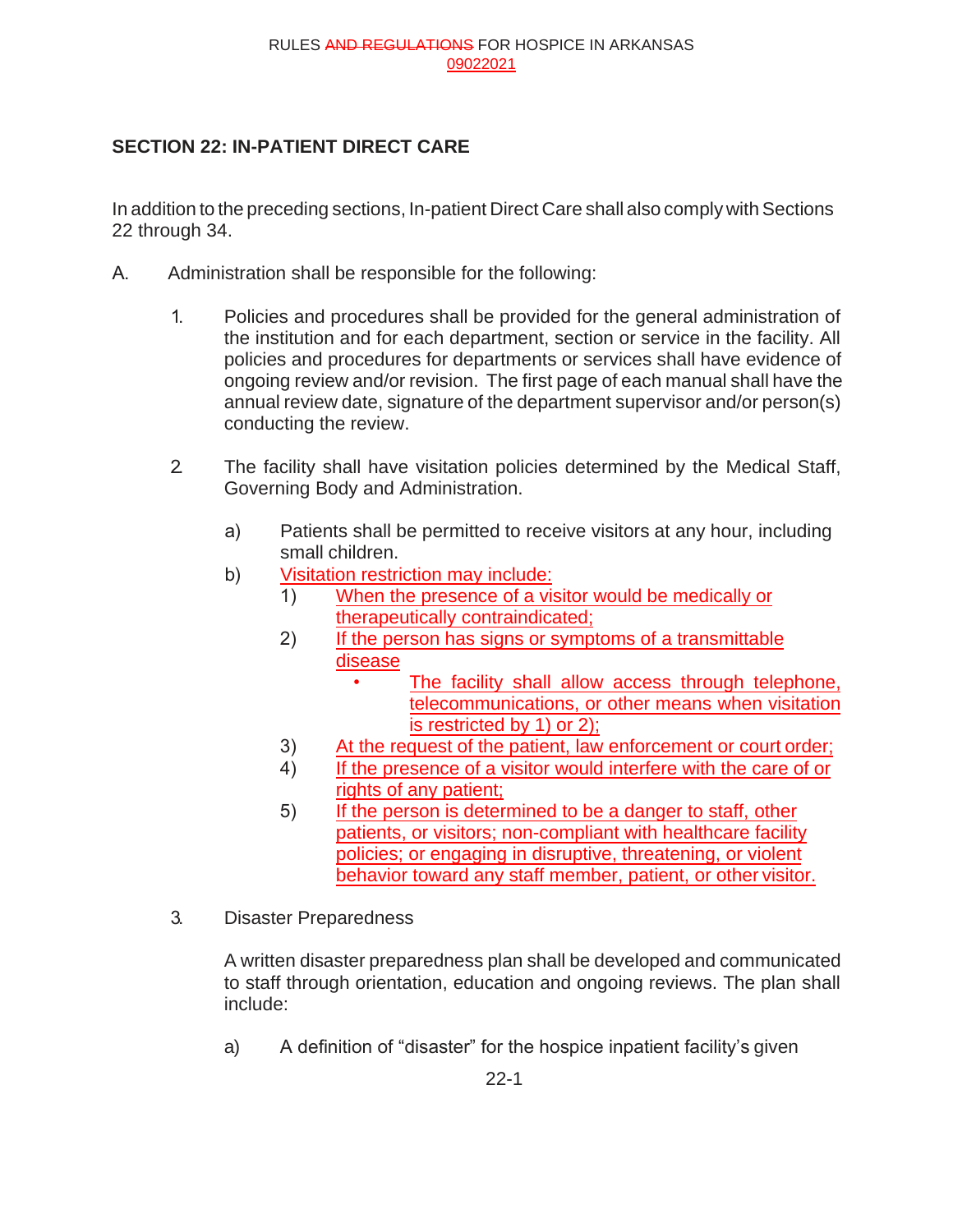## SECTION 22: IN-PATIENT DIRECT CARE

In addition to the preceding sections, In-patient Direct Care shall also comply with Sections 22 through 34.

A. Administration shall be responsible for the following:

   1. Policies and procedures shall be provided for the general administration of the institution and for each department, section or service in the facility. All policies and procedures for departments or services shall have evidence of ongoing review and/or revision. The first page of each manual shall have the annual review date, signature of the department supervisor and/or person(s) conducting the review.

   2. The facility shall have visitation policies determined by the Medical Staff, Governing Body and Administration.

      a) Patients shall be permitted to receive visitors at any hour, including small children.

      b) Visitation restriction may include:

         1) When the presence of a visitor would be medically or therapeutically contraindicated;

         2) If the person has signs or symptoms of a transmittable disease

            - The facility shall allow access through telephone, telecommunications, or other means when visitation is restricted by 1) or 2);

         3) At the request of the patient, law enforcement or court order;

         4) If the presence of a visitor would interfere with the care of or rights of any patient;

         5) If the person is determined to be a danger to staff, other patients, or visitors; non-compliant with healthcare facility policies; or engaging in disruptive, threatening, or violent behavior toward any staff member, patient, or other visitor.

   3. Disaster Preparedness

      A written disaster preparedness plan shall be developed and communicated to staff through orientation, education and ongoing reviews. The plan shall include:

      a) A definition of "disaster" for the hospice inpatient facility's given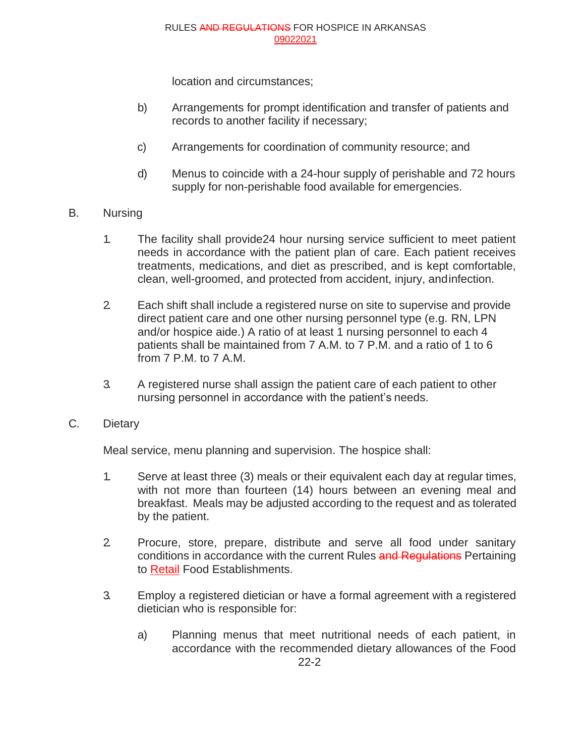location and circumstances;

b) Arrangements for prompt identification and transfer of patients and records to another facility if necessary;

c) Arrangements for coordination of community resource; and

d) Menus to coincide with a 24-hour supply of perishable and 72 hours supply for non-perishable food available for emergencies.

B. Nursing

1. The facility shall provide24 hour nursing service sufficient to meet patient needs in accordance with the patient plan of care. Each patient receives treatments, medications, and diet as prescribed, and is kept comfortable, clean, well-groomed, and protected from accident, injury, andinfection.

2. Each shift shall include a registered nurse on site to supervise and provide direct patient care and one other nursing personnel type (e.g. RN, LPN and/or hospice aide.) A ratio of at least 1 nursing personnel to each 4 patients shall be maintained from 7 A.M. to 7 P.M. and a ratio of 1 to 6 from 7 P.M. to 7 A.M.

3. A registered nurse shall assign the patient care of each patient to other nursing personnel in accordance with the patient's needs.

C. Dietary

Meal service, menu planning and supervision. The hospice shall:

1. Serve at least three (3) meals or their equivalent each day at regular times, with not more than fourteen (14) hours between an evening meal and breakfast. Meals may be adjusted according to the request and as tolerated by the patient.

2. Procure, store, prepare, distribute and serve all food under sanitary conditions in accordance with the current Rules ~~and Regulations~~ Pertaining to Retail Food Establishments.

3. Employ a registered dietician or have a formal agreement with a registered dietician who is responsible for:

a) Planning menus that meet nutritional needs of each patient, in accordance with the recommended dietary allowances of the Food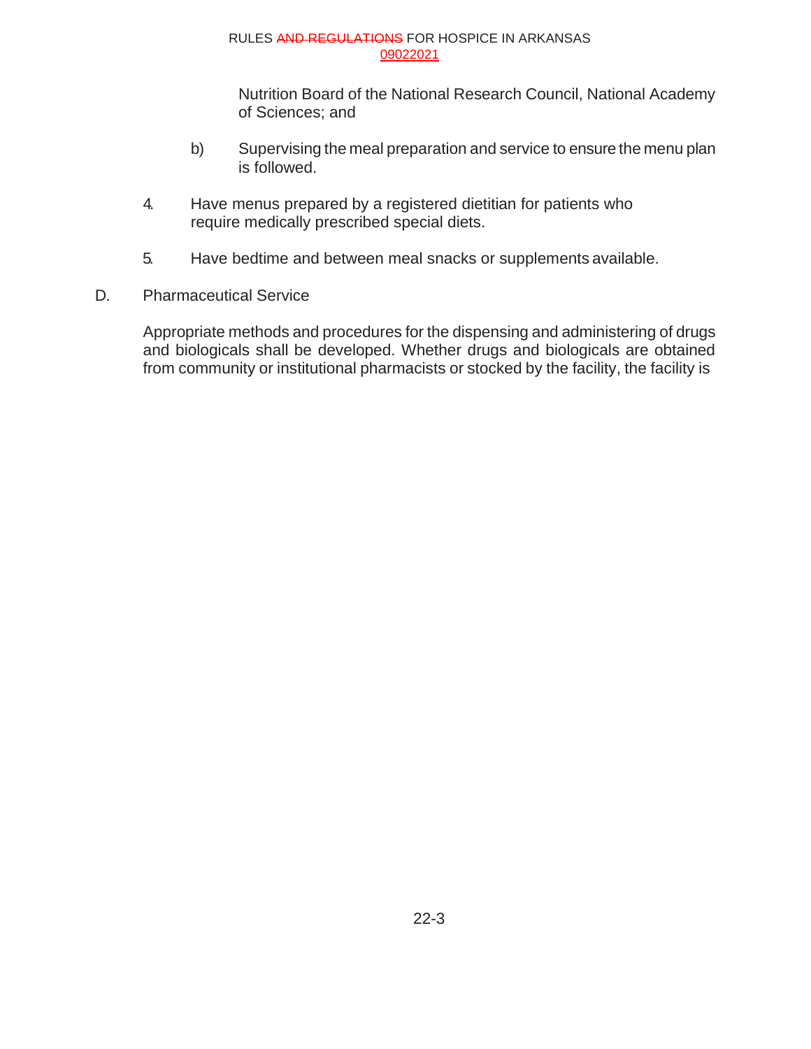Nutrition Board of the National Research Council, National Academy of Sciences; and

b) Supervising the meal preparation and service to ensure the menu plan is followed.

4. Have menus prepared by a registered dietitian for patients who require medically prescribed special diets.

5. Have bedtime and between meal snacks or supplements available.

D. Pharmaceutical Service

Appropriate methods and procedures for the dispensing and administering of drugs and biologicals shall be developed. Whether drugs and biologicals are obtained from community or institutional pharmacists or stocked by the facility, the facility is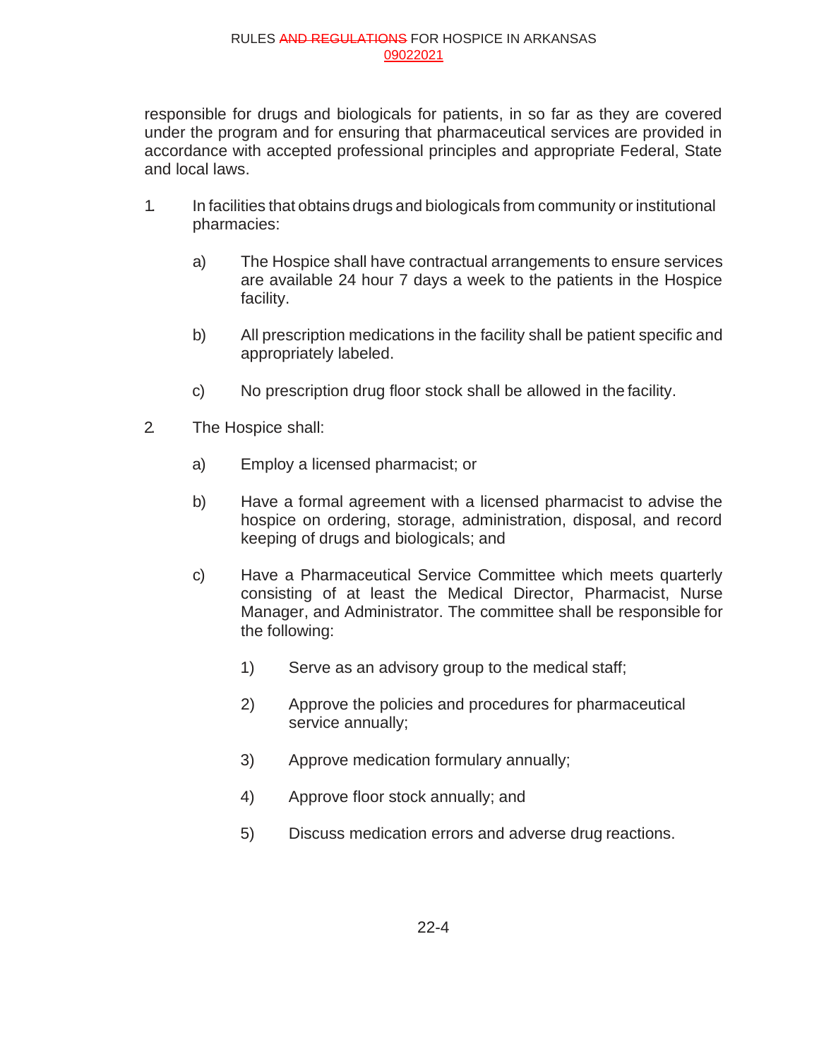responsible for drugs and biologicals for patients, in so far as they are covered under the program and for ensuring that pharmaceutical services are provided in accordance with accepted professional principles and appropriate Federal, State and local laws.

1. In facilities that obtains drugs and biologicals from community or institutional pharmacies:

    a) The Hospice shall have contractual arrangements to ensure services are available 24 hour 7 days a week to the patients in the Hospice facility.

    b) All prescription medications in the facility shall be patient specific and appropriately labeled.

    c) No prescription drug floor stock shall be allowed in the facility.

2. The Hospice shall:

    a) Employ a licensed pharmacist; or

    b) Have a formal agreement with a licensed pharmacist to advise the hospice on ordering, storage, administration, disposal, and record keeping of drugs and biologicals; and

    c) Have a Pharmaceutical Service Committee which meets quarterly consisting of at least the Medical Director, Pharmacist, Nurse Manager, and Administrator. The committee shall be responsible for the following:

        1) Serve as an advisory group to the medical staff;

        2) Approve the policies and procedures for pharmaceutical service annually;

        3) Approve medication formulary annually;

        4) Approve floor stock annually; and

        5) Discuss medication errors and adverse drug reactions.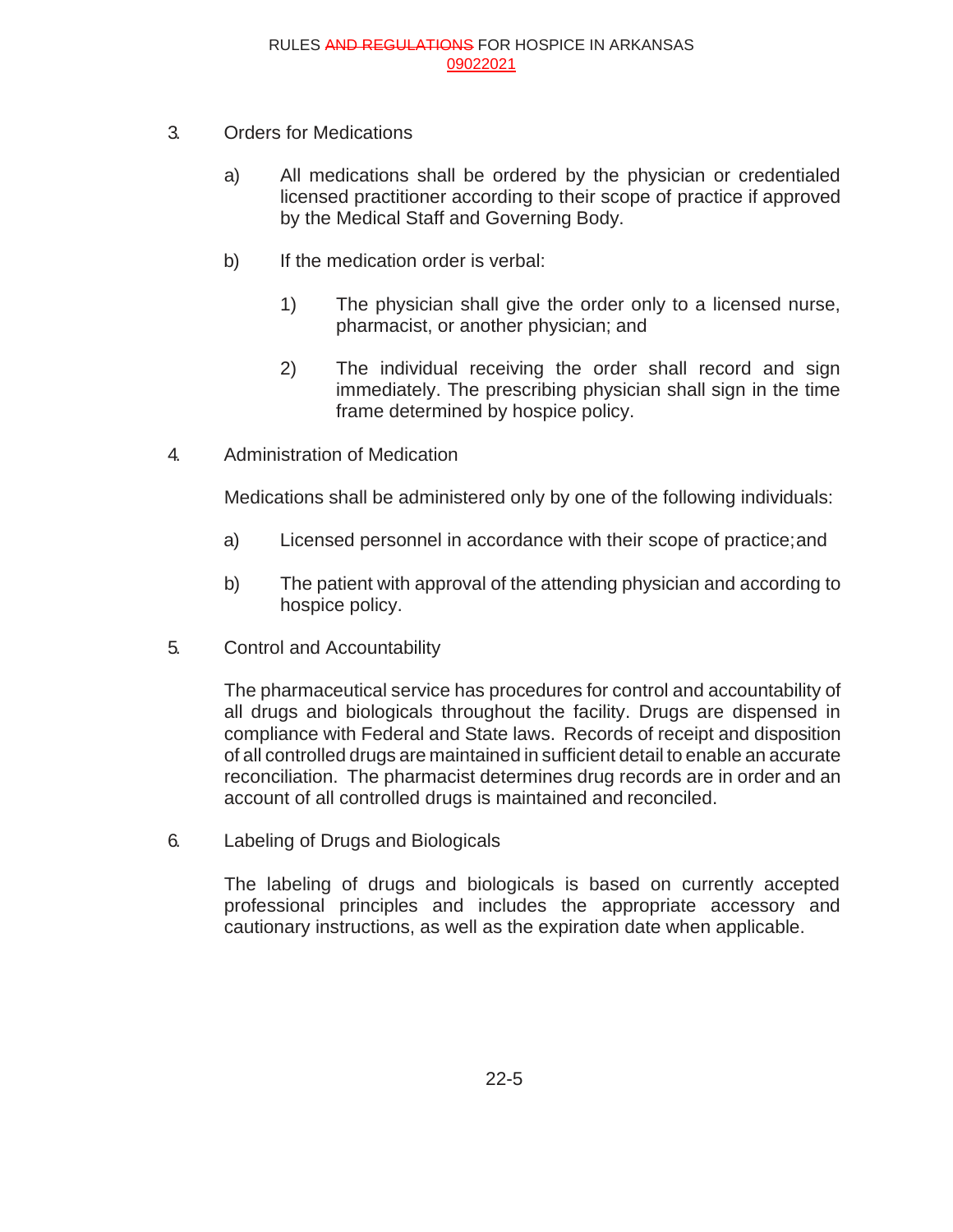3. Orders for Medications

   a) All medications shall be ordered by the physician or credentialed licensed practitioner according to their scope of practice if approved by the Medical Staff and Governing Body.

   b) If the medication order is verbal:

      1) The physician shall give the order only to a licensed nurse, pharmacist, or another physician; and

      2) The individual receiving the order shall record and sign immediately. The prescribing physician shall sign in the time frame determined by hospice policy.

4. Administration of Medication

   Medications shall be administered only by one of the following individuals:

   a) Licensed personnel in accordance with their scope of practice; and

   b) The patient with approval of the attending physician and according to hospice policy.

5. Control and Accountability

   The pharmaceutical service has procedures for control and accountability of all drugs and biologicals throughout the facility. Drugs are dispensed in compliance with Federal and State laws. Records of receipt and disposition of all controlled drugs are maintained in sufficient detail to enable an accurate reconciliation. The pharmacist determines drug records are in order and an account of all controlled drugs is maintained and reconciled.

6. Labeling of Drugs and Biologicals

   The labeling of drugs and biologicals is based on currently accepted professional principles and includes the appropriate accessory and cautionary instructions, as well as the expiration date when applicable.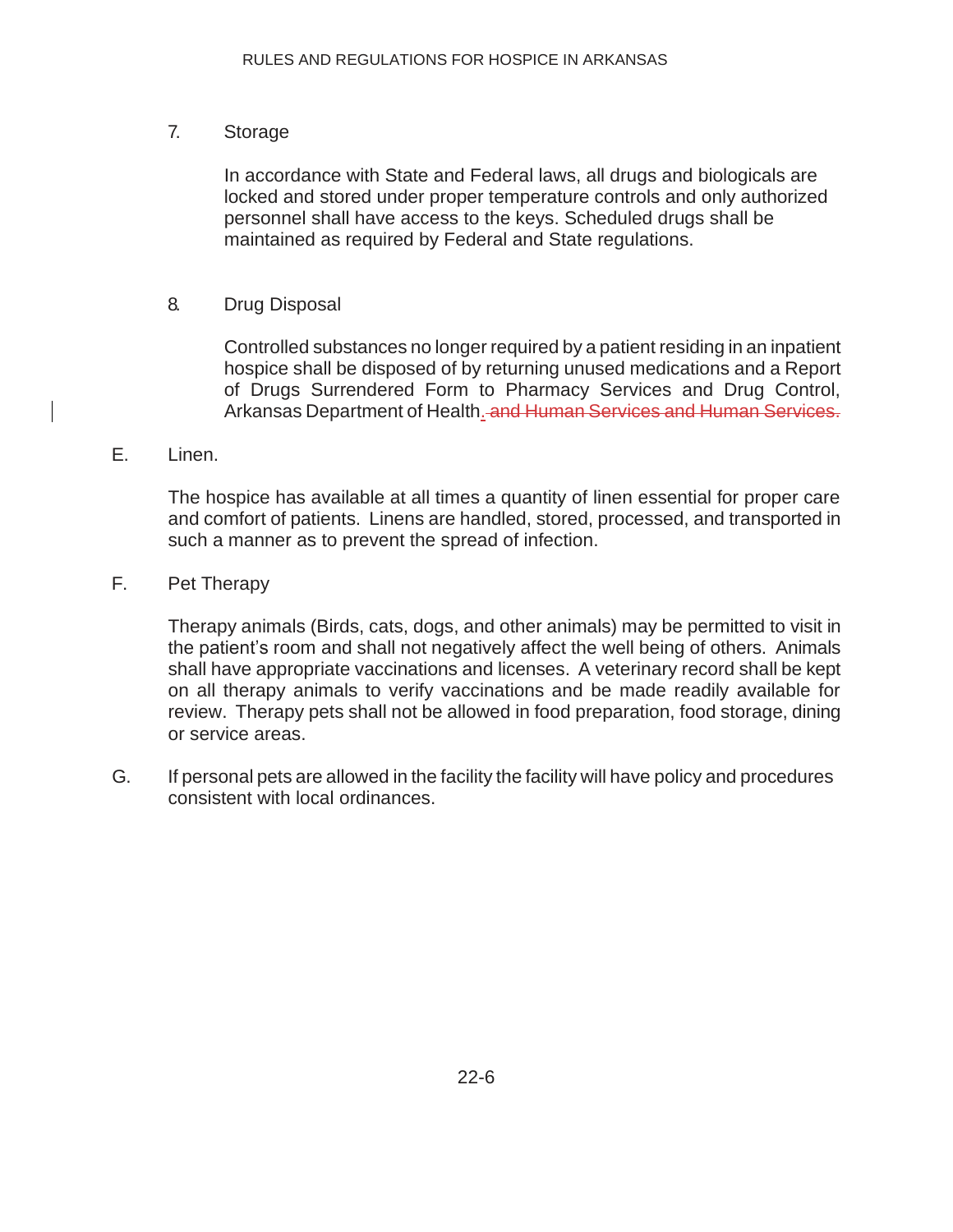7. Storage

In accordance with State and Federal laws, all drugs and biologicals are locked and stored under proper temperature controls and only authorized personnel shall have access to the keys. Scheduled drugs shall be maintained as required by Federal and State regulations.

8. Drug Disposal

Controlled substances no longer required by a patient residing in an inpatient hospice shall be disposed of by returning unused medications and a Report of Drugs Surrendered Form to Pharmacy Services and Drug Control, Arkansas Department of Health. ~~and Human Services and Human Services.~~

E. Linen.

The hospice has available at all times a quantity of linen essential for proper care and comfort of patients. Linens are handled, stored, processed, and transported in such a manner as to prevent the spread of infection.

F. Pet Therapy

Therapy animals (Birds, cats, dogs, and other animals) may be permitted to visit in the patient's room and shall not negatively affect the well being of others. Animals shall have appropriate vaccinations and licenses. A veterinary record shall be kept on all therapy animals to verify vaccinations and be made readily available for review. Therapy pets shall not be allowed in food preparation, food storage, dining or service areas.

G. If personal pets are allowed in the facility the facility will have policy and procedures consistent with local ordinances.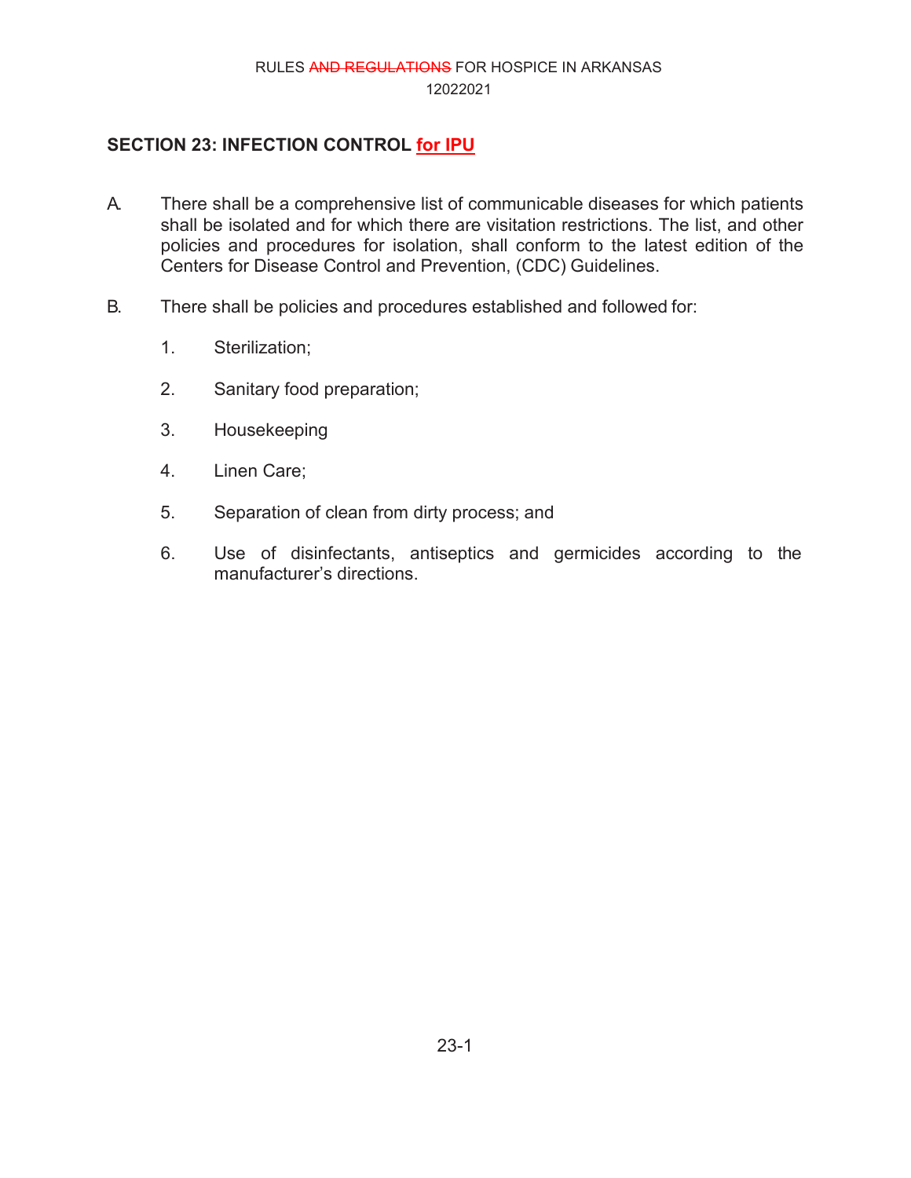## SECTION 23: INFECTION CONTROL for IPU

A. There shall be a comprehensive list of communicable diseases for which patients shall be isolated and for which there are visitation restrictions. The list, and other policies and procedures for isolation, shall conform to the latest edition of the Centers for Disease Control and Prevention, (CDC) Guidelines.

B. There shall be policies and procedures established and followed for:

1. Sterilization;

2. Sanitary food preparation;

3. Housekeeping

4. Linen Care;

5. Separation of clean from dirty process; and

6. Use of disinfectants, antiseptics and germicides according to the manufacturer's directions.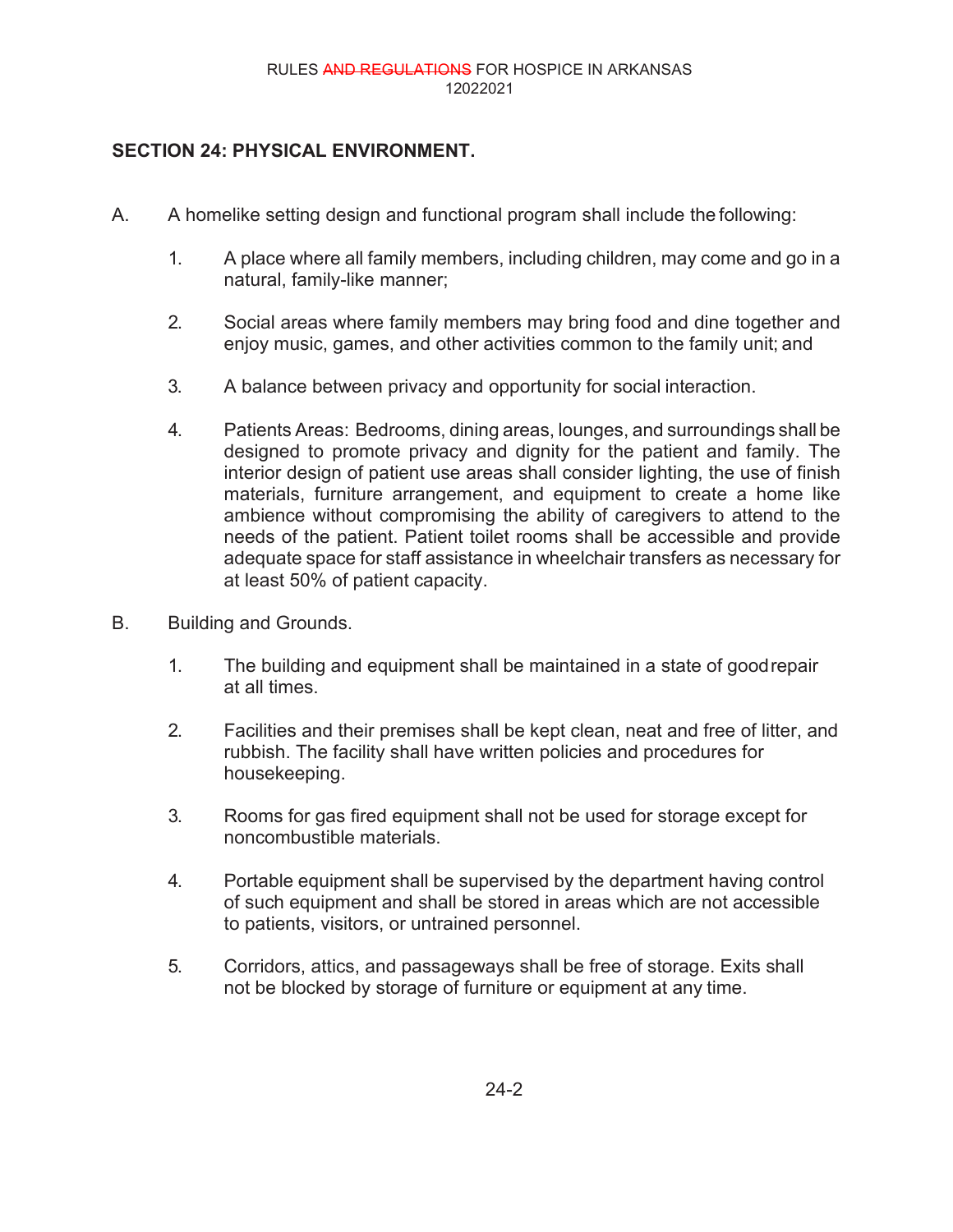## SECTION 24: PHYSICAL ENVIRONMENT.

A. A homelike setting design and functional program shall include the following:

1. A place where all family members, including children, may come and go in a natural, family-like manner;

2. Social areas where family members may bring food and dine together and enjoy music, games, and other activities common to the family unit; and

3. A balance between privacy and opportunity for social interaction.

4. Patients Areas: Bedrooms, dining areas, lounges, and surroundings shall be designed to promote privacy and dignity for the patient and family. The interior design of patient use areas shall consider lighting, the use of finish materials, furniture arrangement, and equipment to create a home like ambience without compromising the ability of caregivers to attend to the needs of the patient. Patient toilet rooms shall be accessible and provide adequate space for staff assistance in wheelchair transfers as necessary for at least 50% of patient capacity.

B. Building and Grounds.

1. The building and equipment shall be maintained in a state of good repair at all times.

2. Facilities and their premises shall be kept clean, neat and free of litter, and rubbish. The facility shall have written policies and procedures for housekeeping.

3. Rooms for gas fired equipment shall not be used for storage except for noncombustible materials.

4. Portable equipment shall be supervised by the department having control of such equipment and shall be stored in areas which are not accessible to patients, visitors, or untrained personnel.

5. Corridors, attics, and passageways shall be free of storage. Exits shall not be blocked by storage of furniture or equipment at any time.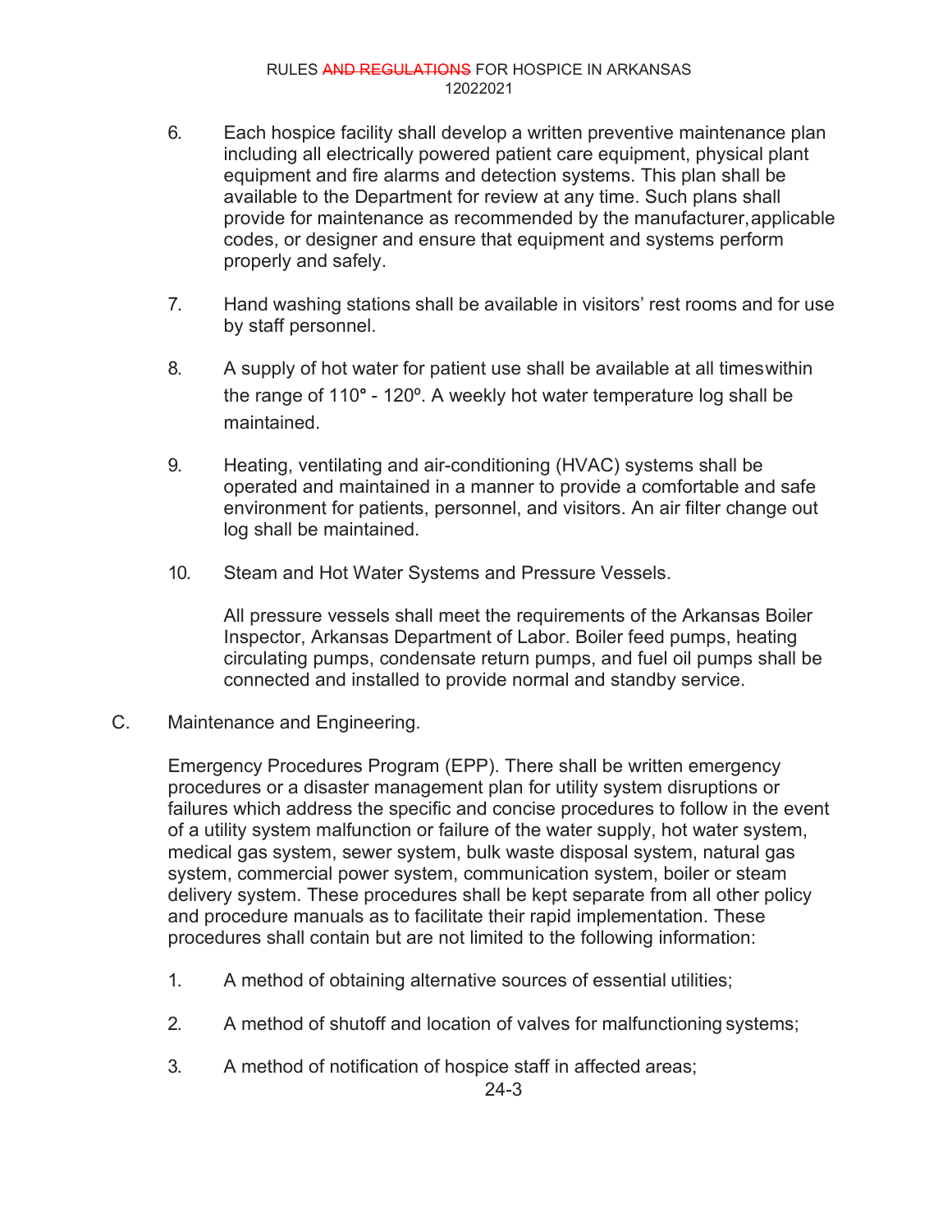6. Each hospice facility shall develop a written preventive maintenance plan including all electrically powered patient care equipment, physical plant equipment and fire alarms and detection systems. This plan shall be available to the Department for review at any time. Such plans shall provide for maintenance as recommended by the manufacturer, applicable codes, or designer and ensure that equipment and systems perform properly and safely.

7. Hand washing stations shall be available in visitors' rest rooms and for use by staff personnel.

8. A supply of hot water for patient use shall be available at all times within the range of 110° - 120º. A weekly hot water temperature log shall be maintained.

9. Heating, ventilating and air-conditioning (HVAC) systems shall be operated and maintained in a manner to provide a comfortable and safe environment for patients, personnel, and visitors. An air filter change out log shall be maintained.

10. Steam and Hot Water Systems and Pressure Vessels.

    All pressure vessels shall meet the requirements of the Arkansas Boiler Inspector, Arkansas Department of Labor. Boiler feed pumps, heating circulating pumps, condensate return pumps, and fuel oil pumps shall be connected and installed to provide normal and standby service.

C. Maintenance and Engineering.

Emergency Procedures Program (EPP). There shall be written emergency procedures or a disaster management plan for utility system disruptions or failures which address the specific and concise procedures to follow in the event of a utility system malfunction or failure of the water supply, hot water system, medical gas system, sewer system, bulk waste disposal system, natural gas system, commercial power system, communication system, boiler or steam delivery system. These procedures shall be kept separate from all other policy and procedure manuals as to facilitate their rapid implementation. These procedures shall contain but are not limited to the following information:

1. A method of obtaining alternative sources of essential utilities;

2. A method of shutoff and location of valves for malfunctioning systems;

3. A method of notification of hospice staff in affected areas;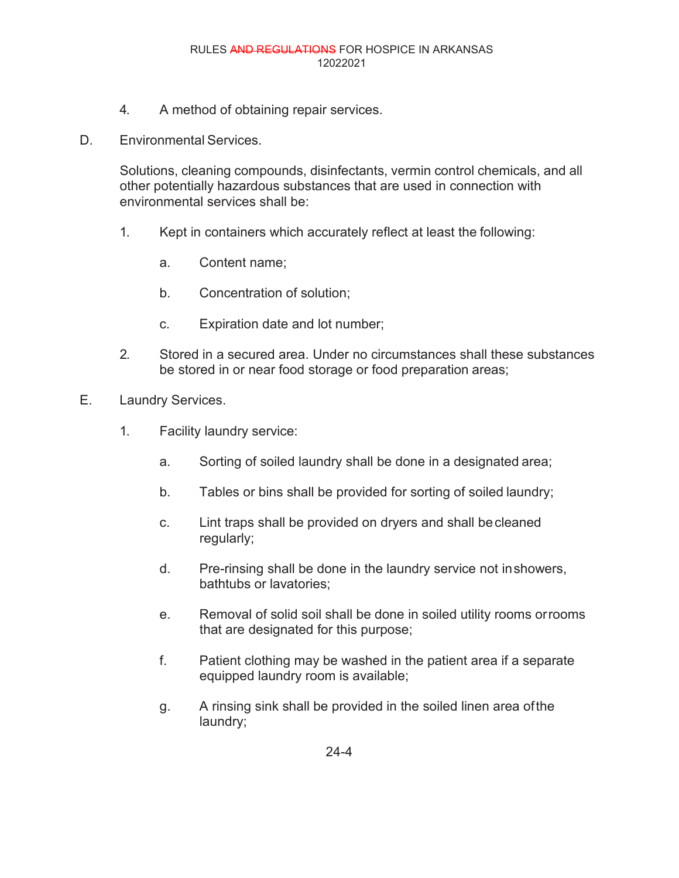4. A method of obtaining repair services.

D. Environmental Services.

Solutions, cleaning compounds, disinfectants, vermin control chemicals, and all other potentially hazardous substances that are used in connection with environmental services shall be:

1. Kept in containers which accurately reflect at least the following:

   a. Content name;

   b. Concentration of solution;

   c. Expiration date and lot number;

2. Stored in a secured area. Under no circumstances shall these substances be stored in or near food storage or food preparation areas;

E. Laundry Services.

1. Facility laundry service:

   a. Sorting of soiled laundry shall be done in a designated area;

   b. Tables or bins shall be provided for sorting of soiled laundry;

   c. Lint traps shall be provided on dryers and shall be cleaned regularly;

   d. Pre-rinsing shall be done in the laundry service not in showers, bathtubs or lavatories;

   e. Removal of solid soil shall be done in soiled utility rooms or rooms that are designated for this purpose;

   f. Patient clothing may be washed in the patient area if a separate equipped laundry room is available;

   g. A rinsing sink shall be provided in the soiled linen area of the laundry;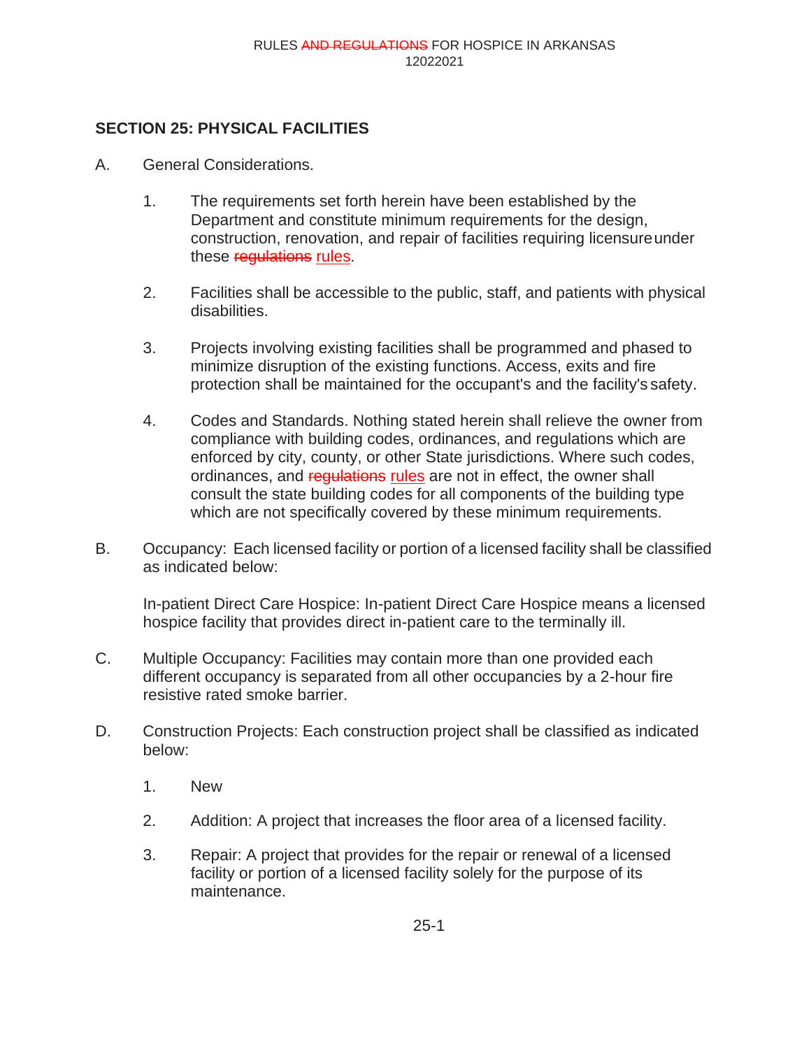## SECTION 25: PHYSICAL FACILITIES

A. General Considerations.

1. The requirements set forth herein have been established by the Department and constitute minimum requirements for the design, construction, renovation, and repair of facilities requiring licensure under these ~~regulations~~ rules.

2. Facilities shall be accessible to the public, staff, and patients with physical disabilities.

3. Projects involving existing facilities shall be programmed and phased to minimize disruption of the existing functions. Access, exits and fire protection shall be maintained for the occupant's and the facility's safety.

4. Codes and Standards. Nothing stated herein shall relieve the owner from compliance with building codes, ordinances, and regulations which are enforced by city, county, or other State jurisdictions. Where such codes, ordinances, and ~~regulations~~ rules are not in effect, the owner shall consult the state building codes for all components of the building type which are not specifically covered by these minimum requirements.

B. Occupancy: Each licensed facility or portion of a licensed facility shall be classified as indicated below:

In-patient Direct Care Hospice: In-patient Direct Care Hospice means a licensed hospice facility that provides direct in-patient care to the terminally ill.

C. Multiple Occupancy: Facilities may contain more than one provided each different occupancy is separated from all other occupancies by a 2-hour fire resistive rated smoke barrier.

D. Construction Projects: Each construction project shall be classified as indicated below:

1. New

2. Addition: A project that increases the floor area of a licensed facility.

3. Repair: A project that provides for the repair or renewal of a licensed facility or portion of a licensed facility solely for the purpose of its maintenance.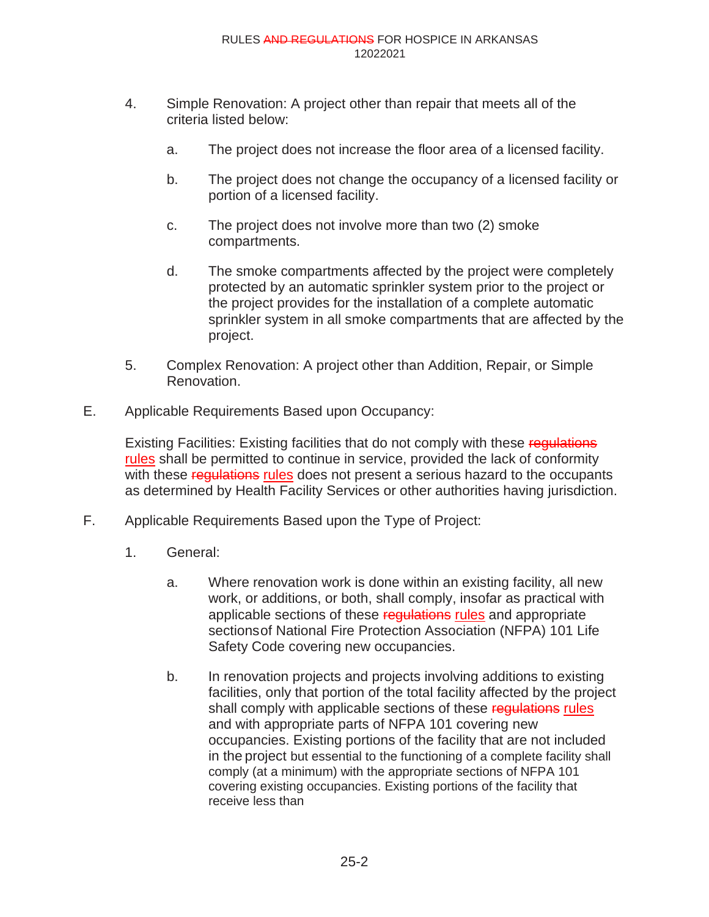4. Simple Renovation: A project other than repair that meets all of the criteria listed below:

    a. The project does not increase the floor area of a licensed facility.

    b. The project does not change the occupancy of a licensed facility or portion of a licensed facility.

    c. The project does not involve more than two (2) smoke compartments.

    d. The smoke compartments affected by the project were completely protected by an automatic sprinkler system prior to the project or the project provides for the installation of a complete automatic sprinkler system in all smoke compartments that are affected by the project.

5. Complex Renovation: A project other than Addition, Repair, or Simple Renovation.

E. Applicable Requirements Based upon Occupancy:

Existing Facilities: Existing facilities that do not comply with these ~~regulations~~ rules shall be permitted to continue in service, provided the lack of conformity with these ~~regulations~~ rules does not present a serious hazard to the occupants as determined by Health Facility Services or other authorities having jurisdiction.

F. Applicable Requirements Based upon the Type of Project:

1. General:

    a. Where renovation work is done within an existing facility, all new work, or additions, or both, shall comply, insofar as practical with applicable sections of these ~~regulations~~ rules and appropriate sections of National Fire Protection Association (NFPA) 101 Life Safety Code covering new occupancies.

    b. In renovation projects and projects involving additions to existing facilities, only that portion of the total facility affected by the project shall comply with applicable sections of these ~~regulations~~ rules and with appropriate parts of NFPA 101 covering new occupancies. Existing portions of the facility that are not included in the project but essential to the functioning of a complete facility shall comply (at a minimum) with the appropriate sections of NFPA 101 covering existing occupancies. Existing portions of the facility that receive less than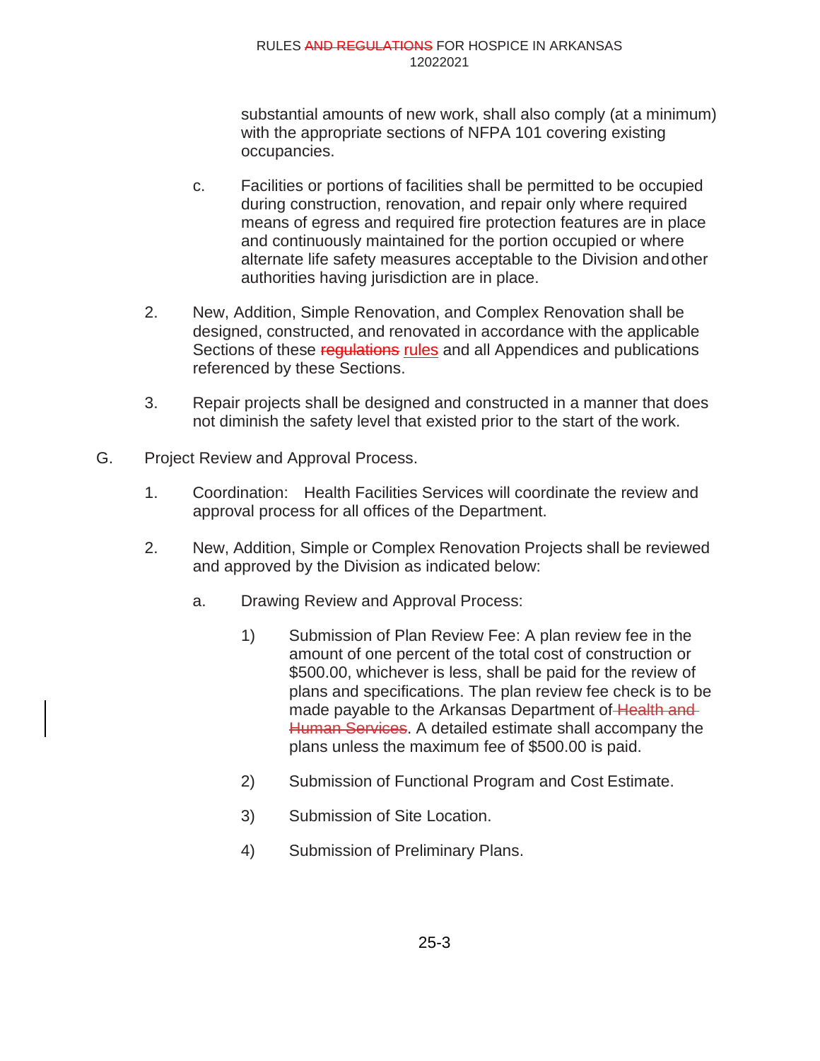substantial amounts of new work, shall also comply (at a minimum) with the appropriate sections of NFPA 101 covering existing occupancies.

c. Facilities or portions of facilities shall be permitted to be occupied during construction, renovation, and repair only where required means of egress and required fire protection features are in place and continuously maintained for the portion occupied or where alternate life safety measures acceptable to the Division and other authorities having jurisdiction are in place.

2. New, Addition, Simple Renovation, and Complex Renovation shall be designed, constructed, and renovated in accordance with the applicable Sections of these ~~regulations~~ rules and all Appendices and publications referenced by these Sections.

3. Repair projects shall be designed and constructed in a manner that does not diminish the safety level that existed prior to the start of the work.

G. Project Review and Approval Process.

1. Coordination: Health Facilities Services will coordinate the review and approval process for all offices of the Department.

2. New, Addition, Simple or Complex Renovation Projects shall be reviewed and approved by the Division as indicated below:

   a. Drawing Review and Approval Process:

      1) Submission of Plan Review Fee: A plan review fee in the amount of one percent of the total cost of construction or $500.00, whichever is less, shall be paid for the review of plans and specifications. The plan review fee check is to be made payable to the Arkansas Department of ~~Health and Human Services~~. A detailed estimate shall accompany the plans unless the maximum fee of $500.00 is paid.

      2) Submission of Functional Program and Cost Estimate.

      3) Submission of Site Location.

      4) Submission of Preliminary Plans.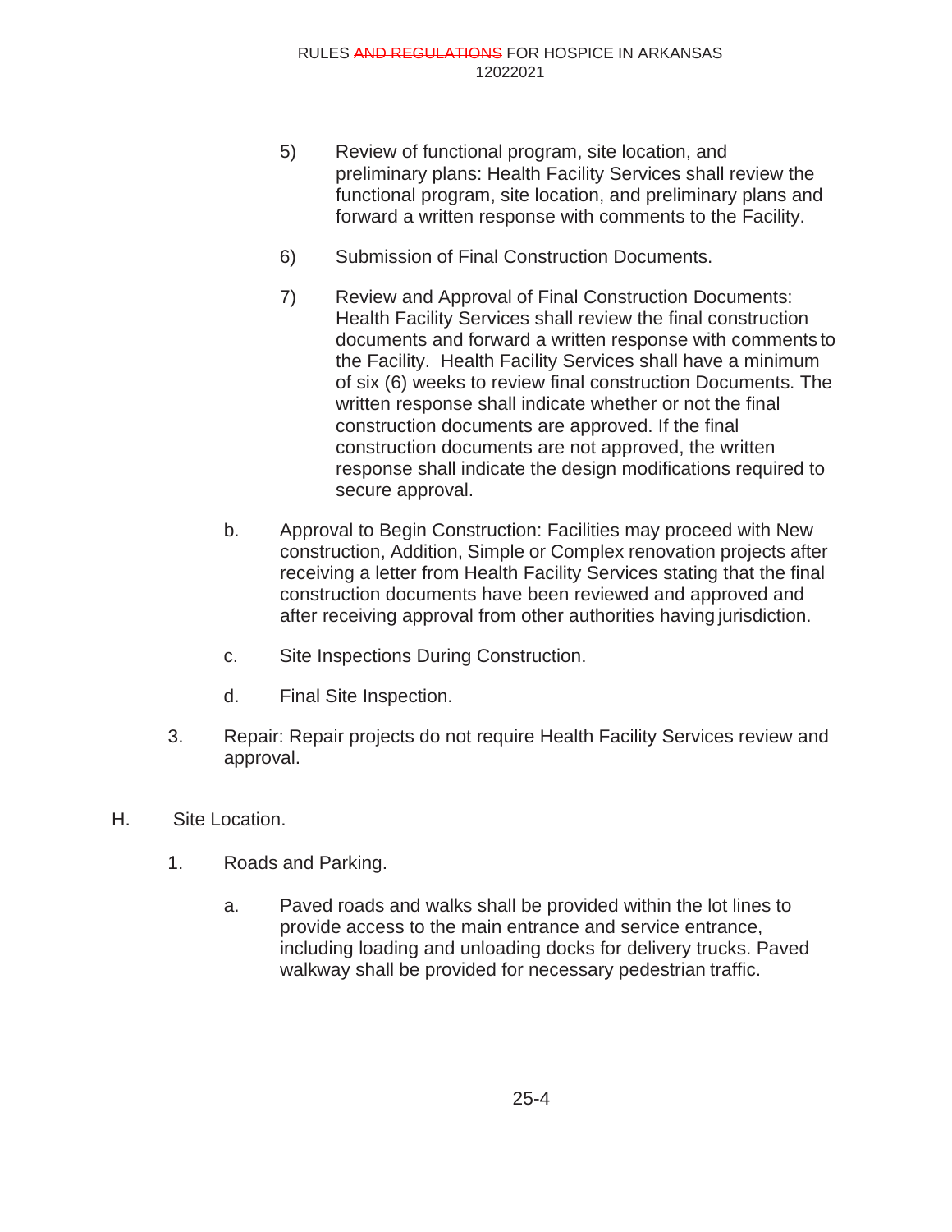5) Review of functional program, site location, and preliminary plans: Health Facility Services shall review the functional program, site location, and preliminary plans and forward a written response with comments to the Facility.

6) Submission of Final Construction Documents.

7) Review and Approval of Final Construction Documents: Health Facility Services shall review the final construction documents and forward a written response with comments to the Facility. Health Facility Services shall have a minimum of six (6) weeks to review final construction Documents. The written response shall indicate whether or not the final construction documents are approved. If the final construction documents are not approved, the written response shall indicate the design modifications required to secure approval.

b. Approval to Begin Construction: Facilities may proceed with New construction, Addition, Simple or Complex renovation projects after receiving a letter from Health Facility Services stating that the final construction documents have been reviewed and approved and after receiving approval from other authorities having jurisdiction.

c. Site Inspections During Construction.

d. Final Site Inspection.

3. Repair: Repair projects do not require Health Facility Services review and approval.

H. Site Location.

1. Roads and Parking.

a. Paved roads and walks shall be provided within the lot lines to provide access to the main entrance and service entrance, including loading and unloading docks for delivery trucks. Paved walkway shall be provided for necessary pedestrian traffic.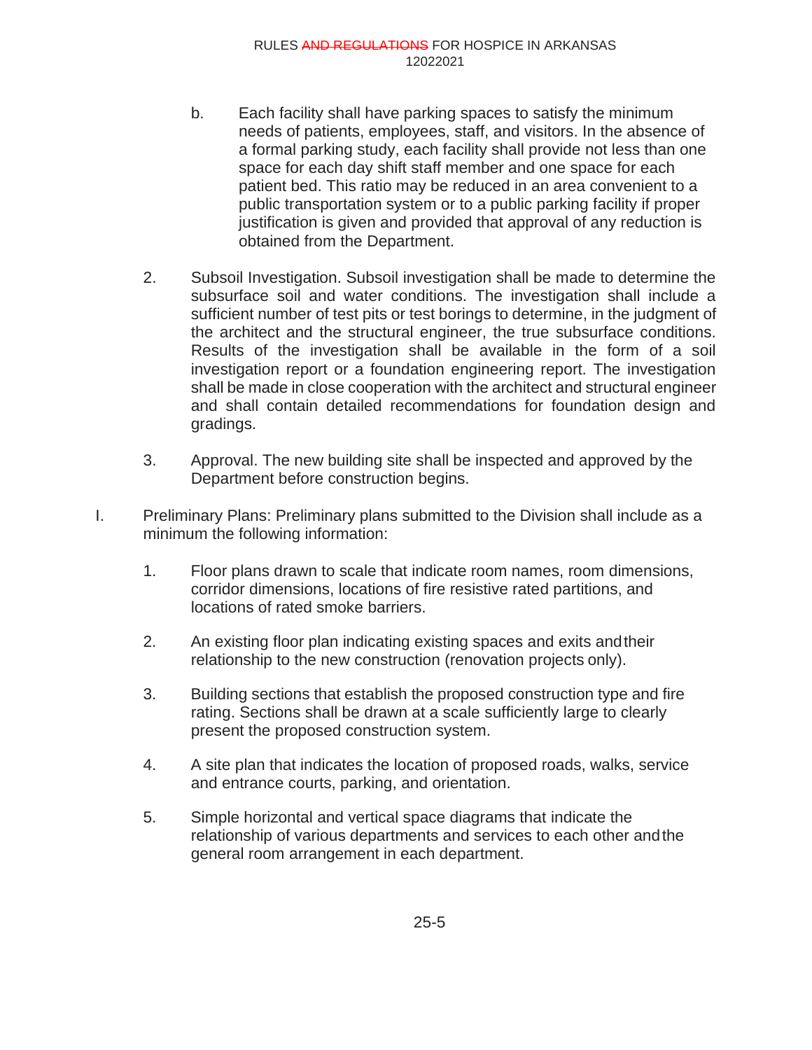b. Each facility shall have parking spaces to satisfy the minimum needs of patients, employees, staff, and visitors. In the absence of a formal parking study, each facility shall provide not less than one space for each day shift staff member and one space for each patient bed. This ratio may be reduced in an area convenient to a public transportation system or to a public parking facility if proper justification is given and provided that approval of any reduction is obtained from the Department.

2. Subsoil Investigation. Subsoil investigation shall be made to determine the subsurface soil and water conditions. The investigation shall include a sufficient number of test pits or test borings to determine, in the judgment of the architect and the structural engineer, the true subsurface conditions. Results of the investigation shall be available in the form of a soil investigation report or a foundation engineering report. The investigation shall be made in close cooperation with the architect and structural engineer and shall contain detailed recommendations for foundation design and gradings.

3. Approval. The new building site shall be inspected and approved by the Department before construction begins.

I. Preliminary Plans: Preliminary plans submitted to the Division shall include as a minimum the following information:

1. Floor plans drawn to scale that indicate room names, room dimensions, corridor dimensions, locations of fire resistive rated partitions, and locations of rated smoke barriers.

2. An existing floor plan indicating existing spaces and exits and their relationship to the new construction (renovation projects only).

3. Building sections that establish the proposed construction type and fire rating. Sections shall be drawn at a scale sufficiently large to clearly present the proposed construction system.

4. A site plan that indicates the location of proposed roads, walks, service and entrance courts, parking, and orientation.

5. Simple horizontal and vertical space diagrams that indicate the relationship of various departments and services to each other and the general room arrangement in each department.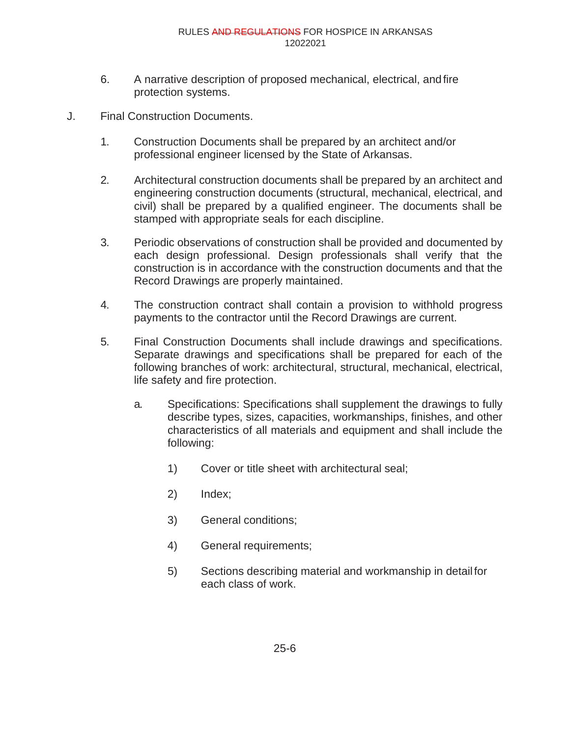6. A narrative description of proposed mechanical, electrical, and fire protection systems.

J. Final Construction Documents.

1. Construction Documents shall be prepared by an architect and/or professional engineer licensed by the State of Arkansas.

2. Architectural construction documents shall be prepared by an architect and engineering construction documents (structural, mechanical, electrical, and civil) shall be prepared by a qualified engineer. The documents shall be stamped with appropriate seals for each discipline.

3. Periodic observations of construction shall be provided and documented by each design professional. Design professionals shall verify that the construction is in accordance with the construction documents and that the Record Drawings are properly maintained.

4. The construction contract shall contain a provision to withhold progress payments to the contractor until the Record Drawings are current.

5. Final Construction Documents shall include drawings and specifications. Separate drawings and specifications shall be prepared for each of the following branches of work: architectural, structural, mechanical, electrical, life safety and fire protection.

   a. Specifications: Specifications shall supplement the drawings to fully describe types, sizes, capacities, workmanships, finishes, and other characteristics of all materials and equipment and shall include the following:

      1) Cover or title sheet with architectural seal;

      2) Index;

      3) General conditions;

      4) General requirements;

      5) Sections describing material and workmanship in detail for each class of work.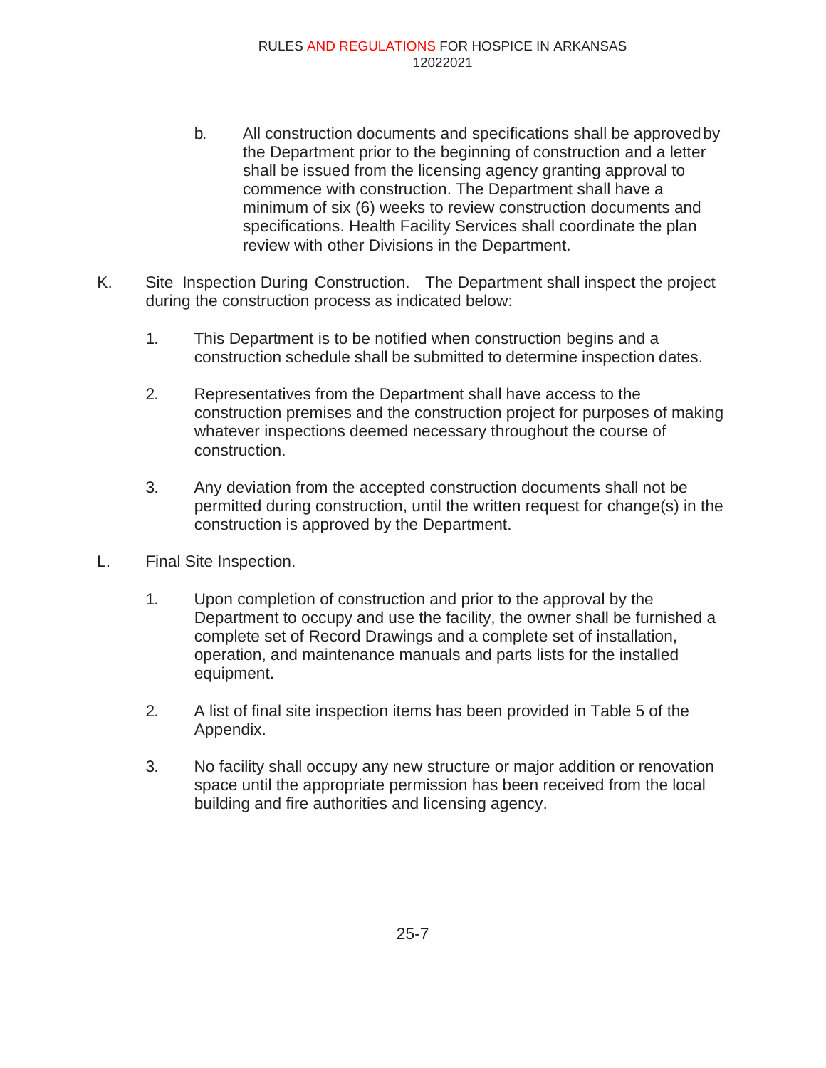b. All construction documents and specifications shall be approved by the Department prior to the beginning of construction and a letter shall be issued from the licensing agency granting approval to commence with construction. The Department shall have a minimum of six (6) weeks to review construction documents and specifications. Health Facility Services shall coordinate the plan review with other Divisions in the Department.

K. Site Inspection During Construction. The Department shall inspect the project during the construction process as indicated below:

1. This Department is to be notified when construction begins and a construction schedule shall be submitted to determine inspection dates.

2. Representatives from the Department shall have access to the construction premises and the construction project for purposes of making whatever inspections deemed necessary throughout the course of construction.

3. Any deviation from the accepted construction documents shall not be permitted during construction, until the written request for change(s) in the construction is approved by the Department.

L. Final Site Inspection.

1. Upon completion of construction and prior to the approval by the Department to occupy and use the facility, the owner shall be furnished a complete set of Record Drawings and a complete set of installation, operation, and maintenance manuals and parts lists for the installed equipment.

2. A list of final site inspection items has been provided in Table 5 of the Appendix.

3. No facility shall occupy any new structure or major addition or renovation space until the appropriate permission has been received from the local building and fire authorities and licensing agency.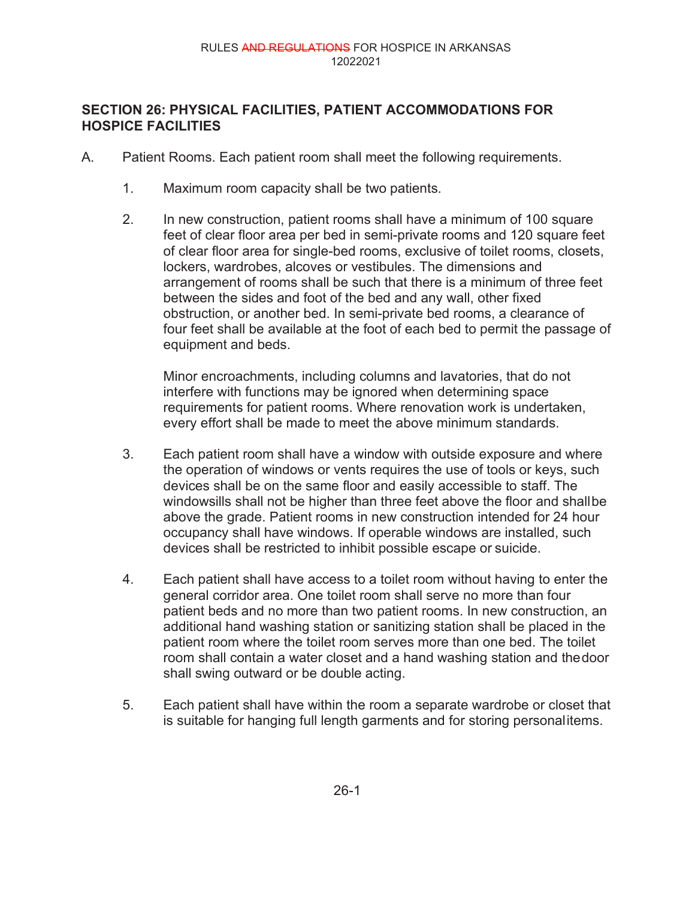## SECTION 26: PHYSICAL FACILITIES, PATIENT ACCOMMODATIONS FOR HOSPICE FACILITIES

A. Patient Rooms. Each patient room shall meet the following requirements.

1. Maximum room capacity shall be two patients.

2. In new construction, patient rooms shall have a minimum of 100 square feet of clear floor area per bed in semi-private rooms and 120 square feet of clear floor area for single-bed rooms, exclusive of toilet rooms, closets, lockers, wardrobes, alcoves or vestibules. The dimensions and arrangement of rooms shall be such that there is a minimum of three feet between the sides and foot of the bed and any wall, other fixed obstruction, or another bed. In semi-private bed rooms, a clearance of four feet shall be available at the foot of each bed to permit the passage of equipment and beds.

   Minor encroachments, including columns and lavatories, that do not interfere with functions may be ignored when determining space requirements for patient rooms. Where renovation work is undertaken, every effort shall be made to meet the above minimum standards.

3. Each patient room shall have a window with outside exposure and where the operation of windows or vents requires the use of tools or keys, such devices shall be on the same floor and easily accessible to staff. The windowsills shall not be higher than three feet above the floor and shall be above the grade. Patient rooms in new construction intended for 24 hour occupancy shall have windows. If operable windows are installed, such devices shall be restricted to inhibit possible escape or suicide.

4. Each patient shall have access to a toilet room without having to enter the general corridor area. One toilet room shall serve no more than four patient beds and no more than two patient rooms. In new construction, an additional hand washing station or sanitizing station shall be placed in the patient room where the toilet room serves more than one bed. The toilet room shall contain a water closet and a hand washing station and the door shall swing outward or be double acting.

5. Each patient shall have within the room a separate wardrobe or closet that is suitable for hanging full length garments and for storing personal items.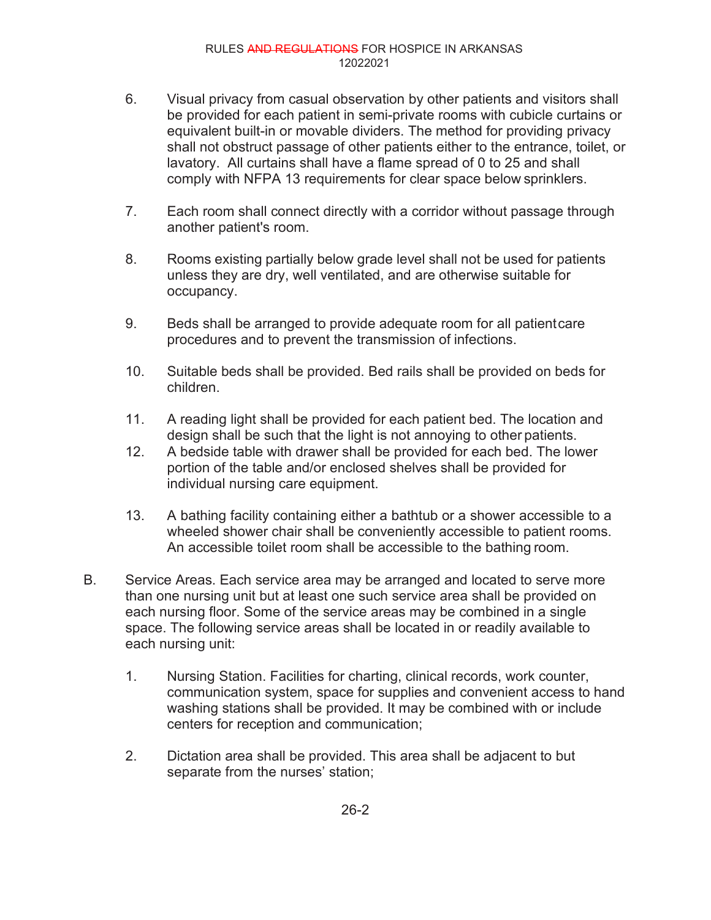6. Visual privacy from casual observation by other patients and visitors shall be provided for each patient in semi-private rooms with cubicle curtains or equivalent built-in or movable dividers. The method for providing privacy shall not obstruct passage of other patients either to the entrance, toilet, or lavatory. All curtains shall have a flame spread of 0 to 25 and shall comply with NFPA 13 requirements for clear space below sprinklers.

7. Each room shall connect directly with a corridor without passage through another patient's room.

8. Rooms existing partially below grade level shall not be used for patients unless they are dry, well ventilated, and are otherwise suitable for occupancy.

9. Beds shall be arranged to provide adequate room for all patient care procedures and to prevent the transmission of infections.

10. Suitable beds shall be provided. Bed rails shall be provided on beds for children.

11. A reading light shall be provided for each patient bed. The location and design shall be such that the light is not annoying to other patients.

12. A bedside table with drawer shall be provided for each bed. The lower portion of the table and/or enclosed shelves shall be provided for individual nursing care equipment.

13. A bathing facility containing either a bathtub or a shower accessible to a wheeled shower chair shall be conveniently accessible to patient rooms. An accessible toilet room shall be accessible to the bathing room.

B. Service Areas. Each service area may be arranged and located to serve more than one nursing unit but at least one such service area shall be provided on each nursing floor. Some of the service areas may be combined in a single space. The following service areas shall be located in or readily available to each nursing unit:

   1. Nursing Station. Facilities for charting, clinical records, work counter, communication system, space for supplies and convenient access to hand washing stations shall be provided. It may be combined with or include centers for reception and communication;

   2. Dictation area shall be provided. This area shall be adjacent to but separate from the nurses' station;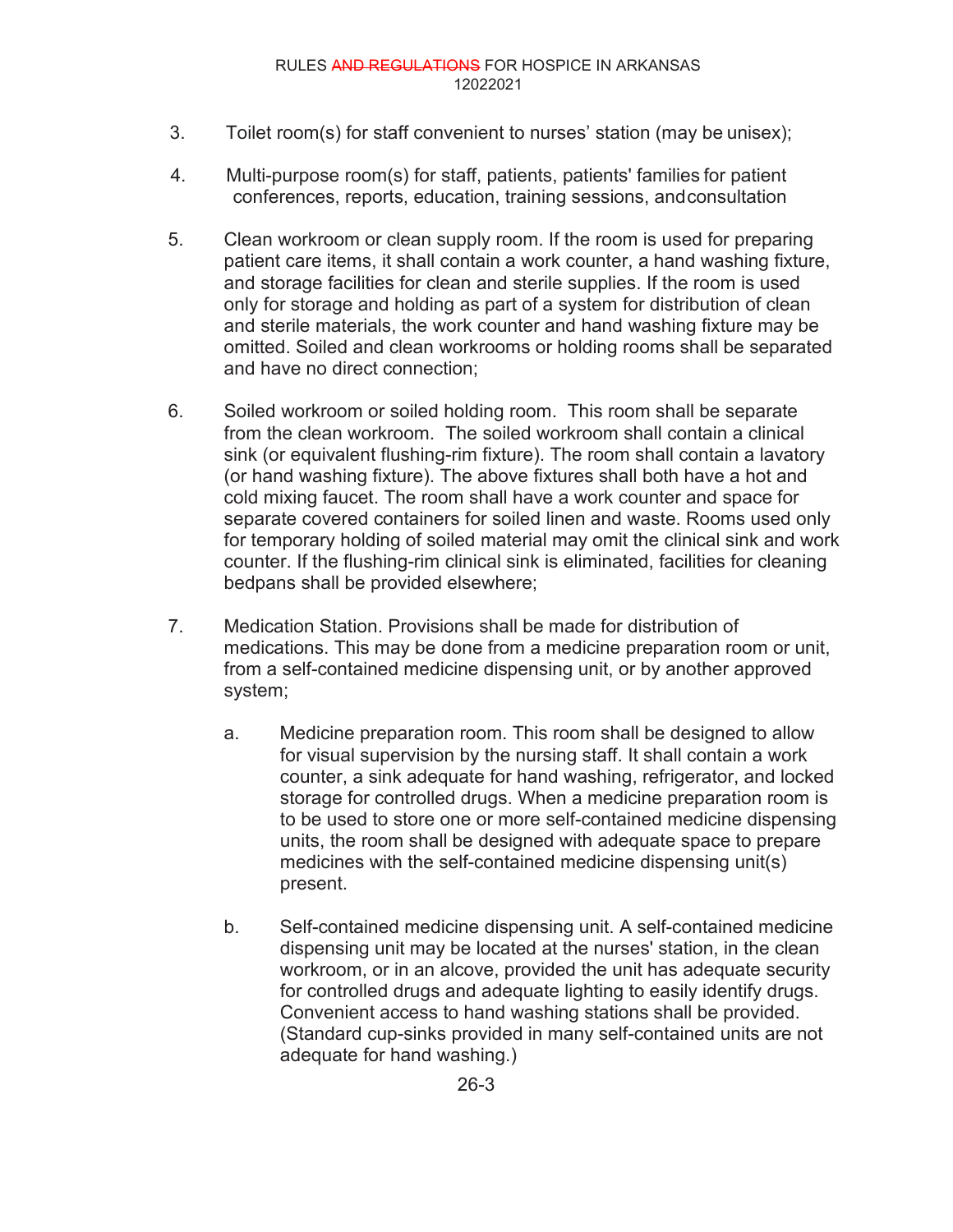3. Toilet room(s) for staff convenient to nurses' station (may be unisex);

4. Multi-purpose room(s) for staff, patients, patients' families for patient conferences, reports, education, training sessions, and consultation

5. Clean workroom or clean supply room. If the room is used for preparing patient care items, it shall contain a work counter, a hand washing fixture, and storage facilities for clean and sterile supplies. If the room is used only for storage and holding as part of a system for distribution of clean and sterile materials, the work counter and hand washing fixture may be omitted. Soiled and clean workrooms or holding rooms shall be separated and have no direct connection;

6. Soiled workroom or soiled holding room. This room shall be separate from the clean workroom. The soiled workroom shall contain a clinical sink (or equivalent flushing-rim fixture). The room shall contain a lavatory (or hand washing fixture). The above fixtures shall both have a hot and cold mixing faucet. The room shall have a work counter and space for separate covered containers for soiled linen and waste. Rooms used only for temporary holding of soiled material may omit the clinical sink and work counter. If the flushing-rim clinical sink is eliminated, facilities for cleaning bedpans shall be provided elsewhere;

7. Medication Station. Provisions shall be made for distribution of medications. This may be done from a medicine preparation room or unit, from a self-contained medicine dispensing unit, or by another approved system;

    a. Medicine preparation room. This room shall be designed to allow for visual supervision by the nursing staff. It shall contain a work counter, a sink adequate for hand washing, refrigerator, and locked storage for controlled drugs. When a medicine preparation room is to be used to store one or more self-contained medicine dispensing units, the room shall be designed with adequate space to prepare medicines with the self-contained medicine dispensing unit(s) present.

    b. Self-contained medicine dispensing unit. A self-contained medicine dispensing unit may be located at the nurses' station, in the clean workroom, or in an alcove, provided the unit has adequate security for controlled drugs and adequate lighting to easily identify drugs. Convenient access to hand washing stations shall be provided. (Standard cup-sinks provided in many self-contained units are not adequate for hand washing.)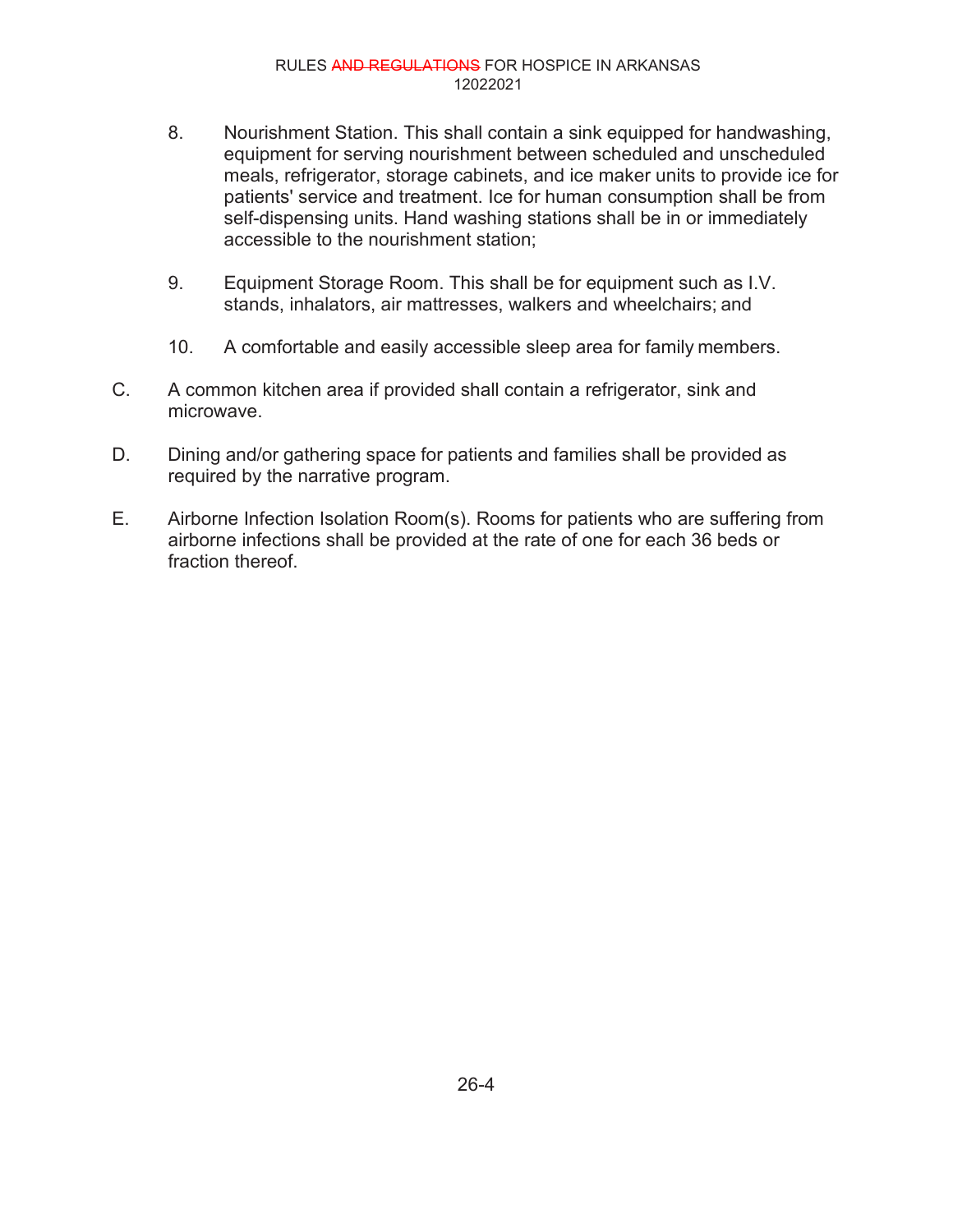8. Nourishment Station. This shall contain a sink equipped for handwashing, equipment for serving nourishment between scheduled and unscheduled meals, refrigerator, storage cabinets, and ice maker units to provide ice for patients' service and treatment. Ice for human consumption shall be from self-dispensing units. Hand washing stations shall be in or immediately accessible to the nourishment station;

9. Equipment Storage Room. This shall be for equipment such as I.V. stands, inhalators, air mattresses, walkers and wheelchairs; and

10. A comfortable and easily accessible sleep area for family members.

C. A common kitchen area if provided shall contain a refrigerator, sink and microwave.

D. Dining and/or gathering space for patients and families shall be provided as required by the narrative program.

E. Airborne Infection Isolation Room(s). Rooms for patients who are suffering from airborne infections shall be provided at the rate of one for each 36 beds or fraction thereof.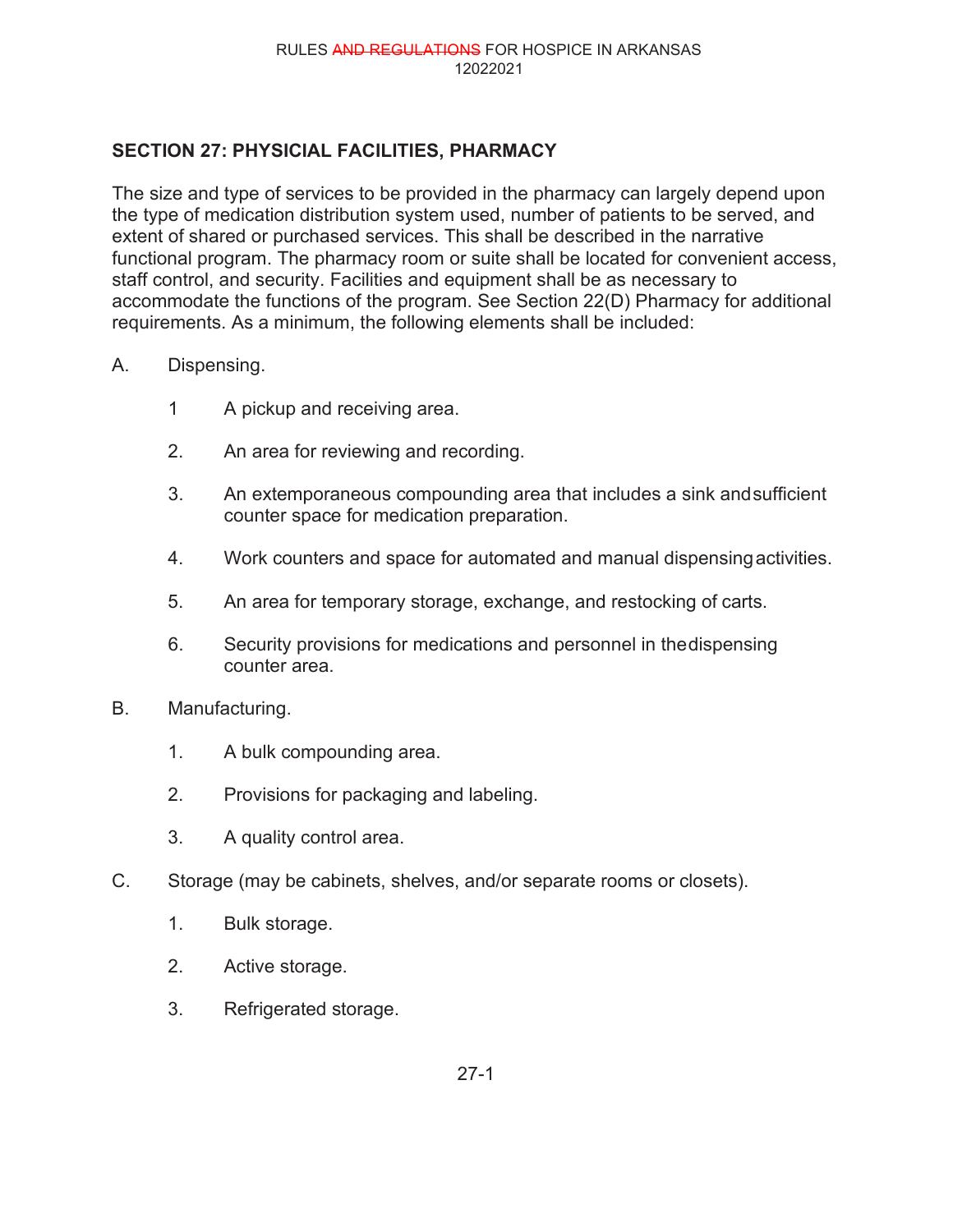## SECTION 27: PHYSICIAL FACILITIES, PHARMACY

The size and type of services to be provided in the pharmacy can largely depend upon the type of medication distribution system used, number of patients to be served, and extent of shared or purchased services. This shall be described in the narrative functional program. The pharmacy room or suite shall be located for convenient access, staff control, and security. Facilities and equipment shall be as necessary to accommodate the functions of the program. See Section 22(D) Pharmacy for additional requirements. As a minimum, the following elements shall be included:

A. Dispensing.

1 A pickup and receiving area.

2. An area for reviewing and recording.

3. An extemporaneous compounding area that includes a sink and sufficient counter space for medication preparation.

4. Work counters and space for automated and manual dispensing activities.

5. An area for temporary storage, exchange, and restocking of carts.

6. Security provisions for medications and personnel in the dispensing counter area.

B. Manufacturing.

1. A bulk compounding area.

2. Provisions for packaging and labeling.

3. A quality control area.

C. Storage (may be cabinets, shelves, and/or separate rooms or closets).

1. Bulk storage.

2. Active storage.

3. Refrigerated storage.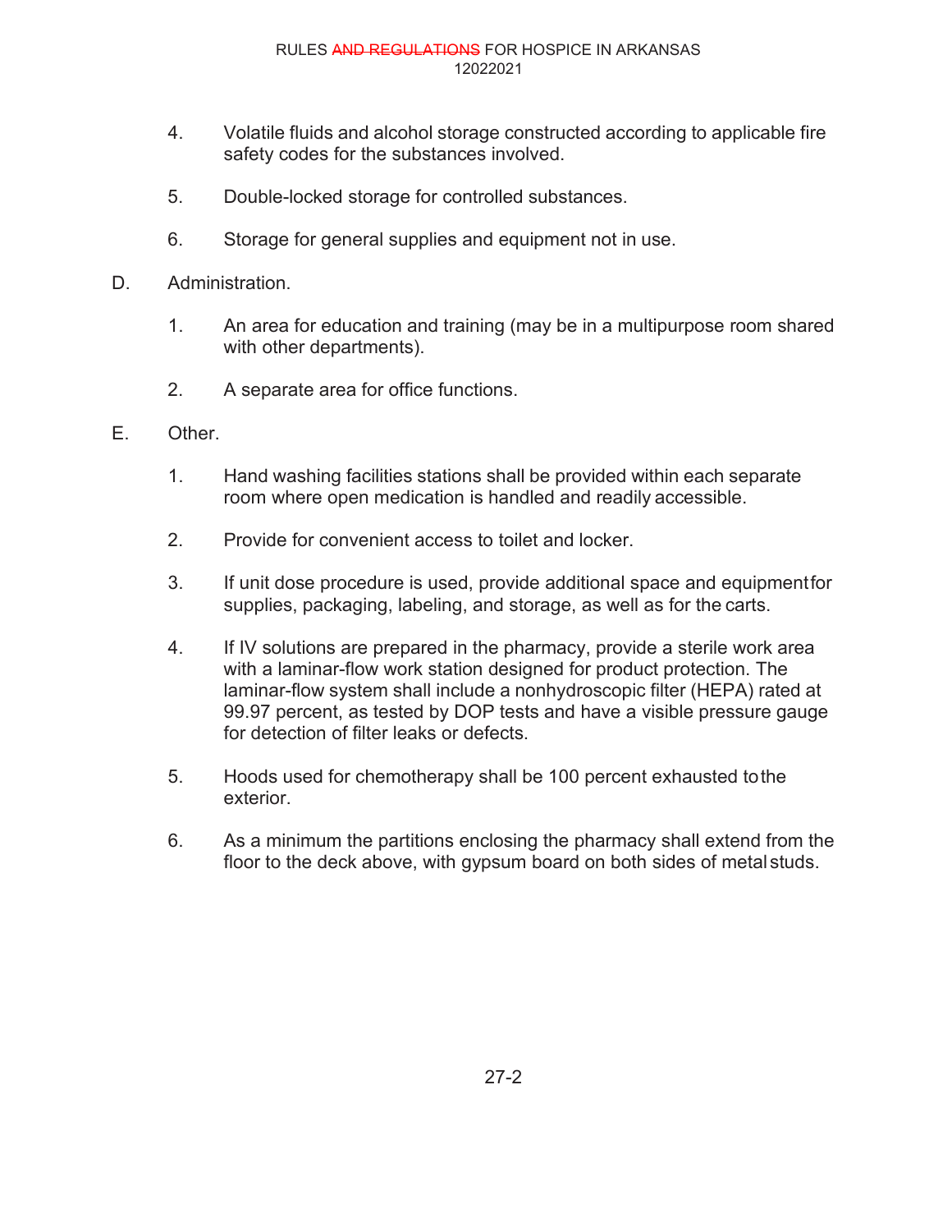4. Volatile fluids and alcohol storage constructed according to applicable fire safety codes for the substances involved.

5. Double-locked storage for controlled substances.

6. Storage for general supplies and equipment not in use.

D. Administration.

1. An area for education and training (may be in a multipurpose room shared with other departments).

2. A separate area for office functions.

E. Other.

1. Hand washing facilities stations shall be provided within each separate room where open medication is handled and readily accessible.

2. Provide for convenient access to toilet and locker.

3. If unit dose procedure is used, provide additional space and equipment for supplies, packaging, labeling, and storage, as well as for the carts.

4. If IV solutions are prepared in the pharmacy, provide a sterile work area with a laminar-flow work station designed for product protection. The laminar-flow system shall include a nonhydroscopic filter (HEPA) rated at 99.97 percent, as tested by DOP tests and have a visible pressure gauge for detection of filter leaks or defects.

5. Hoods used for chemotherapy shall be 100 percent exhausted to the exterior.

6. As a minimum the partitions enclosing the pharmacy shall extend from the floor to the deck above, with gypsum board on both sides of metal studs.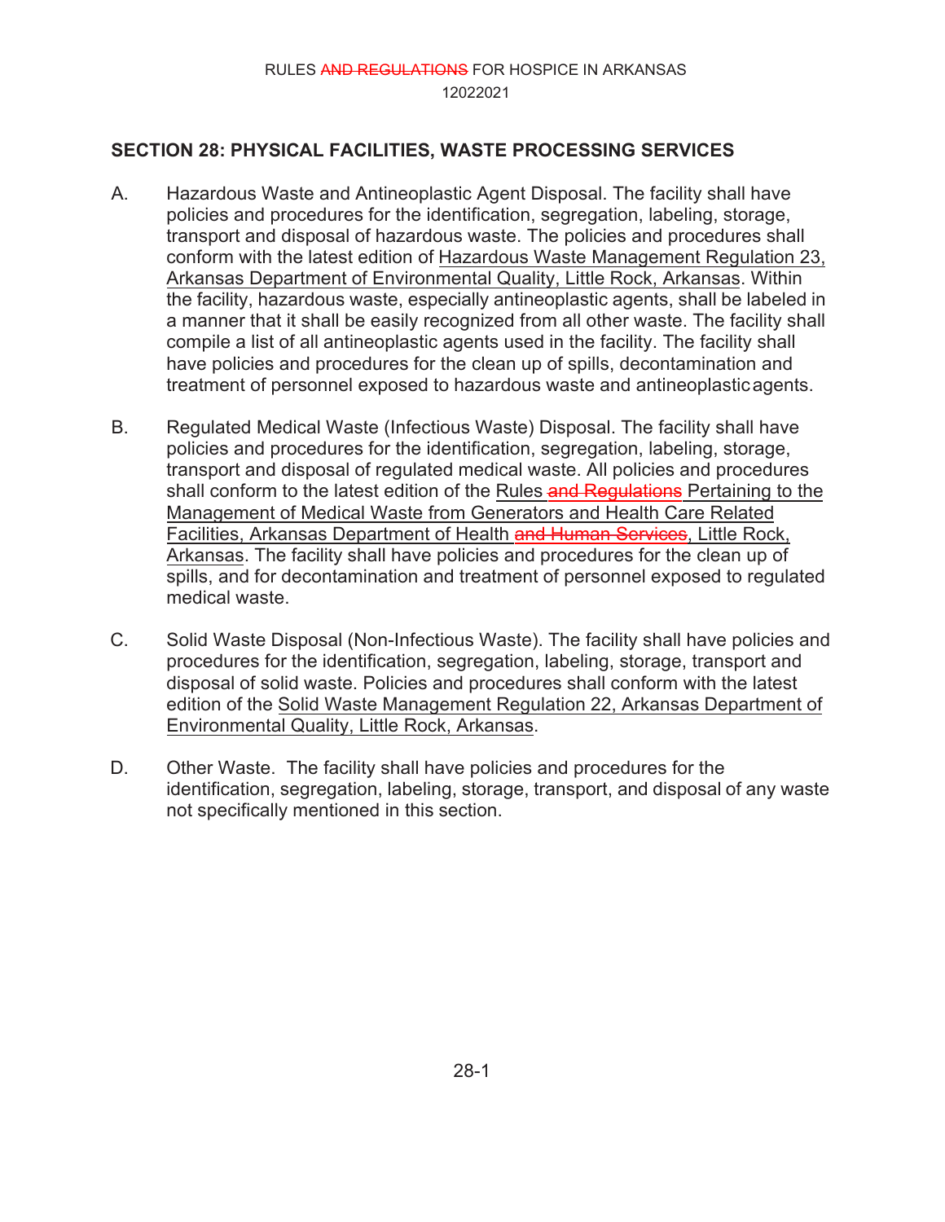## SECTION 28: PHYSICAL FACILITIES, WASTE PROCESSING SERVICES

A. Hazardous Waste and Antineoplastic Agent Disposal. The facility shall have policies and procedures for the identification, segregation, labeling, storage, transport and disposal of hazardous waste. The policies and procedures shall conform with the latest edition of Hazardous Waste Management Regulation 23, Arkansas Department of Environmental Quality, Little Rock, Arkansas. Within the facility, hazardous waste, especially antineoplastic agents, shall be labeled in a manner that it shall be easily recognized from all other waste. The facility shall compile a list of all antineoplastic agents used in the facility. The facility shall have policies and procedures for the clean up of spills, decontamination and treatment of personnel exposed to hazardous waste and antineoplastic agents.

B. Regulated Medical Waste (Infectious Waste) Disposal. The facility shall have policies and procedures for the identification, segregation, labeling, storage, transport and disposal of regulated medical waste. All policies and procedures shall conform to the latest edition of the Rules ~~and Regulations~~ Pertaining to the Management of Medical Waste from Generators and Health Care Related Facilities, Arkansas Department of Health ~~and Human Services~~, Little Rock, Arkansas. The facility shall have policies and procedures for the clean up of spills, and for decontamination and treatment of personnel exposed to regulated medical waste.

C. Solid Waste Disposal (Non-Infectious Waste). The facility shall have policies and procedures for the identification, segregation, labeling, storage, transport and disposal of solid waste. Policies and procedures shall conform with the latest edition of the Solid Waste Management Regulation 22, Arkansas Department of Environmental Quality, Little Rock, Arkansas.

D. Other Waste. The facility shall have policies and procedures for the identification, segregation, labeling, storage, transport, and disposal of any waste not specifically mentioned in this section.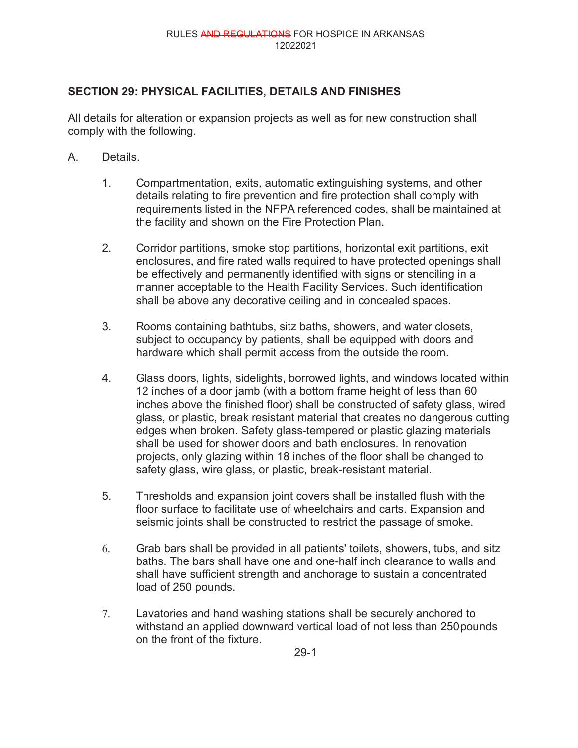## SECTION 29: PHYSICAL FACILITIES, DETAILS AND FINISHES

All details for alteration or expansion projects as well as for new construction shall comply with the following.

A. Details.

1. Compartmentation, exits, automatic extinguishing systems, and other details relating to fire prevention and fire protection shall comply with requirements listed in the NFPA referenced codes, shall be maintained at the facility and shown on the Fire Protection Plan.

2. Corridor partitions, smoke stop partitions, horizontal exit partitions, exit enclosures, and fire rated walls required to have protected openings shall be effectively and permanently identified with signs or stenciling in a manner acceptable to the Health Facility Services. Such identification shall be above any decorative ceiling and in concealed spaces.

3. Rooms containing bathtubs, sitz baths, showers, and water closets, subject to occupancy by patients, shall be equipped with doors and hardware which shall permit access from the outside the room.

4. Glass doors, lights, sidelights, borrowed lights, and windows located within 12 inches of a door jamb (with a bottom frame height of less than 60 inches above the finished floor) shall be constructed of safety glass, wired glass, or plastic, break resistant material that creates no dangerous cutting edges when broken. Safety glass-tempered or plastic glazing materials shall be used for shower doors and bath enclosures. In renovation projects, only glazing within 18 inches of the floor shall be changed to safety glass, wire glass, or plastic, break-resistant material.

5. Thresholds and expansion joint covers shall be installed flush with the floor surface to facilitate use of wheelchairs and carts. Expansion and seismic joints shall be constructed to restrict the passage of smoke.

6. Grab bars shall be provided in all patients' toilets, showers, tubs, and sitz baths. The bars shall have one and one-half inch clearance to walls and shall have sufficient strength and anchorage to sustain a concentrated load of 250 pounds.

7. Lavatories and hand washing stations shall be securely anchored to withstand an applied downward vertical load of not less than 250 pounds on the front of the fixture.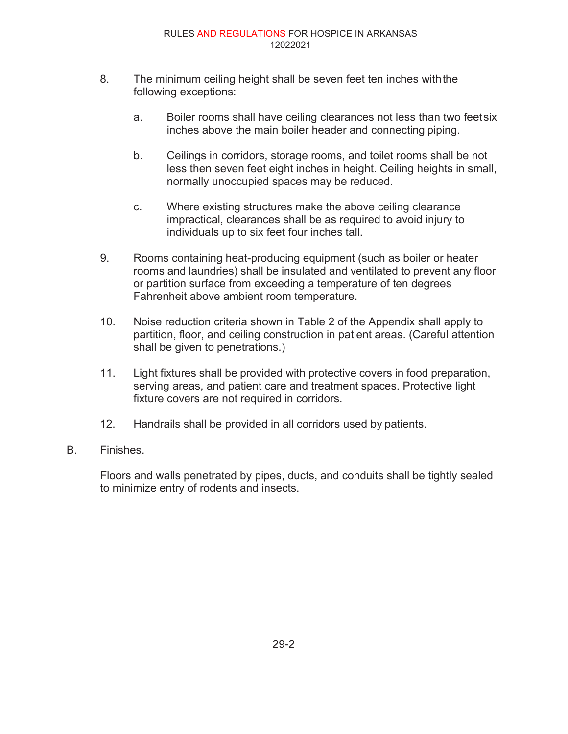8. The minimum ceiling height shall be seven feet ten inches with the following exceptions:

    a. Boiler rooms shall have ceiling clearances not less than two feet six inches above the main boiler header and connecting piping.

    b. Ceilings in corridors, storage rooms, and toilet rooms shall be not less then seven feet eight inches in height. Ceiling heights in small, normally unoccupied spaces may be reduced.

    c. Where existing structures make the above ceiling clearance impractical, clearances shall be as required to avoid injury to individuals up to six feet four inches tall.

9. Rooms containing heat-producing equipment (such as boiler or heater rooms and laundries) shall be insulated and ventilated to prevent any floor or partition surface from exceeding a temperature of ten degrees Fahrenheit above ambient room temperature.

10. Noise reduction criteria shown in Table 2 of the Appendix shall apply to partition, floor, and ceiling construction in patient areas. (Careful attention shall be given to penetrations.)

11. Light fixtures shall be provided with protective covers in food preparation, serving areas, and patient care and treatment spaces. Protective light fixture covers are not required in corridors.

12. Handrails shall be provided in all corridors used by patients.

B. Finishes.

Floors and walls penetrated by pipes, ducts, and conduits shall be tightly sealed to minimize entry of rodents and insects.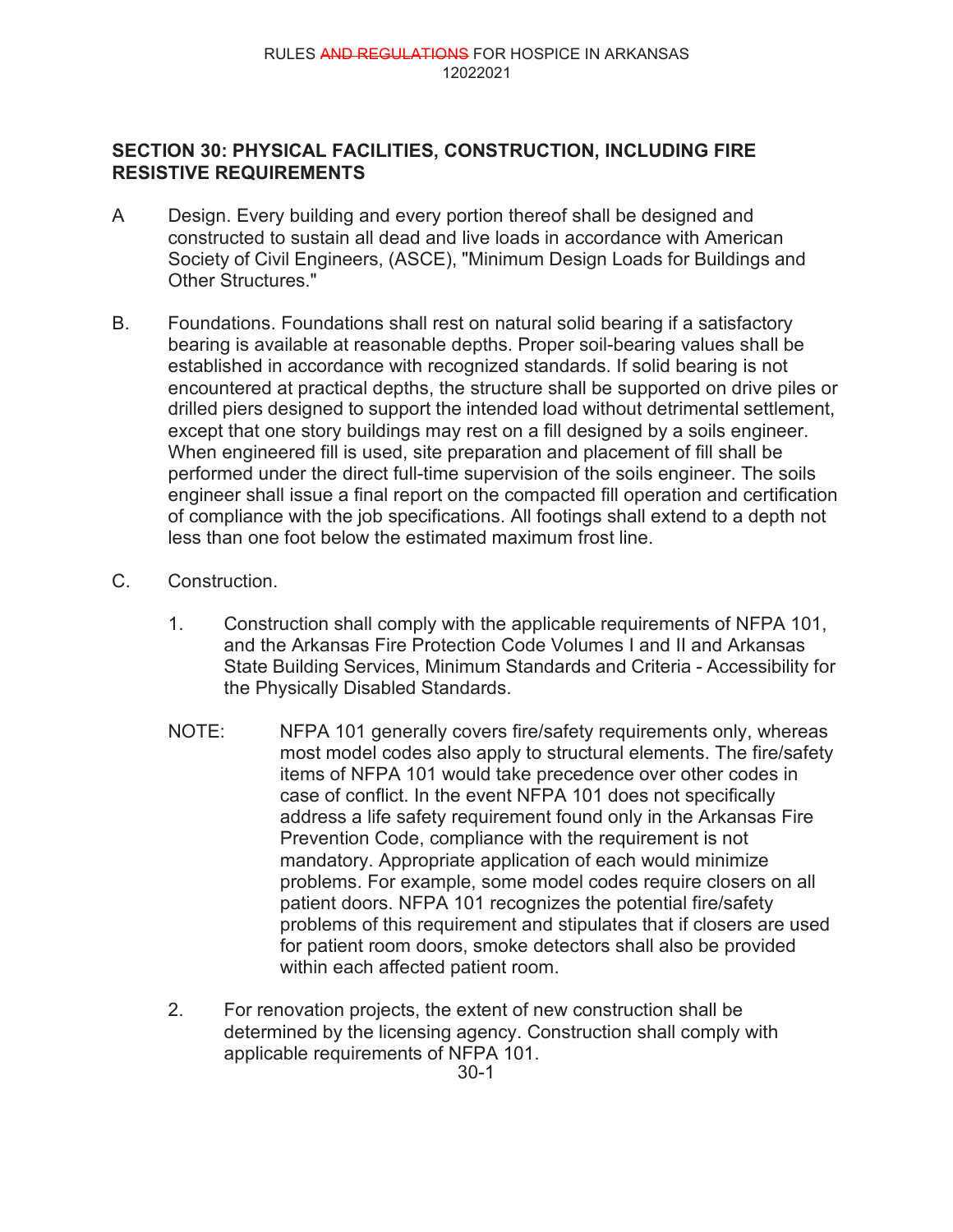## SECTION 30: PHYSICAL FACILITIES, CONSTRUCTION, INCLUDING FIRE RESISTIVE REQUIREMENTS

A Design. Every building and every portion thereof shall be designed and constructed to sustain all dead and live loads in accordance with American Society of Civil Engineers, (ASCE), "Minimum Design Loads for Buildings and Other Structures."

B. Foundations. Foundations shall rest on natural solid bearing if a satisfactory bearing is available at reasonable depths. Proper soil-bearing values shall be established in accordance with recognized standards. If solid bearing is not encountered at practical depths, the structure shall be supported on drive piles or drilled piers designed to support the intended load without detrimental settlement, except that one story buildings may rest on a fill designed by a soils engineer. When engineered fill is used, site preparation and placement of fill shall be performed under the direct full-time supervision of the soils engineer. The soils engineer shall issue a final report on the compacted fill operation and certification of compliance with the job specifications. All footings shall extend to a depth not less than one foot below the estimated maximum frost line.

C. Construction.

1. Construction shall comply with the applicable requirements of NFPA 101, and the Arkansas Fire Protection Code Volumes I and II and Arkansas State Building Services, Minimum Standards and Criteria - Accessibility for the Physically Disabled Standards.

NOTE: NFPA 101 generally covers fire/safety requirements only, whereas most model codes also apply to structural elements. The fire/safety items of NFPA 101 would take precedence over other codes in case of conflict. In the event NFPA 101 does not specifically address a life safety requirement found only in the Arkansas Fire Prevention Code, compliance with the requirement is not mandatory. Appropriate application of each would minimize problems. For example, some model codes require closers on all patient doors. NFPA 101 recognizes the potential fire/safety problems of this requirement and stipulates that if closers are used for patient room doors, smoke detectors shall also be provided within each affected patient room.

2. For renovation projects, the extent of new construction shall be determined by the licensing agency. Construction shall comply with applicable requirements of NFPA 101.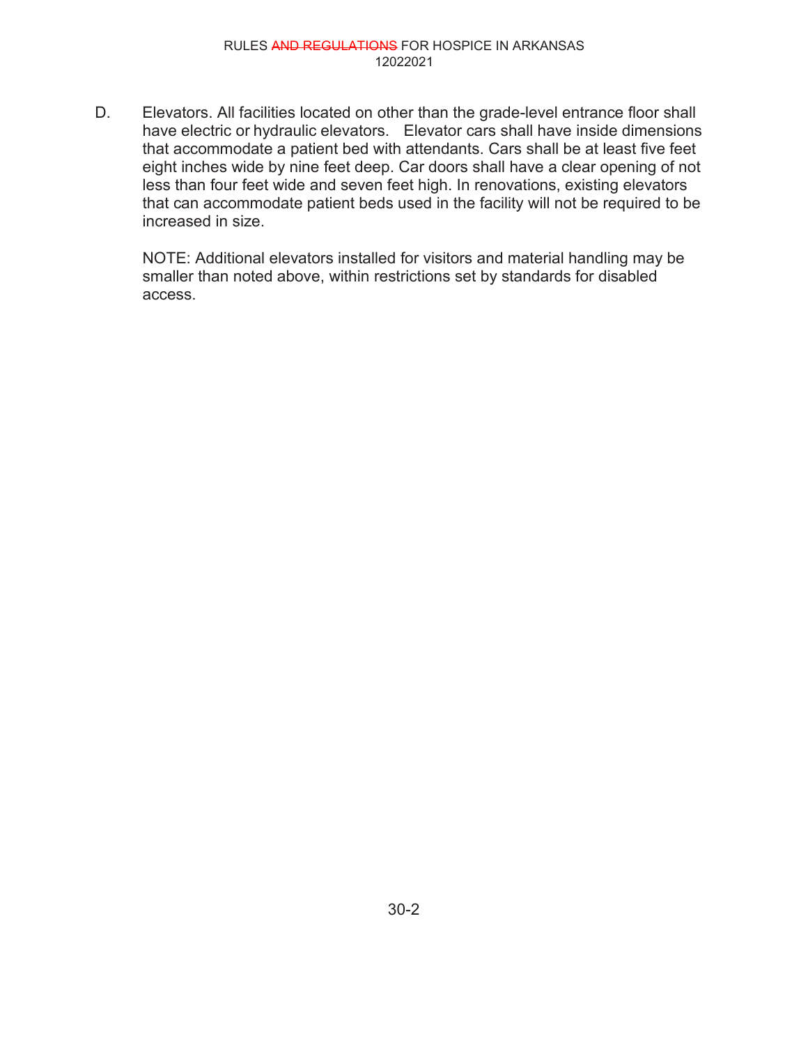D. Elevators. All facilities located on other than the grade-level entrance floor shall have electric or hydraulic elevators. Elevator cars shall have inside dimensions that accommodate a patient bed with attendants. Cars shall be at least five feet eight inches wide by nine feet deep. Car doors shall have a clear opening of not less than four feet wide and seven feet high. In renovations, existing elevators that can accommodate patient beds used in the facility will not be required to be increased in size.

NOTE: Additional elevators installed for visitors and material handling may be smaller than noted above, within restrictions set by standards for disabled access.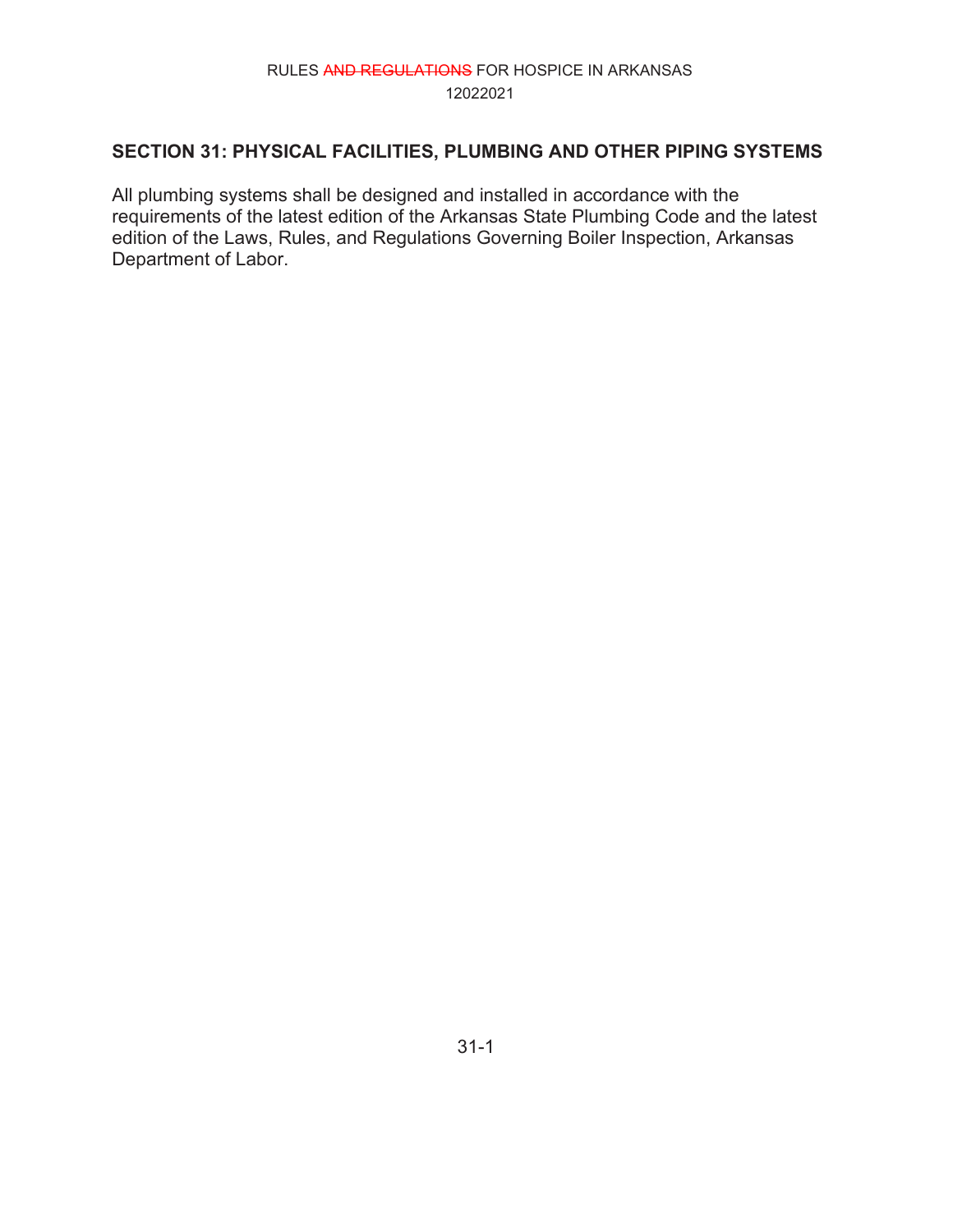## SECTION 31: PHYSICAL FACILITIES, PLUMBING AND OTHER PIPING SYSTEMS

All plumbing systems shall be designed and installed in accordance with the requirements of the latest edition of the Arkansas State Plumbing Code and the latest edition of the Laws, Rules, and Regulations Governing Boiler Inspection, Arkansas Department of Labor.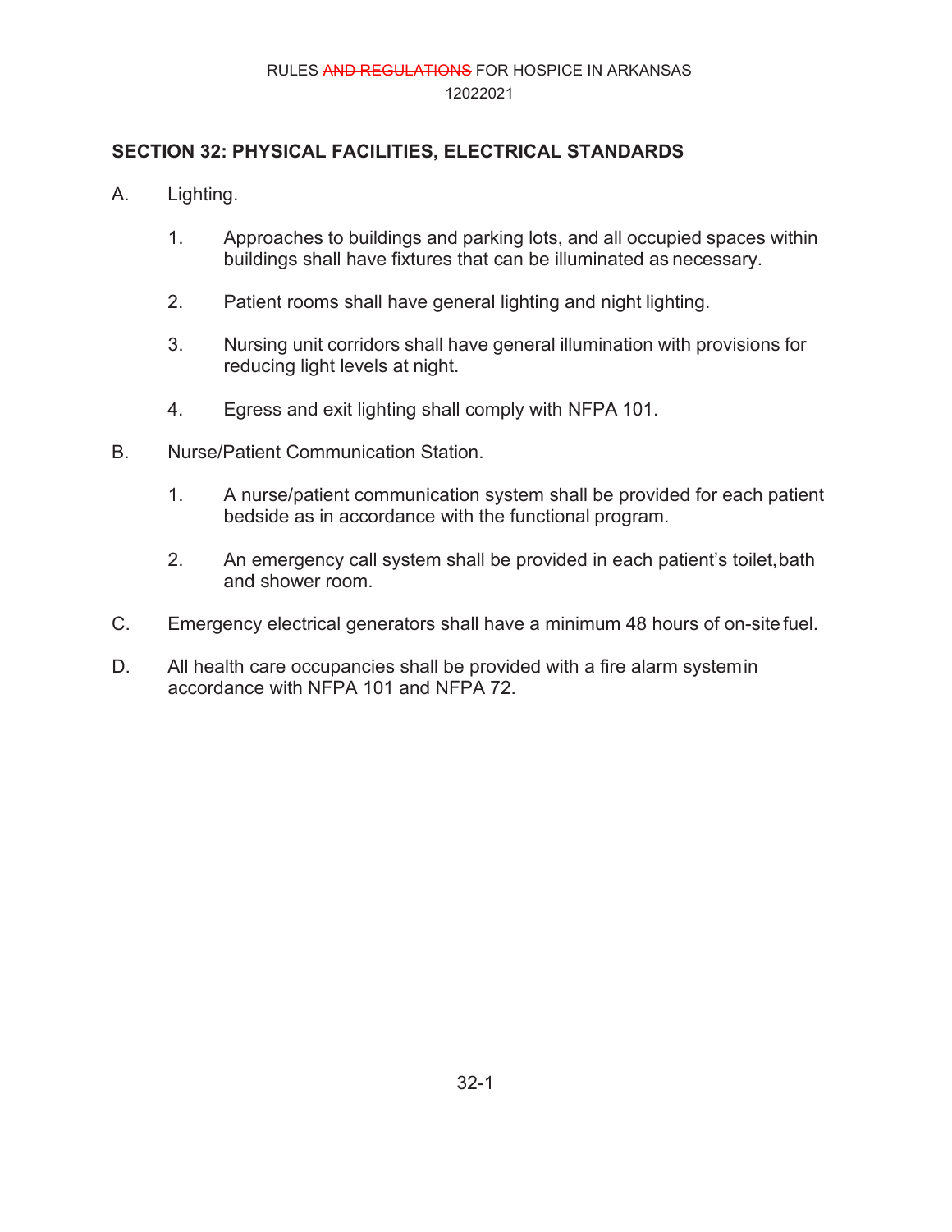## SECTION 32: PHYSICAL FACILITIES, ELECTRICAL STANDARDS

A. Lighting.

1. Approaches to buildings and parking lots, and all occupied spaces within buildings shall have fixtures that can be illuminated as necessary.

2. Patient rooms shall have general lighting and night lighting.

3. Nursing unit corridors shall have general illumination with provisions for reducing light levels at night.

4. Egress and exit lighting shall comply with NFPA 101.

B. Nurse/Patient Communication Station.

1. A nurse/patient communication system shall be provided for each patient bedside as in accordance with the functional program.

2. An emergency call system shall be provided in each patient's toilet, bath and shower room.

C. Emergency electrical generators shall have a minimum 48 hours of on-site fuel.

D. All health care occupancies shall be provided with a fire alarm system in accordance with NFPA 101 and NFPA 72.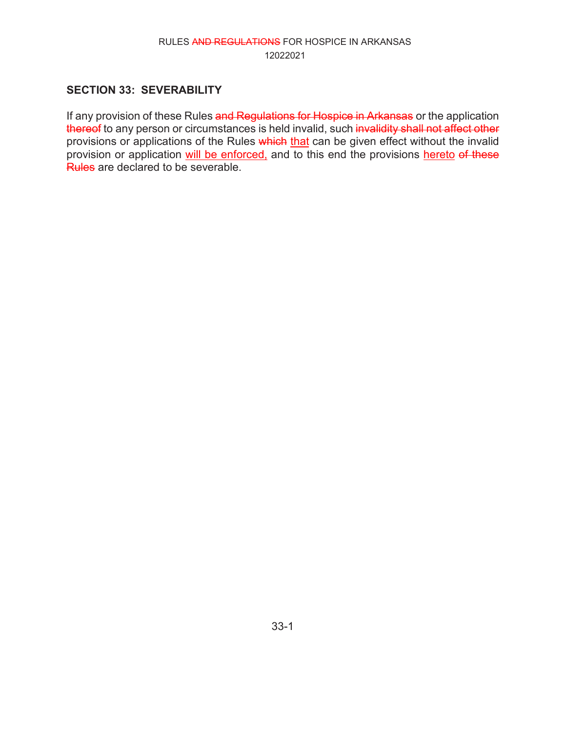## SECTION 33: SEVERABILITY

If any provision of these Rules ~~and Regulations for Hospice in Arkansas~~ or the application ~~thereof~~ to any person or circumstances is held invalid, such ~~invalidity shall not affect other~~ provisions or applications of the Rules ~~which~~ that can be given effect without the invalid provision or application will be enforced, and to this end the provisions hereto ~~of these Rules~~ are declared to be severable.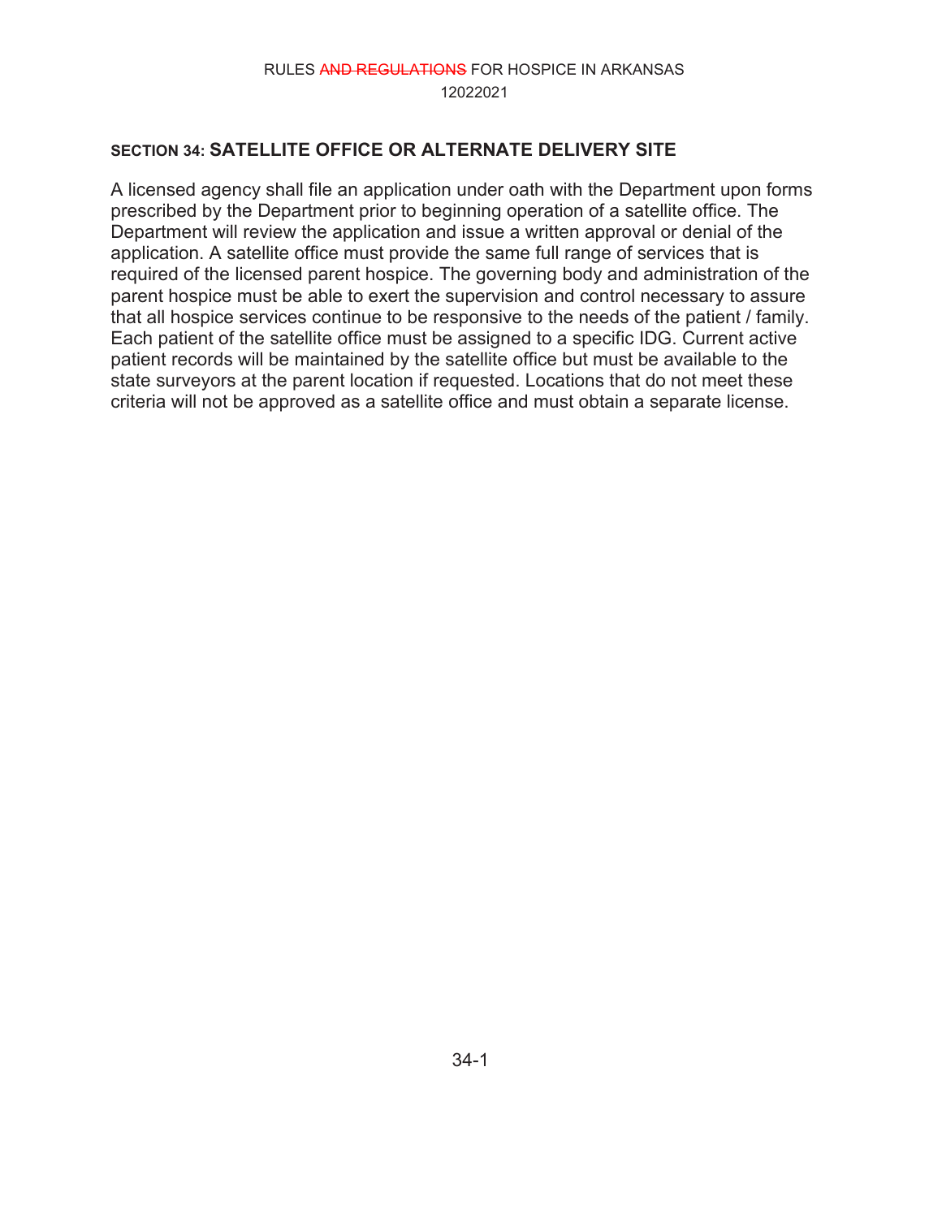## SECTION 34: SATELLITE OFFICE OR ALTERNATE DELIVERY SITE

A licensed agency shall file an application under oath with the Department upon forms prescribed by the Department prior to beginning operation of a satellite office. The Department will review the application and issue a written approval or denial of the application. A satellite office must provide the same full range of services that is required of the licensed parent hospice. The governing body and administration of the parent hospice must be able to exert the supervision and control necessary to assure that all hospice services continue to be responsive to the needs of the patient / family. Each patient of the satellite office must be assigned to a specific IDG. Current active patient records will be maintained by the satellite office but must be available to the state surveyors at the parent location if requested. Locations that do not meet these criteria will not be approved as a satellite office and must obtain a separate license.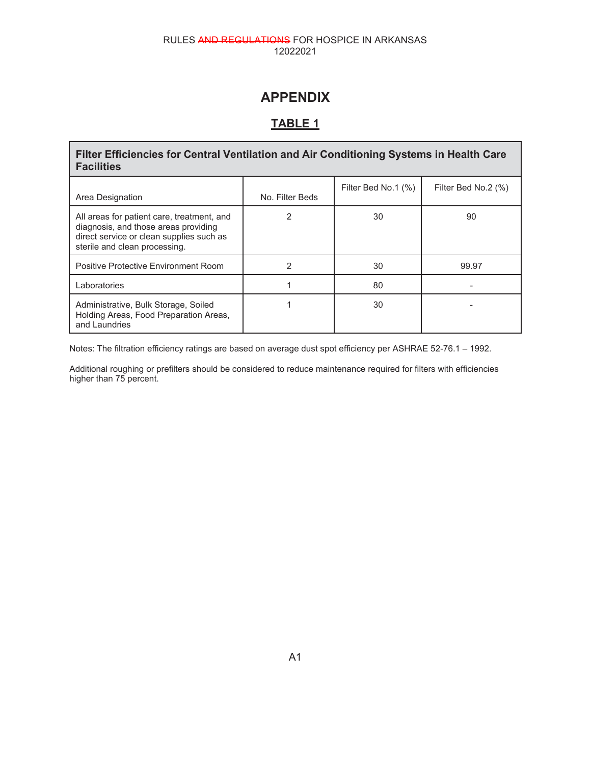# APPENDIX

## TABLE 1

**Filter Efficiencies for Central Ventilation and Air Conditioning Systems in Health Care Facilities**

| Area Designation | No. Filter Beds | Filter Bed No.1 (%) | Filter Bed No.2 (%) |
|---|---|---|---|
| All areas for patient care, treatment, and diagnosis, and those areas providing direct service or clean supplies such as sterile and clean processing. | 2 | 30 | 90 |
| Positive Protective Environment Room | 2 | 30 | 99.97 |
| Laboratories | 1 | 80 | - |
| Administrative, Bulk Storage, Soiled Holding Areas, Food Preparation Areas, and Laundries | 1 | 30 | - |

Notes: The filtration efficiency ratings are based on average dust spot efficiency per ASHRAE 52-76.1 – 1992.

Additional roughing or prefilters should be considered to reduce maintenance required for filters with efficiencies higher than 75 percent.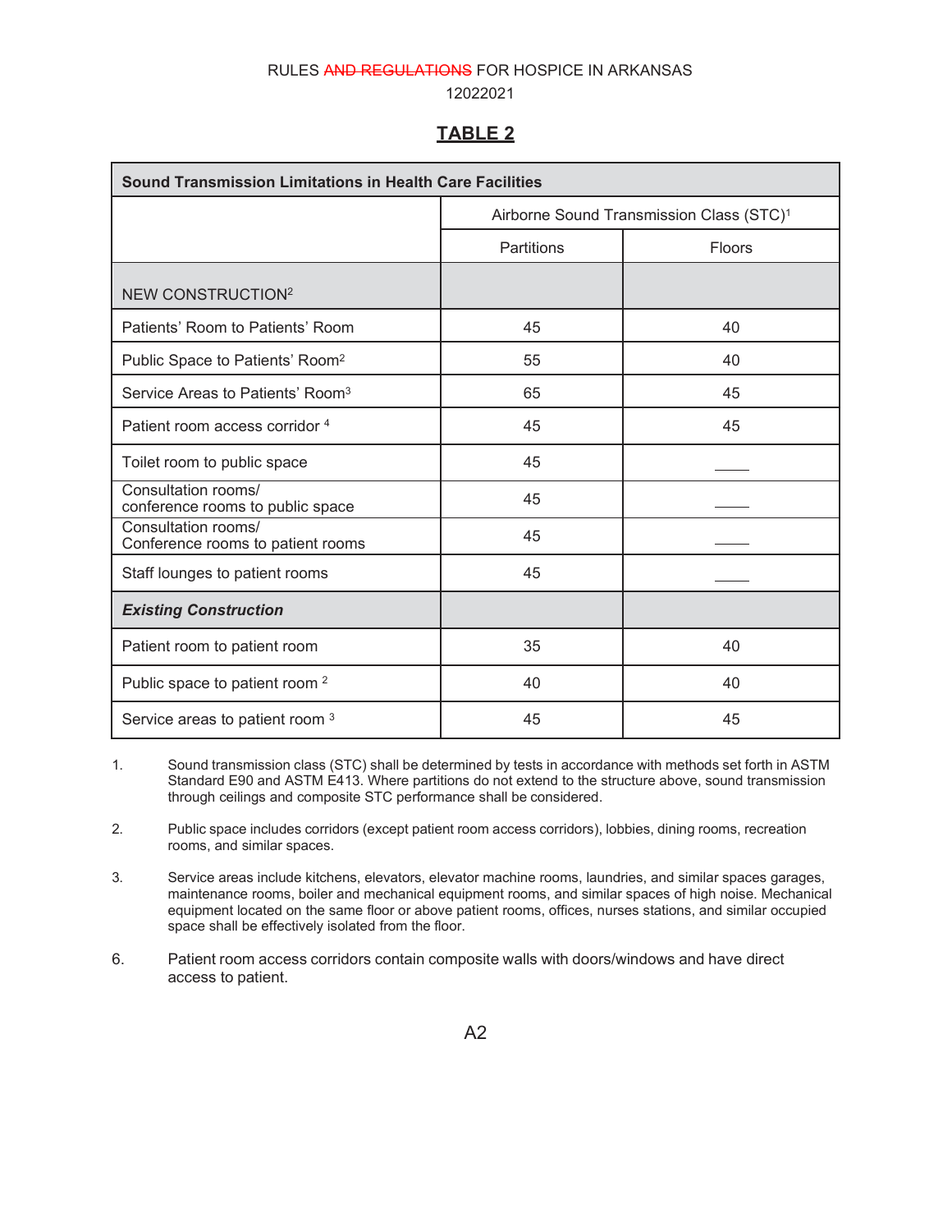## TABLE 2

| Sound Transmission Limitations in Health Care Facilities | | |
|---|---|---|
| | Airborne Sound Transmission Class (STC)[1] | |
| | Partitions | Floors |
| NEW CONSTRUCTION[2] | | |
| Patients' Room to Patients' Room | 45 | 40 |
| Public Space to Patients' Room[2] | 55 | 40 |
| Service Areas to Patients' Room[3] | 65 | 45 |
| Patient room access corridor [4] | 45 | 45 |
| Toilet room to public space | 45 | ____ |
| Consultation rooms/ conference rooms to public space | 45 | ____ |
| Consultation rooms/ Conference rooms to patient rooms | 45 | ____ |
| Staff lounges to patient rooms | 45 | ____ |
| ***Existing Construction*** | | |
| Patient room to patient room | 35 | 40 |
| Public space to patient room [2] | 40 | 40 |
| Service areas to patient room [3] | 45 | 45 |

1. Sound transmission class (STC) shall be determined by tests in accordance with methods set forth in ASTM Standard E90 and ASTM E413. Where partitions do not extend to the structure above, sound transmission through ceilings and composite STC performance shall be considered.

2. Public space includes corridors (except patient room access corridors), lobbies, dining rooms, recreation rooms, and similar spaces.

3. Service areas include kitchens, elevators, elevator machine rooms, laundries, and similar spaces garages, maintenance rooms, boiler and mechanical equipment rooms, and similar spaces of high noise. Mechanical equipment located on the same floor or above patient rooms, offices, nurses stations, and similar occupied space shall be effectively isolated from the floor.

6. Patient room access corridors contain composite walls with doors/windows and have direct access to patient.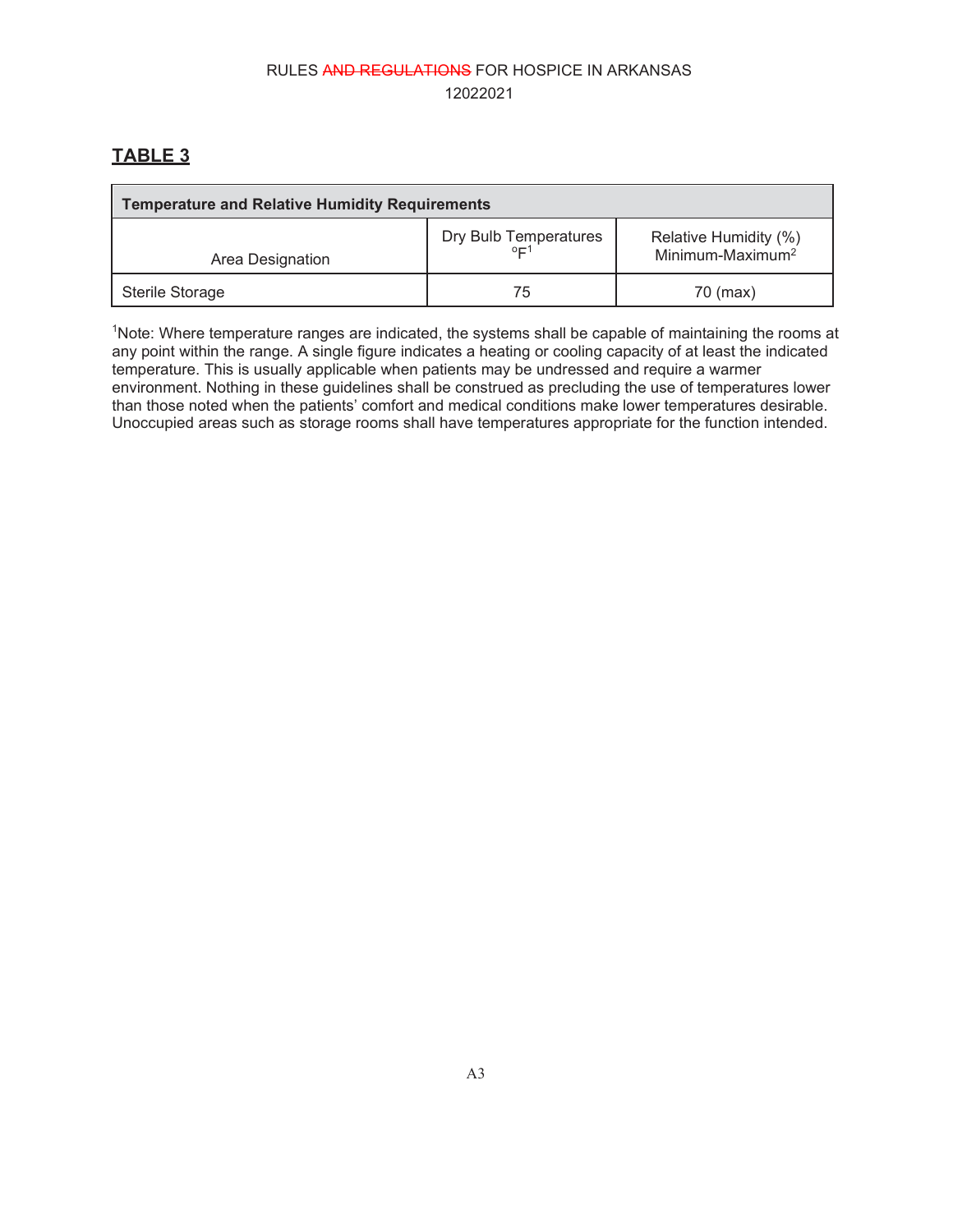## TABLE 3

| Temperature and Relative Humidity Requirements | | |
|---|---|---|
| Area Designation | Dry Bulb Temperatures °F[1] | Relative Humidity (%) Minimum-Maximum[2] |
| Sterile Storage | 75 | 70 (max) |

[1]Note: Where temperature ranges are indicated, the systems shall be capable of maintaining the rooms at any point within the range. A single figure indicates a heating or cooling capacity of at least the indicated temperature. This is usually applicable when patients may be undressed and require a warmer environment. Nothing in these guidelines shall be construed as precluding the use of temperatures lower than those noted when the patients' comfort and medical conditions make lower temperatures desirable. Unoccupied areas such as storage rooms shall have temperatures appropriate for the function intended.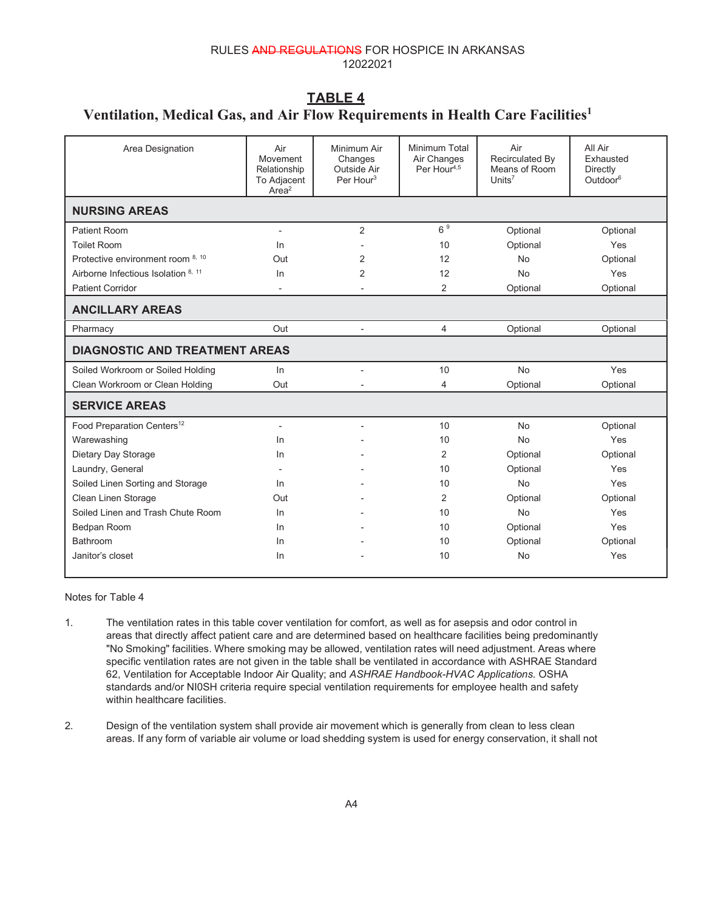## TABLE 4

## Ventilation, Medical Gas, and Air Flow Requirements in Health Care Facilities[1]

| Area Designation | Air Movement Relationship To Adjacent Area[2] | Minimum Air Changes Outside Air Per Hour[3] | Minimum Total Air Changes Per Hour[4,5] | Air Recirculated By Means of Room Units[7] | All Air Exhausted Directly Outdoor[6] |
|---|---|---|---|---|---|
| **NURSING AREAS** | | | | | |
| Patient Room | - | 2 | 6 [9] | Optional | Optional |
| Toilet Room | In | - | 10 | Optional | Yes |
| Protective environment room [8, 10] | Out | 2 | 12 | No | Optional |
| Airborne Infectious Isolation [8, 11] | In | 2 | 12 | No | Yes |
| Patient Corridor | - | - | 2 | Optional | Optional |
| **ANCILLARY AREAS** | | | | | |
| Pharmacy | Out | - | 4 | Optional | Optional |
| **DIAGNOSTIC AND TREATMENT AREAS** | | | | | |
| Soiled Workroom or Soiled Holding | In | - | 10 | No | Yes |
| Clean Workroom or Clean Holding | Out | - | 4 | Optional | Optional |
| **SERVICE AREAS** | | | | | |
| Food Preparation Centers[12] | - | - | 10 | No | Optional |
| Warewashing | In | - | 10 | No | Yes |
| Dietary Day Storage | In | - | 2 | Optional | Optional |
| Laundry, General | - | - | 10 | Optional | Yes |
| Soiled Linen Sorting and Storage | In | - | 10 | No | Yes |
| Clean Linen Storage | Out | - | 2 | Optional | Optional |
| Soiled Linen and Trash Chute Room | In | - | 10 | No | Yes |
| Bedpan Room | In | - | 10 | Optional | Yes |
| Bathroom | In | - | 10 | Optional | Optional |
| Janitor's closet | In | - | 10 | No | Yes |

Notes for Table 4

1. The ventilation rates in this table cover ventilation for comfort, as well as for asepsis and odor control in areas that directly affect patient care and are determined based on healthcare facilities being predominantly "No Smoking" facilities. Where smoking may be allowed, ventilation rates will need adjustment. Areas where specific ventilation rates are not given in the table shall be ventilated in accordance with ASHRAE Standard 62, Ventilation for Acceptable Indoor Air Quality; and *ASHRAE Handbook-HVAC Applications.* OSHA standards and/or NI0SH criteria require special ventilation requirements for employee health and safety within healthcare facilities.

2. Design of the ventilation system shall provide air movement which is generally from clean to less clean areas. If any form of variable air volume or load shedding system is used for energy conservation, it shall not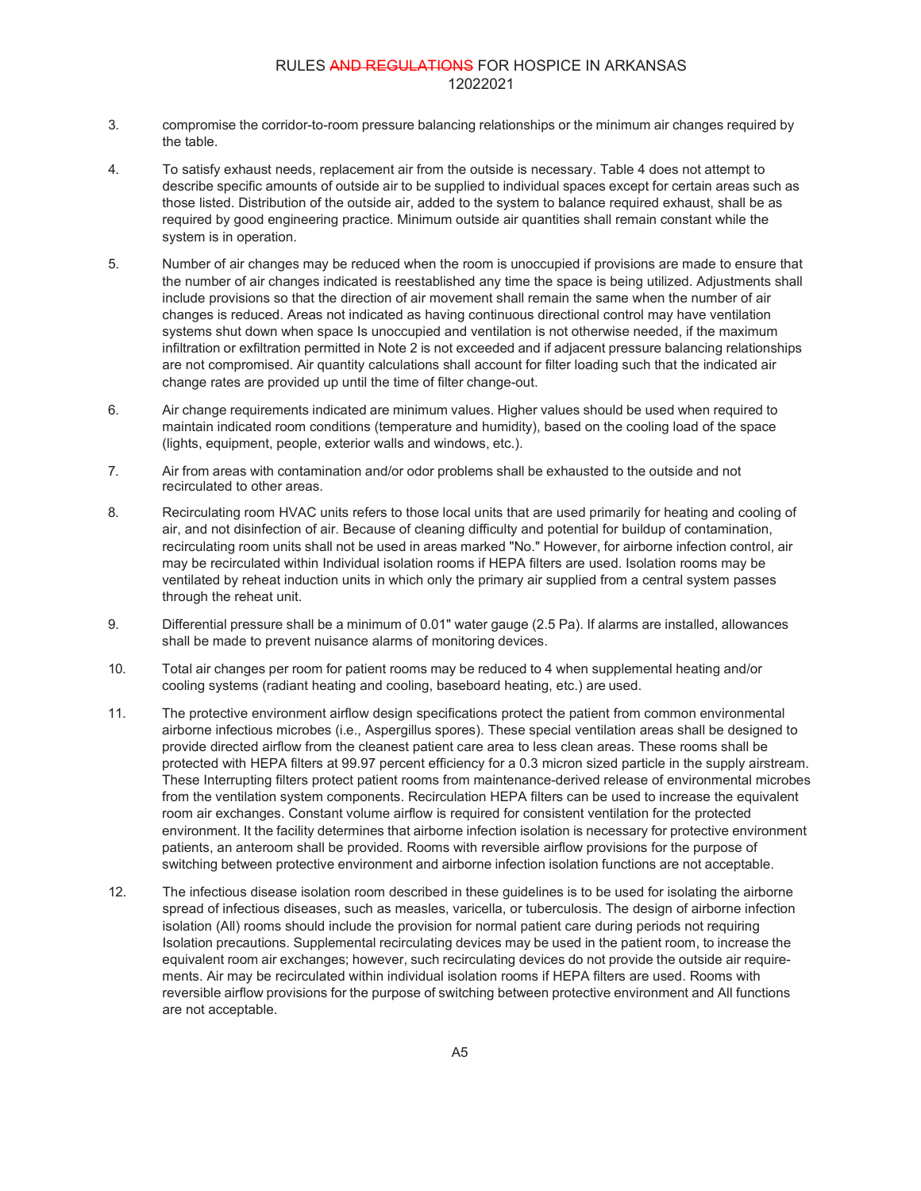3. compromise the corridor-to-room pressure balancing relationships or the minimum air changes required by the table.

4. To satisfy exhaust needs, replacement air from the outside is necessary. Table 4 does not attempt to describe specific amounts of outside air to be supplied to individual spaces except for certain areas such as those listed. Distribution of the outside air, added to the system to balance required exhaust, shall be as required by good engineering practice. Minimum outside air quantities shall remain constant while the system is in operation.

5. Number of air changes may be reduced when the room is unoccupied if provisions are made to ensure that the number of air changes indicated is reestablished any time the space is being utilized. Adjustments shall include provisions so that the direction of air movement shall remain the same when the number of air changes is reduced. Areas not indicated as having continuous directional control may have ventilation systems shut down when space Is unoccupied and ventilation is not otherwise needed, if the maximum infiltration or exfiltration permitted in Note 2 is not exceeded and if adjacent pressure balancing relationships are not compromised. Air quantity calculations shall account for filter loading such that the indicated air change rates are provided up until the time of filter change-out.

6. Air change requirements indicated are minimum values. Higher values should be used when required to maintain indicated room conditions (temperature and humidity), based on the cooling load of the space (lights, equipment, people, exterior walls and windows, etc.).

7. Air from areas with contamination and/or odor problems shall be exhausted to the outside and not recirculated to other areas.

8. Recirculating room HVAC units refers to those local units that are used primarily for heating and cooling of air, and not disinfection of air. Because of cleaning difficulty and potential for buildup of contamination, recirculating room units shall not be used in areas marked "No." However, for airborne infection control, air may be recirculated within Individual isolation rooms if HEPA filters are used. Isolation rooms may be ventilated by reheat induction units in which only the primary air supplied from a central system passes through the reheat unit.

9. Differential pressure shall be a minimum of 0.01" water gauge (2.5 Pa). If alarms are installed, allowances shall be made to prevent nuisance alarms of monitoring devices.

10. Total air changes per room for patient rooms may be reduced to 4 when supplemental heating and/or cooling systems (radiant heating and cooling, baseboard heating, etc.) are used.

11. The protective environment airflow design specifications protect the patient from common environmental airborne infectious microbes (i.e., Aspergillus spores). These special ventilation areas shall be designed to provide directed airflow from the cleanest patient care area to less clean areas. These rooms shall be protected with HEPA filters at 99.97 percent efficiency for a 0.3 micron sized particle in the supply airstream. These Interrupting filters protect patient rooms from maintenance-derived release of environmental microbes from the ventilation system components. Recirculation HEPA filters can be used to increase the equivalent room air exchanges. Constant volume airflow is required for consistent ventilation for the protected environment. It the facility determines that airborne infection isolation is necessary for protective environment patients, an anteroom shall be provided. Rooms with reversible airflow provisions for the purpose of switching between protective environment and airborne infection isolation functions are not acceptable.

12. The infectious disease isolation room described in these guidelines is to be used for isolating the airborne spread of infectious diseases, such as measles, varicella, or tuberculosis. The design of airborne infection isolation (All) rooms should include the provision for normal patient care during periods not requiring Isolation precautions. Supplemental recirculating devices may be used in the patient room, to increase the equivalent room air exchanges; however, such recirculating devices do not provide the outside air require-ments. Air may be recirculated within individual isolation rooms if HEPA filters are used. Rooms with reversible airflow provisions for the purpose of switching between protective environment and All functions are not acceptable.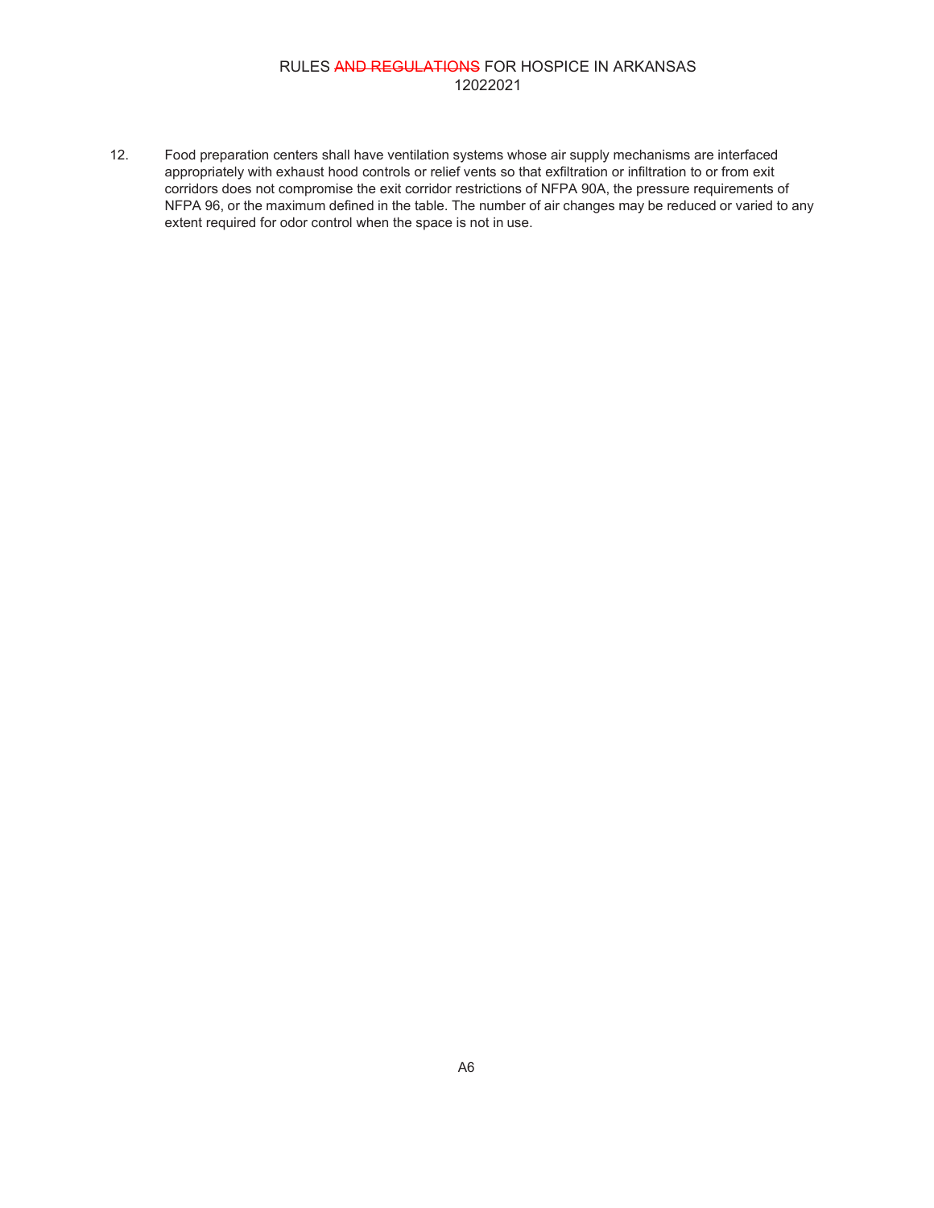12. Food preparation centers shall have ventilation systems whose air supply mechanisms are interfaced appropriately with exhaust hood controls or relief vents so that exfiltration or infiltration to or from exit corridors does not compromise the exit corridor restrictions of NFPA 90A, the pressure requirements of NFPA 96, or the maximum defined in the table. The number of air changes may be reduced or varied to any extent required for odor control when the space is not in use.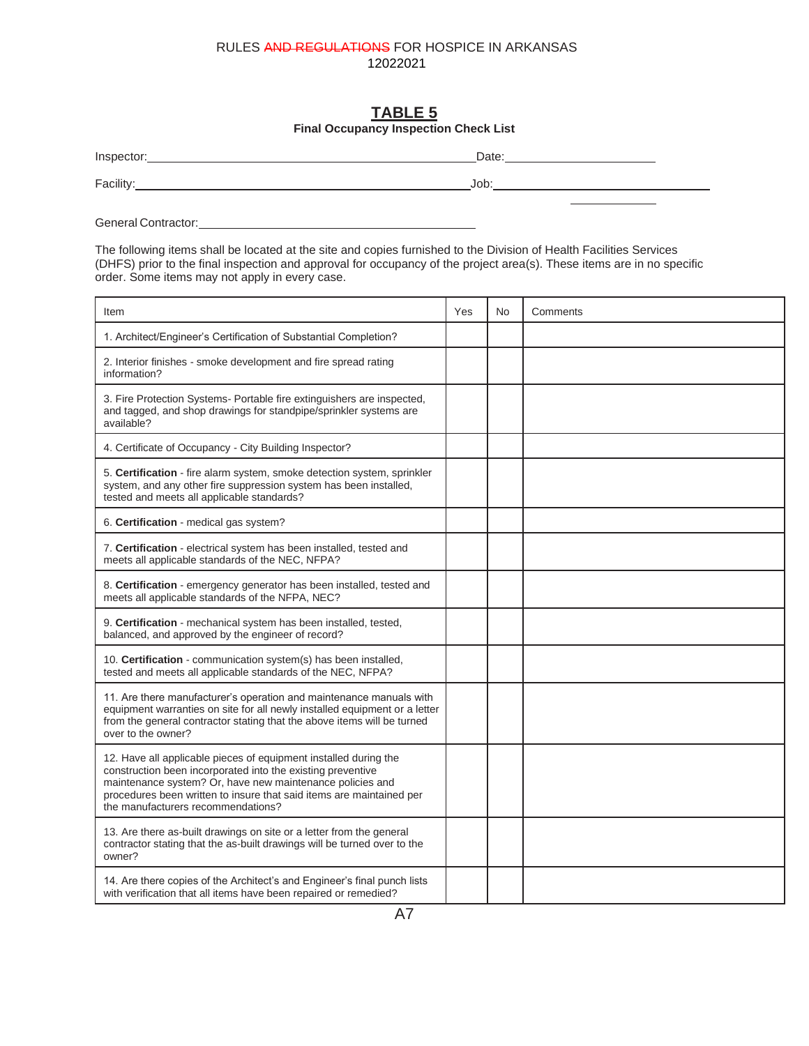# TABLE 5

**Final Occupancy Inspection Check List**

Inspector:\_\_\_\_\_\_\_\_\_\_\_\_\_\_\_\_\_\_\_\_\_\_\_\_\_\_\_\_\_\_\_\_\_\_\_\_\_\_\_\_\_\_\_\_Date:\_\_\_\_\_\_\_\_\_\_\_\_\_\_\_\_\_\_\_\_

Facility:\_\_\_\_\_\_\_\_\_\_\_\_\_\_\_\_\_\_\_\_\_\_\_\_\_\_\_\_\_\_\_\_\_\_\_\_\_\_\_\_\_\_\_\_\_\_Job:\_\_\_\_\_\_\_\_\_\_\_\_\_\_\_\_\_\_\_\_\_\_\_\_\_\_\_

General Contractor:\_\_\_\_\_\_\_\_\_\_\_\_\_\_\_\_\_\_\_\_\_\_\_\_\_\_\_\_\_\_\_\_\_\_\_\_\_\_\_\_

The following items shall be located at the site and copies furnished to the Division of Health Facilities Services (DHFS) prior to the final inspection and approval for occupancy of the project area(s). These items are in no specific order. Some items may not apply in every case.

| Item | Yes | No | Comments |
|---|---|---|---|
| 1. Architect/Engineer's Certification of Substantial Completion? | | | |
| 2. Interior finishes - smoke development and fire spread rating information? | | | |
| 3. Fire Protection Systems- Portable fire extinguishers are inspected, and tagged, and shop drawings for standpipe/sprinkler systems are available? | | | |
| 4. Certificate of Occupancy - City Building Inspector? | | | |
| 5. **Certification** - fire alarm system, smoke detection system, sprinkler system, and any other fire suppression system has been installed, tested and meets all applicable standards? | | | |
| 6. **Certification** - medical gas system? | | | |
| 7. **Certification** - electrical system has been installed, tested and meets all applicable standards of the NEC, NFPA? | | | |
| 8. **Certification** - emergency generator has been installed, tested and meets all applicable standards of the NFPA, NEC? | | | |
| 9. **Certification** - mechanical system has been installed, tested, balanced, and approved by the engineer of record? | | | |
| 10. **Certification** - communication system(s) has been installed, tested and meets all applicable standards of the NEC, NFPA? | | | |
| 11. Are there manufacturer's operation and maintenance manuals with equipment warranties on site for all newly installed equipment or a letter from the general contractor stating that the above items will be turned over to the owner? | | | |
| 12. Have all applicable pieces of equipment installed during the construction been incorporated into the existing preventive maintenance system? Or, have new maintenance policies and procedures been written to insure that said items are maintained per the manufacturers recommendations? | | | |
| 13. Are there as-built drawings on site or a letter from the general contractor stating that the as-built drawings will be turned over to the owner? | | | |
| 14. Are there copies of the Architect's and Engineer's final punch lists with verification that all items have been repaired or remedied? | | | |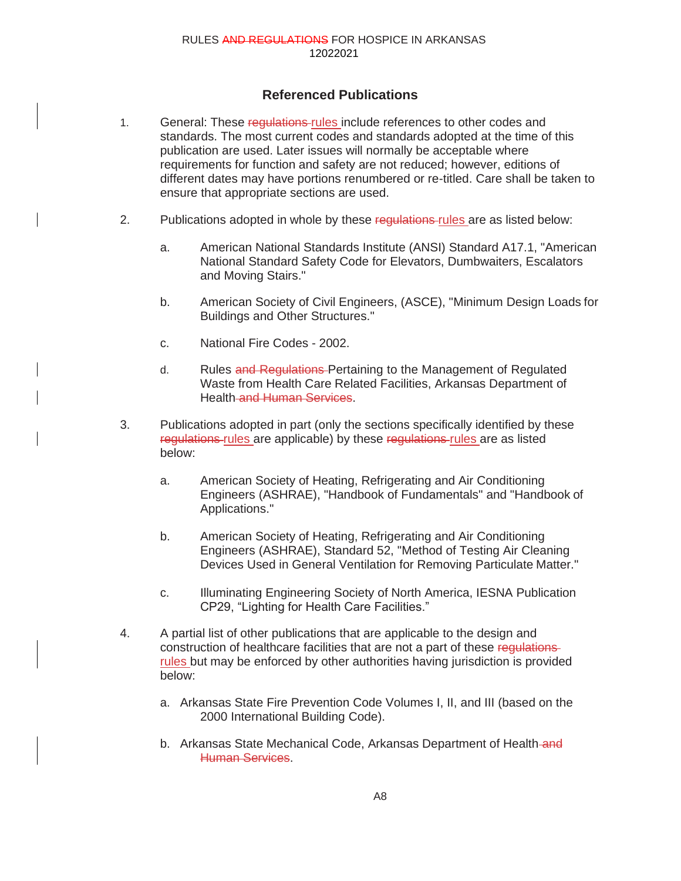## Referenced Publications

1. General: These ~~regulations~~ rules include references to other codes and standards. The most current codes and standards adopted at the time of this publication are used. Later issues will normally be acceptable where requirements for function and safety are not reduced; however, editions of different dates may have portions renumbered or re-titled. Care shall be taken to ensure that appropriate sections are used.

2. Publications adopted in whole by these ~~regulations~~ rules are as listed below:

   a. American National Standards Institute (ANSI) Standard A17.1, "American National Standard Safety Code for Elevators, Dumbwaiters, Escalators and Moving Stairs."

   b. American Society of Civil Engineers, (ASCE), "Minimum Design Loads for Buildings and Other Structures."

   c. National Fire Codes - 2002.

   d. Rules ~~and Regulations~~ Pertaining to the Management of Regulated Waste from Health Care Related Facilities, Arkansas Department of Health ~~and Human Services~~.

3. Publications adopted in part (only the sections specifically identified by these ~~regulations~~ rules are applicable) by these ~~regulations~~ rules are as listed below:

   a. American Society of Heating, Refrigerating and Air Conditioning Engineers (ASHRAE), "Handbook of Fundamentals" and "Handbook of Applications."

   b. American Society of Heating, Refrigerating and Air Conditioning Engineers (ASHRAE), Standard 52, "Method of Testing Air Cleaning Devices Used in General Ventilation for Removing Particulate Matter."

   c. Illuminating Engineering Society of North America, IESNA Publication CP29, "Lighting for Health Care Facilities."

4. A partial list of other publications that are applicable to the design and construction of healthcare facilities that are not a part of these ~~regulations~~ rules but may be enforced by other authorities having jurisdiction is provided below:

   a. Arkansas State Fire Prevention Code Volumes I, II, and III (based on the 2000 International Building Code).

   b. Arkansas State Mechanical Code, Arkansas Department of Health ~~and Human Services~~.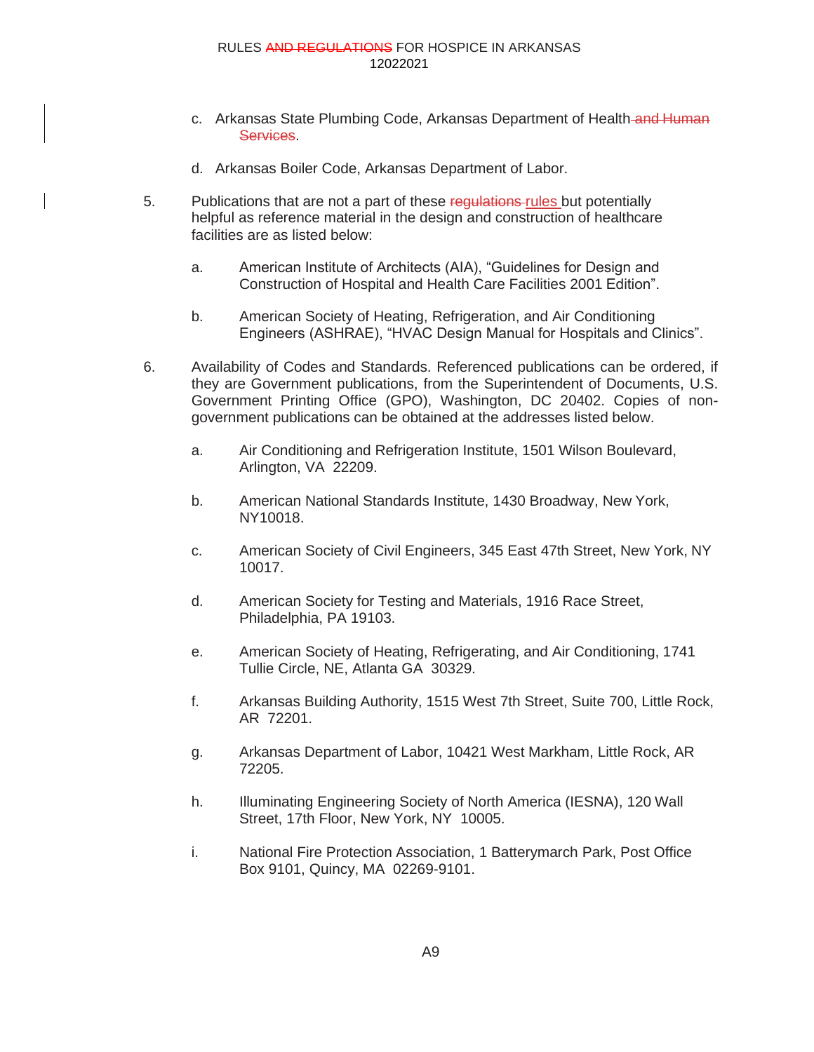c. Arkansas State Plumbing Code, Arkansas Department of Health ~~and Human Services~~.

d. Arkansas Boiler Code, Arkansas Department of Labor.

5. Publications that are not a part of these ~~regulations~~ rules but potentially helpful as reference material in the design and construction of healthcare facilities are as listed below:

   a. American Institute of Architects (AIA), "Guidelines for Design and Construction of Hospital and Health Care Facilities 2001 Edition".

   b. American Society of Heating, Refrigeration, and Air Conditioning Engineers (ASHRAE), "HVAC Design Manual for Hospitals and Clinics".

6. Availability of Codes and Standards. Referenced publications can be ordered, if they are Government publications, from the Superintendent of Documents, U.S. Government Printing Office (GPO), Washington, DC 20402. Copies of non-government publications can be obtained at the addresses listed below.

   a. Air Conditioning and Refrigeration Institute, 1501 Wilson Boulevard, Arlington, VA 22209.

   b. American National Standards Institute, 1430 Broadway, New York, NY10018.

   c. American Society of Civil Engineers, 345 East 47th Street, New York, NY 10017.

   d. American Society for Testing and Materials, 1916 Race Street, Philadelphia, PA 19103.

   e. American Society of Heating, Refrigerating, and Air Conditioning, 1741 Tullie Circle, NE, Atlanta GA 30329.

   f. Arkansas Building Authority, 1515 West 7th Street, Suite 700, Little Rock, AR 72201.

   g. Arkansas Department of Labor, 10421 West Markham, Little Rock, AR 72205.

   h. Illuminating Engineering Society of North America (IESNA), 120 Wall Street, 17th Floor, New York, NY 10005.

   i. National Fire Protection Association, 1 Batterymarch Park, Post Office Box 9101, Quincy, MA 02269-9101.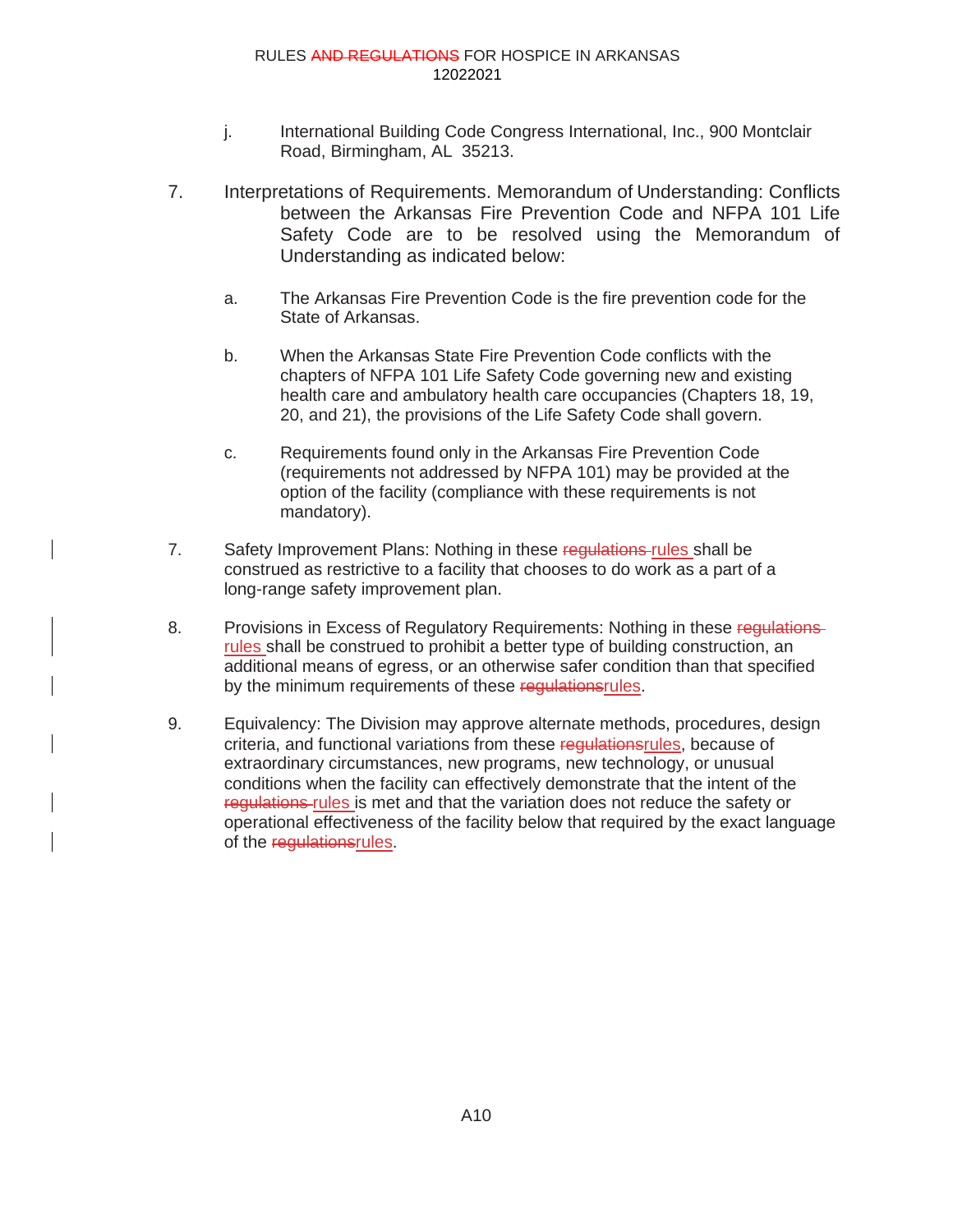j. International Building Code Congress International, Inc., 900 Montclair Road, Birmingham, AL 35213.

7. Interpretations of Requirements. Memorandum of Understanding: Conflicts between the Arkansas Fire Prevention Code and NFPA 101 Life Safety Code are to be resolved using the Memorandum of Understanding as indicated below:

   a. The Arkansas Fire Prevention Code is the fire prevention code for the State of Arkansas.

   b. When the Arkansas State Fire Prevention Code conflicts with the chapters of NFPA 101 Life Safety Code governing new and existing health care and ambulatory health care occupancies (Chapters 18, 19, 20, and 21), the provisions of the Life Safety Code shall govern.

   c. Requirements found only in the Arkansas Fire Prevention Code (requirements not addressed by NFPA 101) may be provided at the option of the facility (compliance with these requirements is not mandatory).

7. Safety Improvement Plans: Nothing in these ~~regulations~~ rules shall be construed as restrictive to a facility that chooses to do work as a part of a long-range safety improvement plan.

8. Provisions in Excess of Regulatory Requirements: Nothing in these ~~regulations~~ rules shall be construed to prohibit a better type of building construction, an additional means of egress, or an otherwise safer condition than that specified by the minimum requirements of these ~~regulations~~rules.

9. Equivalency: The Division may approve alternate methods, procedures, design criteria, and functional variations from these ~~regulations~~rules, because of extraordinary circumstances, new programs, new technology, or unusual conditions when the facility can effectively demonstrate that the intent of the ~~regulations~~ rules is met and that the variation does not reduce the safety or operational effectiveness of the facility below that required by the exact language of the ~~regulations~~rules.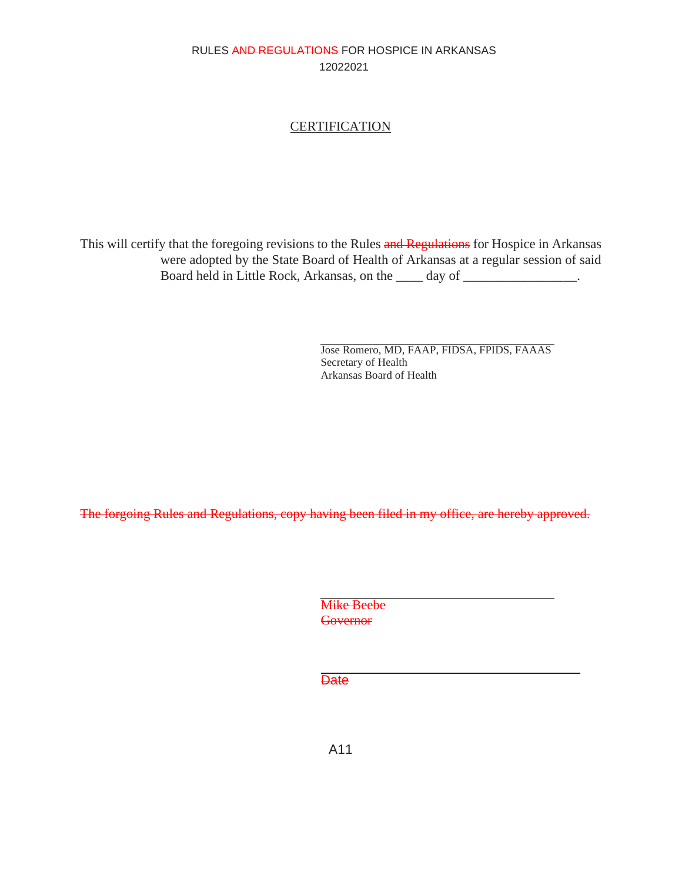## CERTIFICATION

This will certify that the foregoing revisions to the Rules ~~and Regulations~~ for Hospice in Arkansas were adopted by the State Board of Health of Arkansas at a regular session of said Board held in Little Rock, Arkansas, on the ____ day of _________________.

_________________________________
Jose Romero, MD, FAAP, FIDSA, FPIDS, FAAAS
Secretary of Health
Arkansas Board of Health

~~The forgoing Rules and Regulations, copy having been filed in my office, are hereby approved.~~

_________________________________
~~Mike Beebe~~
~~Governor~~

_________________________________
~~Date~~